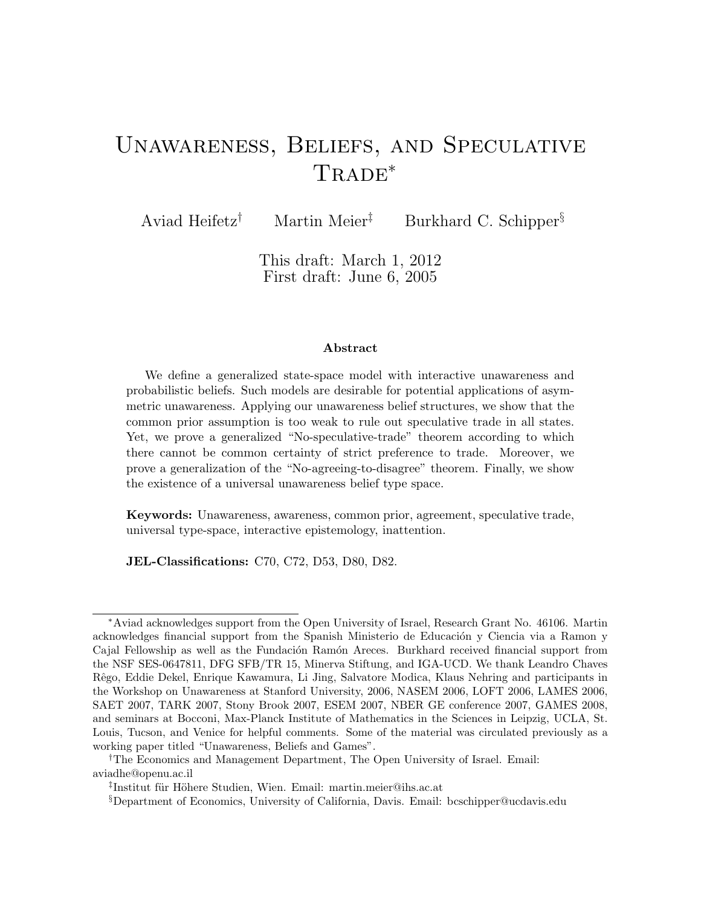# Unawareness, Beliefs, and Speculative Trade*

Aviad Heifetz[†] Martin Meier[‡] Burkhard C. Schipper[§]

This draft: March 1, 2012
First draft: June 6, 2005

### Abstract

We define a generalized state-space model with interactive unawareness and probabilistic beliefs. Such models are desirable for potential applications of asymmetric unawareness. Applying our unawareness belief structures, we show that the common prior assumption is too weak to rule out speculative trade in all states. Yet, we prove a generalized "No-speculative-trade" theorem according to which there cannot be common certainty of strict preference to trade. Moreover, we prove a generalization of the "No-agreeing-to-disagree" theorem. Finally, we show the existence of a universal unawareness belief type space.

**Keywords:** Unawareness, awareness, common prior, agreement, speculative trade, universal type-space, interactive epistemology, inattention.

**JEL-Classifications:** C70, C72, D53, D80, D82.

---

*Aviad acknowledges support from the Open University of Israel, Research Grant No. 46106. Martin acknowledges financial support from the Spanish Ministerio de Educación y Ciencia via a Ramon y Cajal Fellowship as well as the Fundación Ramón Areces. Burkhard received financial support from the NSF SES-0647811, DFG SFB/TR 15, Minerva Stiftung, and IGA-UCD. We thank Leandro Chaves Rêgo, Eddie Dekel, Enrique Kawamura, Li Jing, Salvatore Modica, Klaus Nehring and participants in the Workshop on Unawareness at Stanford University, 2006, NASEM 2006, LOFT 2006, LAMES 2006, SAET 2007, TARK 2007, Stony Brook 2007, ESEM 2007, NBER GE conference 2007, GAMES 2008, and seminars at Bocconi, Max-Planck Institute of Mathematics in the Sciences in Leipzig, UCLA, St. Louis, Tucson, and Venice for helpful comments. Some of the material was circulated previously as a working paper titled "Unawareness, Beliefs and Games".

[†]The Economics and Management Department, The Open University of Israel. Email: aviadhe@openu.ac.il

[‡]Institut für Höhere Studien, Wien. Email: martin.meier@ihs.ac.at

[§]Department of Economics, University of California, Davis. Email: bcschipper@ucdavis.edu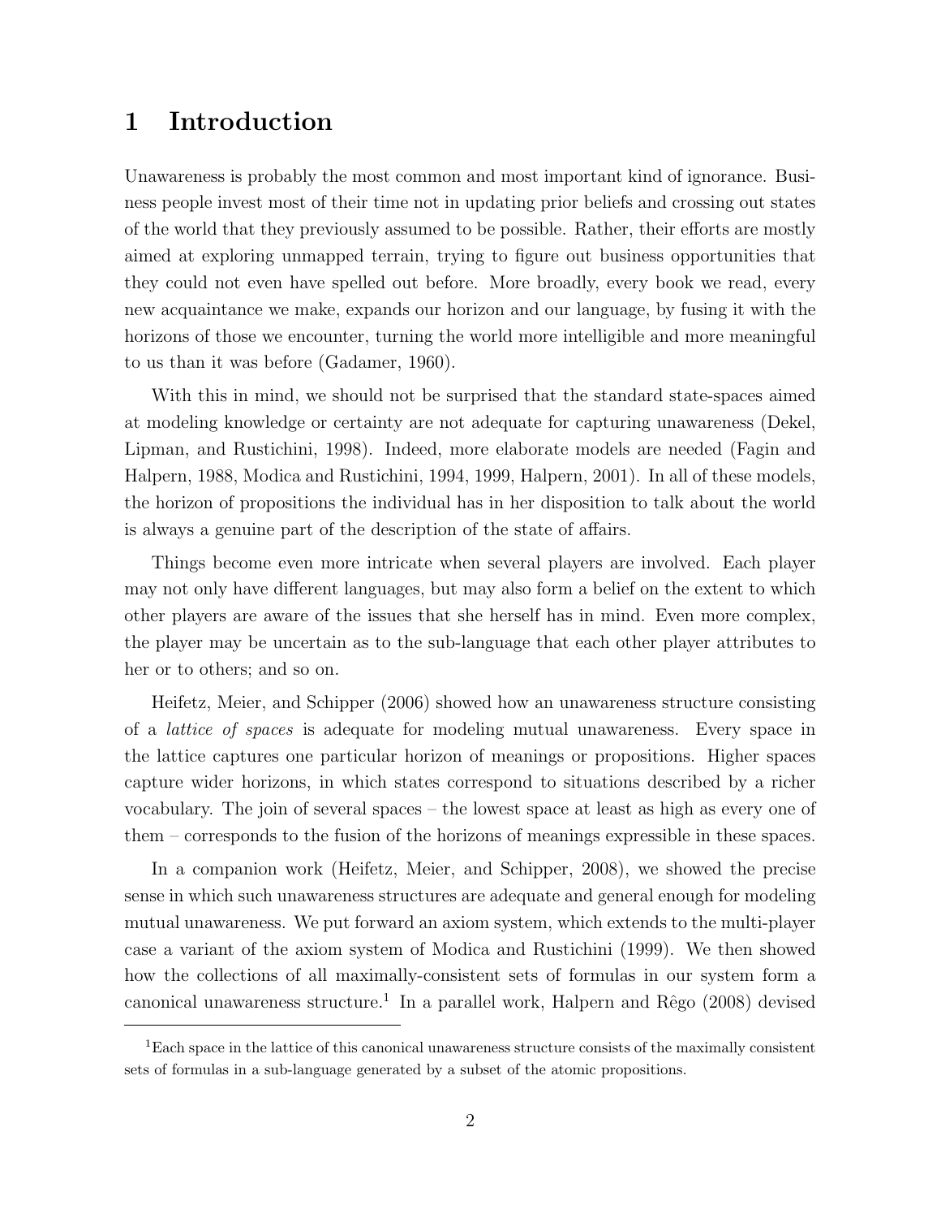# 1 Introduction

Unawareness is probably the most common and most important kind of ignorance. Business people invest most of their time not in updating prior beliefs and crossing out states of the world that they previously assumed to be possible. Rather, their efforts are mostly aimed at exploring unmapped terrain, trying to figure out business opportunities that they could not even have spelled out before. More broadly, every book we read, every new acquaintance we make, expands our horizon and our language, by fusing it with the horizons of those we encounter, turning the world more intelligible and more meaningful to us than it was before (Gadamer, 1960).

With this in mind, we should not be surprised that the standard state-spaces aimed at modeling knowledge or certainty are not adequate for capturing unawareness (Dekel, Lipman, and Rustichini, 1998). Indeed, more elaborate models are needed (Fagin and Halpern, 1988, Modica and Rustichini, 1994, 1999, Halpern, 2001). In all of these models, the horizon of propositions the individual has in her disposition to talk about the world is always a genuine part of the description of the state of affairs.

Things become even more intricate when several players are involved. Each player may not only have different languages, but may also form a belief on the extent to which other players are aware of the issues that she herself has in mind. Even more complex, the player may be uncertain as to the sub-language that each other player attributes to her or to others; and so on.

Heifetz, Meier, and Schipper (2006) showed how an unawareness structure consisting of a *lattice of spaces* is adequate for modeling mutual unawareness. Every space in the lattice captures one particular horizon of meanings or propositions. Higher spaces capture wider horizons, in which states correspond to situations described by a richer vocabulary. The join of several spaces – the lowest space at least as high as every one of them – corresponds to the fusion of the horizons of meanings expressible in these spaces.

In a companion work (Heifetz, Meier, and Schipper, 2008), we showed the precise sense in which such unawareness structures are adequate and general enough for modeling mutual unawareness. We put forward an axiom system, which extends to the multi-player case a variant of the axiom system of Modica and Rustichini (1999). We then showed how the collections of all maximally-consistent sets of formulas in our system form a canonical unawareness structure.[1] In a parallel work, Halpern and Rêgo (2008) devised

[1] Each space in the lattice of this canonical unawareness structure consists of the maximally consistent sets of formulas in a sub-language generated by a subset of the atomic propositions.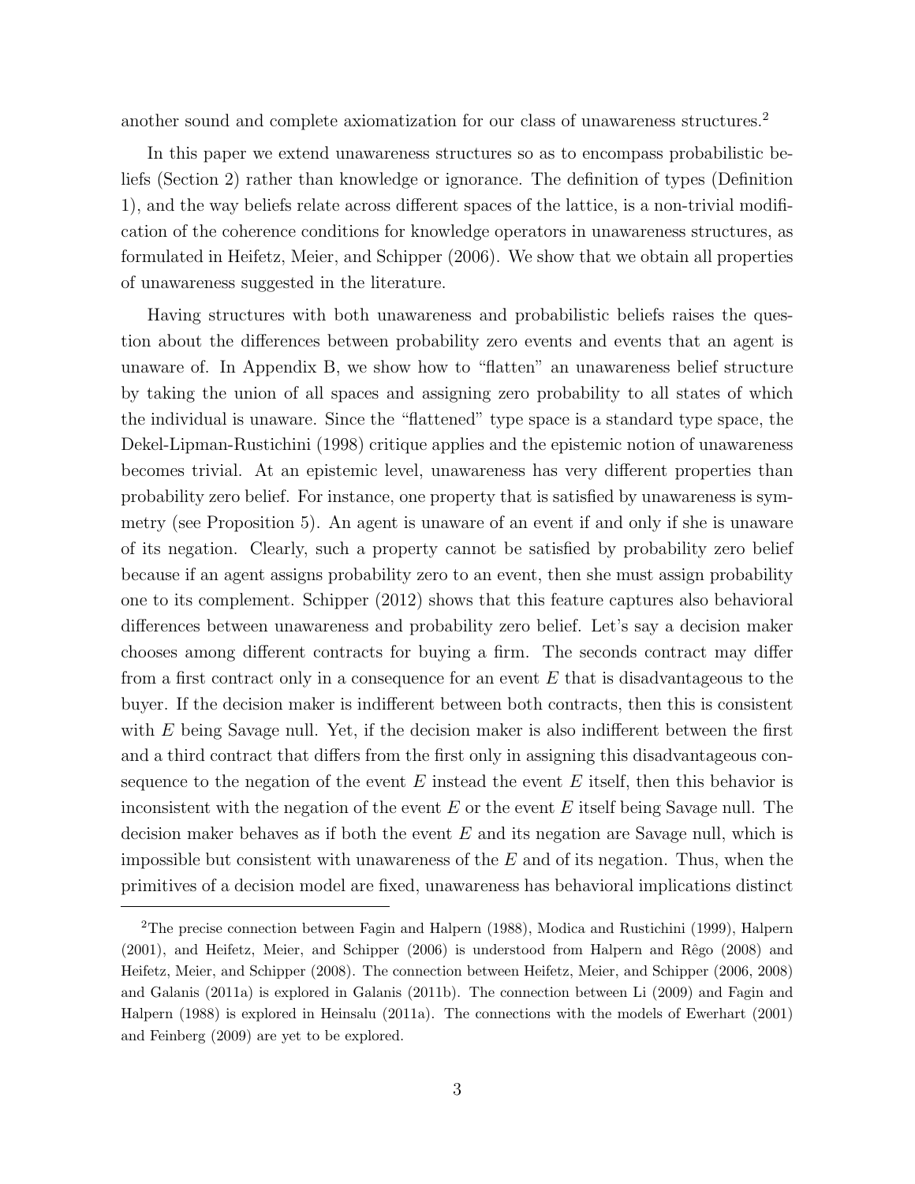another sound and complete axiomatization for our class of unawareness structures.[2]

In this paper we extend unawareness structures so as to encompass probabilistic beliefs (Section 2) rather than knowledge or ignorance. The definition of types (Definition 1), and the way beliefs relate across different spaces of the lattice, is a non-trivial modification of the coherence conditions for knowledge operators in unawareness structures, as formulated in Heifetz, Meier, and Schipper (2006). We show that we obtain all properties of unawareness suggested in the literature.

Having structures with both unawareness and probabilistic beliefs raises the question about the differences between probability zero events and events that an agent is unaware of. In Appendix B, we show how to "flatten" an unawareness belief structure by taking the union of all spaces and assigning zero probability to all states of which the individual is unaware. Since the "flattened" type space is a standard type space, the Dekel-Lipman-Rustichini (1998) critique applies and the epistemic notion of unawareness becomes trivial. At an epistemic level, unawareness has very different properties than probability zero belief. For instance, one property that is satisfied by unawareness is symmetry (see Proposition 5). An agent is unaware of an event if and only if she is unaware of its negation. Clearly, such a property cannot be satisfied by probability zero belief because if an agent assigns probability zero to an event, then she must assign probability one to its complement. Schipper (2012) shows that this feature captures also behavioral differences between unawareness and probability zero belief. Let's say a decision maker chooses among different contracts for buying a firm. The seconds contract may differ from a first contract only in a consequence for an event $E$ that is disadvantageous to the buyer. If the decision maker is indifferent between both contracts, then this is consistent with $E$ being Savage null. Yet, if the decision maker is also indifferent between the first and a third contract that differs from the first only in assigning this disadvantageous consequence to the negation of the event $E$ instead the event $E$ itself, then this behavior is inconsistent with the negation of the event $E$ or the event $E$ itself being Savage null. The decision maker behaves as if both the event $E$ and its negation are Savage null, which is impossible but consistent with unawareness of the $E$ and of its negation. Thus, when the primitives of a decision model are fixed, unawareness has behavioral implications distinct

[2] The precise connection between Fagin and Halpern (1988), Modica and Rustichini (1999), Halpern (2001), and Heifetz, Meier, and Schipper (2006) is understood from Halpern and Rêgo (2008) and Heifetz, Meier, and Schipper (2008). The connection between Heifetz, Meier, and Schipper (2006, 2008) and Galanis (2011a) is explored in Galanis (2011b). The connection between Li (2009) and Fagin and Halpern (1988) is explored in Heinsalu (2011a). The connections with the models of Ewerhart (2001) and Feinberg (2009) are yet to be explored.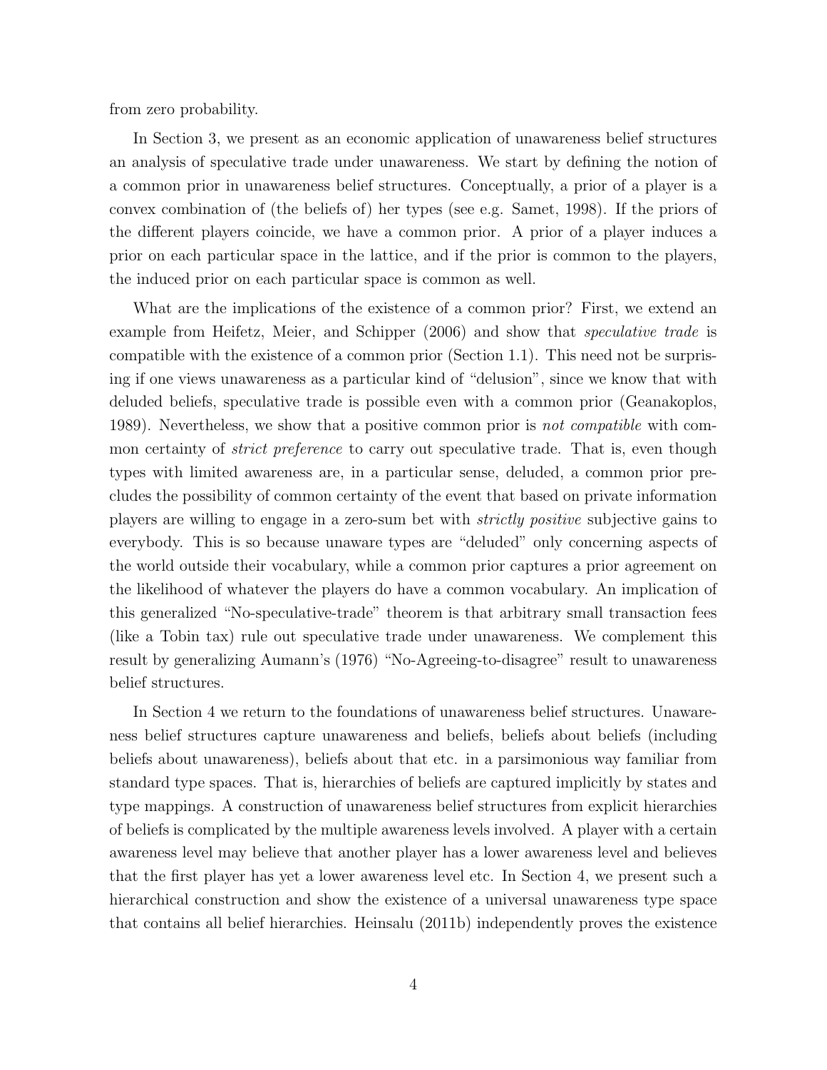from zero probability.

In Section 3, we present as an economic application of unawareness belief structures an analysis of speculative trade under unawareness. We start by defining the notion of a common prior in unawareness belief structures. Conceptually, a prior of a player is a convex combination of (the beliefs of) her types (see e.g. Samet, 1998). If the priors of the different players coincide, we have a common prior. A prior of a player induces a prior on each particular space in the lattice, and if the prior is common to the players, the induced prior on each particular space is common as well.

What are the implications of the existence of a common prior? First, we extend an example from Heifetz, Meier, and Schipper (2006) and show that *speculative trade* is compatible with the existence of a common prior (Section 1.1). This need not be surprising if one views unawareness as a particular kind of "delusion", since we know that with deluded beliefs, speculative trade is possible even with a common prior (Geanakoplos, 1989). Nevertheless, we show that a positive common prior is *not compatible* with common certainty of *strict preference* to carry out speculative trade. That is, even though types with limited awareness are, in a particular sense, deluded, a common prior precludes the possibility of common certainty of the event that based on private information players are willing to engage in a zero-sum bet with *strictly positive* subjective gains to everybody. This is so because unaware types are "deluded" only concerning aspects of the world outside their vocabulary, while a common prior captures a prior agreement on the likelihood of whatever the players do have a common vocabulary. An implication of this generalized "No-speculative-trade" theorem is that arbitrary small transaction fees (like a Tobin tax) rule out speculative trade under unawareness. We complement this result by generalizing Aumann's (1976) "No-Agreeing-to-disagree" result to unawareness belief structures.

In Section 4 we return to the foundations of unawareness belief structures. Unawareness belief structures capture unawareness and beliefs, beliefs about beliefs (including beliefs about unawareness), beliefs about that etc. in a parsimonious way familiar from standard type spaces. That is, hierarchies of beliefs are captured implicitly by states and type mappings. A construction of unawareness belief structures from explicit hierarchies of beliefs is complicated by the multiple awareness levels involved. A player with a certain awareness level may believe that another player has a lower awareness level and believes that the first player has yet a lower awareness level etc. In Section 4, we present such a hierarchical construction and show the existence of a universal unawareness type space that contains all belief hierarchies. Heinsalu (2011b) independently proves the existence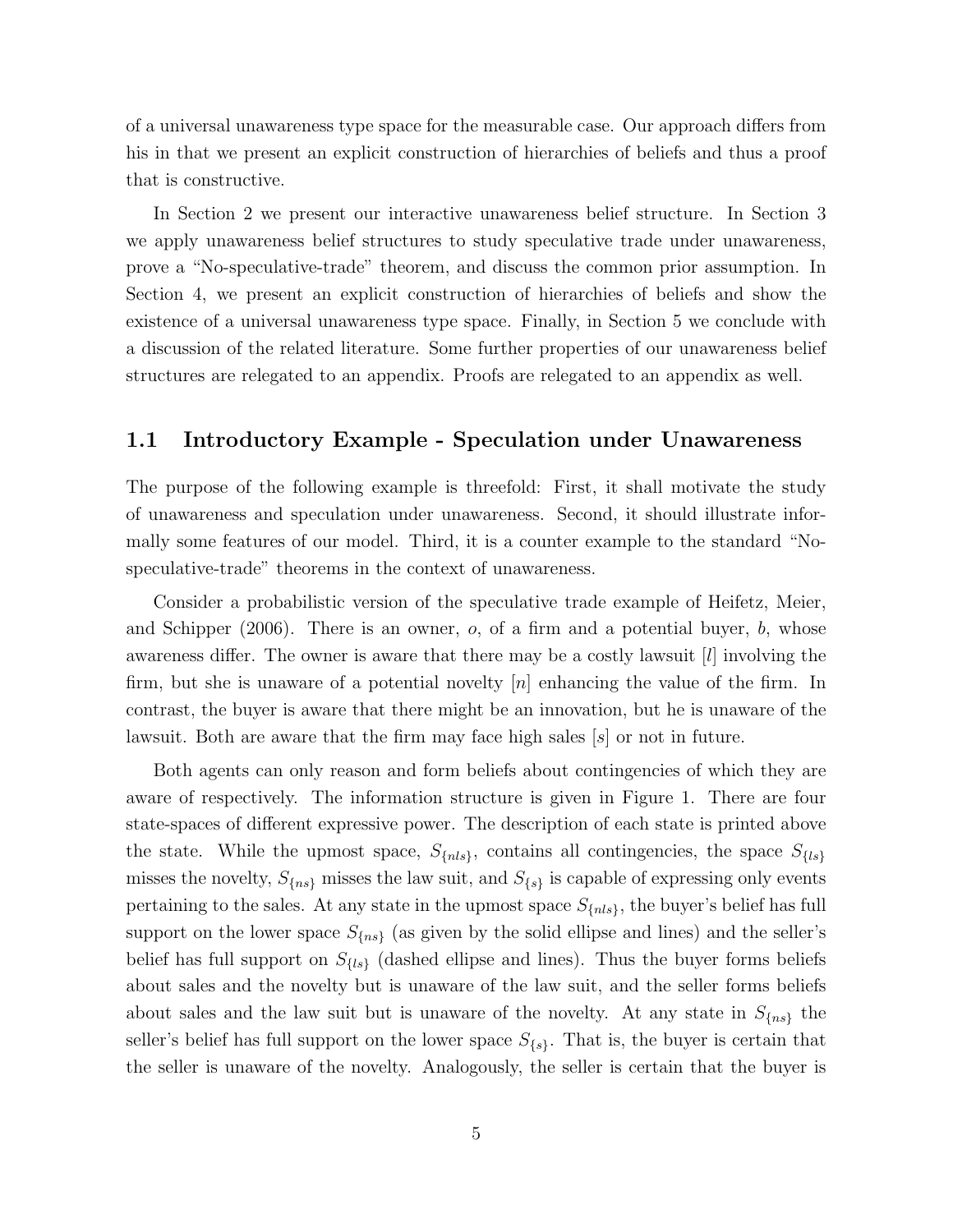of a universal unawareness type space for the measurable case. Our approach differs from his in that we present an explicit construction of hierarchies of beliefs and thus a proof that is constructive.

In Section 2 we present our interactive unawareness belief structure. In Section 3 we apply unawareness belief structures to study speculative trade under unawareness, prove a "No-speculative-trade" theorem, and discuss the common prior assumption. In Section 4, we present an explicit construction of hierarchies of beliefs and show the existence of a universal unawareness type space. Finally, in Section 5 we conclude with a discussion of the related literature. Some further properties of our unawareness belief structures are relegated to an appendix. Proofs are relegated to an appendix as well.

## 1.1 Introductory Example - Speculation under Unawareness

The purpose of the following example is threefold: First, it shall motivate the study of unawareness and speculation under unawareness. Second, it should illustrate informally some features of our model. Third, it is a counter example to the standard "No-speculative-trade" theorems in the context of unawareness.

Consider a probabilistic version of the speculative trade example of Heifetz, Meier, and Schipper (2006). There is an owner, $o$, of a firm and a potential buyer, $b$, whose awareness differ. The owner is aware that there may be a costly lawsuit $[l]$ involving the firm, but she is unaware of a potential novelty $[n]$ enhancing the value of the firm. In contrast, the buyer is aware that there might be an innovation, but he is unaware of the lawsuit. Both are aware that the firm may face high sales $[s]$ or not in future.

Both agents can only reason and form beliefs about contingencies of which they are aware of respectively. The information structure is given in Figure 1. There are four state-spaces of different expressive power. The description of each state is printed above the state. While the upmost space, $S_{\{nls\}}$, contains all contingencies, the space $S_{\{ls\}}$ misses the novelty, $S_{\{ns\}}$ misses the law suit, and $S_{\{s\}}$ is capable of expressing only events pertaining to the sales. At any state in the upmost space $S_{\{nls\}}$, the buyer's belief has full support on the lower space $S_{\{ns\}}$ (as given by the solid ellipse and lines) and the seller's belief has full support on $S_{\{ls\}}$ (dashed ellipse and lines). Thus the buyer forms beliefs about sales and the novelty but is unaware of the law suit, and the seller forms beliefs about sales and the law suit but is unaware of the novelty. At any state in $S_{\{ns\}}$ the seller's belief has full support on the lower space $S_{\{s\}}$. That is, the buyer is certain that the seller is unaware of the novelty. Analogously, the seller is certain that the buyer is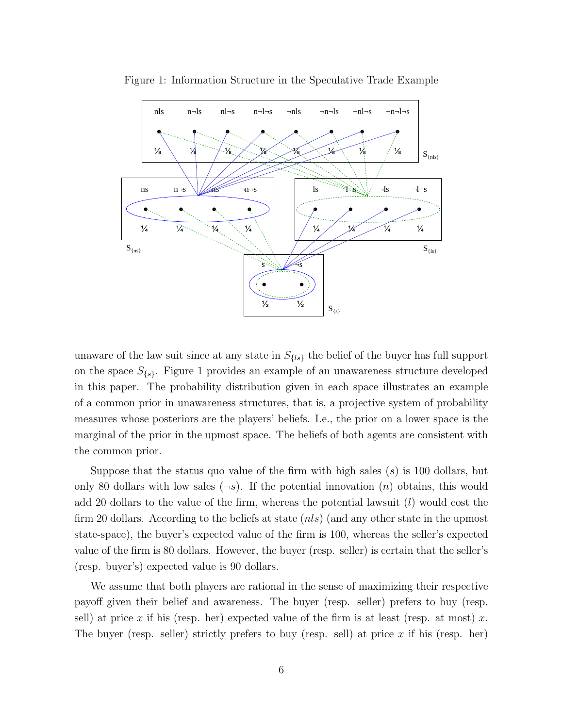Figure 1: Information Structure in the Speculative Trade Example

unaware of the law suit since at any state in $S_{\{ls\}}$ the belief of the buyer has full support on the space $S_{\{s\}}$. Figure 1 provides an example of an unawareness structure developed in this paper. The probability distribution given in each space illustrates an example of a common prior in unawareness structures, that is, a projective system of probability measures whose posteriors are the players' beliefs. I.e., the prior on a lower space is the marginal of the prior in the upmost space. The beliefs of both agents are consistent with the common prior.

Suppose that the status quo value of the firm with high sales ($s$) is 100 dollars, but only 80 dollars with low sales ($\neg s$). If the potential innovation ($n$) obtains, this would add 20 dollars to the value of the firm, whereas the potential lawsuit ($l$) would cost the firm 20 dollars. According to the beliefs at state ($nls$) (and any other state in the upmost state-space), the buyer's expected value of the firm is 100, whereas the seller's expected value of the firm is 80 dollars. However, the buyer (resp. seller) is certain that the seller's (resp. buyer's) expected value is 90 dollars.

We assume that both players are rational in the sense of maximizing their respective payoff given their belief and awareness. The buyer (resp. seller) prefers to buy (resp. sell) at price $x$ if his (resp. her) expected value of the firm is at least (resp. at most) $x$. The buyer (resp. seller) strictly prefers to buy (resp. sell) at price $x$ if his (resp. her)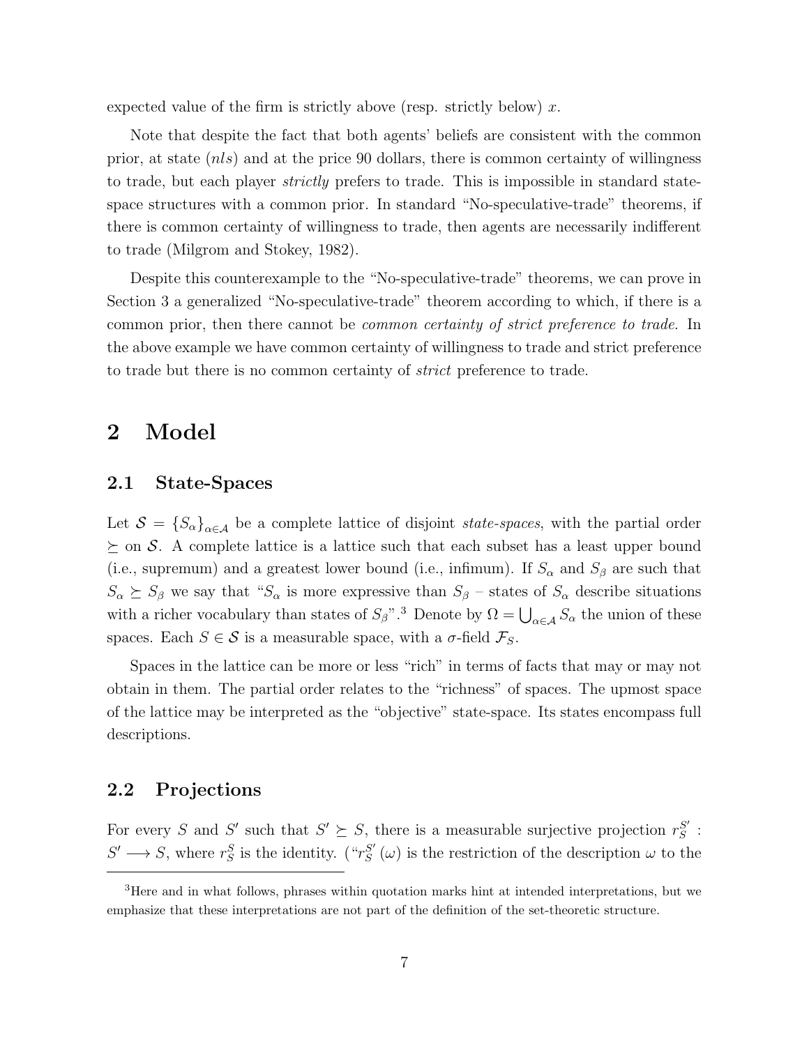expected value of the firm is strictly above (resp. strictly below) $x$.

Note that despite the fact that both agents' beliefs are consistent with the common prior, at state $(nls)$ and at the price 90 dollars, there is common certainty of willingness to trade, but each player *strictly* prefers to trade. This is impossible in standard state-space structures with a common prior. In standard "No-speculative-trade" theorems, if there is common certainty of willingness to trade, then agents are necessarily indifferent to trade (Milgrom and Stokey, 1982).

Despite this counterexample to the "No-speculative-trade" theorems, we can prove in Section 3 a generalized "No-speculative-trade" theorem according to which, if there is a common prior, then there cannot be *common certainty of strict preference to trade*. In the above example we have common certainty of willingness to trade and strict preference to trade but there is no common certainty of *strict* preference to trade.

# 2 Model

## 2.1 State-Spaces

Let $\mathcal{S} = \{S_\alpha\}_{\alpha \in \mathcal{A}}$ be a complete lattice of disjoint *state-spaces*, with the partial order $\succeq$ on $\mathcal{S}$. A complete lattice is a lattice such that each subset has a least upper bound (i.e., supremum) and a greatest lower bound (i.e., infimum). If $S_\alpha$ and $S_\beta$ are such that $S_\alpha \succeq S_\beta$ we say that "$S_\alpha$ is more expressive than $S_\beta$ – states of $S_\alpha$ describe situations with a richer vocabulary than states of $S_\beta$".[3] Denote by $\Omega = \bigcup_{\alpha \in \mathcal{A}} S_\alpha$ the union of these spaces. Each $S \in \mathcal{S}$ is a measurable space, with a $\sigma$-field $\mathcal{F}_S$.

Spaces in the lattice can be more or less "rich" in terms of facts that may or may not obtain in them. The partial order relates to the "richness" of spaces. The upmost space of the lattice may be interpreted as the "objective" state-space. Its states encompass full descriptions.

## 2.2 Projections

For every $S$ and $S'$ such that $S' \succeq S$, there is a measurable surjective projection $r_S^{S'} : S' \longrightarrow S$, where $r_S^S$ is the identity. ("$r_S^{S'}(\omega)$ is the restriction of the description $\omega$ to the

[3]Here and in what follows, phrases within quotation marks hint at intended interpretations, but we emphasize that these interpretations are not part of the definition of the set-theoretic structure.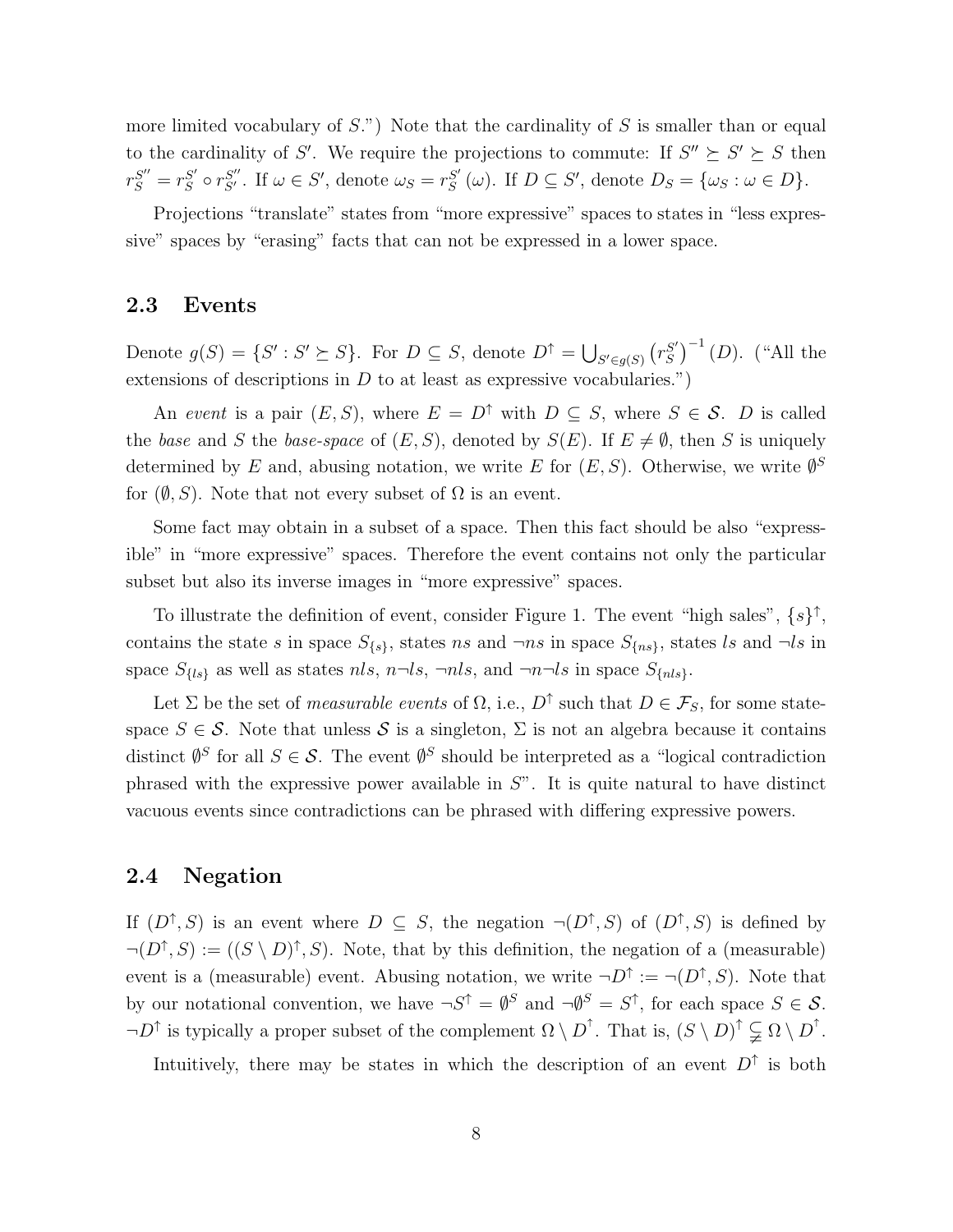more limited vocabulary of $S$.") Note that the cardinality of $S$ is smaller than or equal to the cardinality of $S'$. We require the projections to commute: If $S'' \succeq S' \succeq S$ then $r_S^{S''} = r_S^{S'} \circ r_{S'}^{S''}$. If $\omega \in S'$, denote $\omega_S = r_S^{S'}(\omega)$. If $D \subseteq S'$, denote $D_S = \{\omega_S : \omega \in D\}$.

Projections "translate" states from "more expressive" spaces to states in "less expressive" spaces by "erasing" facts that can not be expressed in a lower space.

### 2.3 Events

Denote $g(S) = \{S' : S' \succeq S\}$. For $D \subseteq S$, denote $D^{\uparrow} = \bigcup_{S' \in g(S)} \left(r_S^{S'}\right)^{-1}(D)$. ("All the extensions of descriptions in $D$ to at least as expressive vocabularies.")

An *event* is a pair $(E, S)$, where $E = D^{\uparrow}$ with $D \subseteq S$, where $S \in \mathcal{S}$. $D$ is called the *base* and $S$ the *base-space* of $(E, S)$, denoted by $S(E)$. If $E \neq \emptyset$, then $S$ is uniquely determined by $E$ and, abusing notation, we write $E$ for $(E, S)$. Otherwise, we write $\emptyset^S$ for $(\emptyset, S)$. Note that not every subset of $\Omega$ is an event.

Some fact may obtain in a subset of a space. Then this fact should be also "expressible" in "more expressive" spaces. Therefore the event contains not only the particular subset but also its inverse images in "more expressive" spaces.

To illustrate the definition of event, consider Figure 1. The event "high sales", $\{s\}^{\uparrow}$, contains the state $s$ in space $S_{\{s\}}$, states $ns$ and $\neg ns$ in space $S_{\{ns\}}$, states $ls$ and $\neg ls$ in space $S_{\{ls\}}$ as well as states $nls$, $n\neg ls$, $\neg nls$, and $\neg n \neg ls$ in space $S_{\{nls\}}$.

Let $\Sigma$ be the set of *measurable events* of $\Omega$, i.e., $D^{\uparrow}$ such that $D \in \mathcal{F}_S$, for some state-space $S \in \mathcal{S}$. Note that unless $\mathcal{S}$ is a singleton, $\Sigma$ is not an algebra because it contains distinct $\emptyset^S$ for all $S \in \mathcal{S}$. The event $\emptyset^S$ should be interpreted as a "logical contradiction phrased with the expressive power available in $S$". It is quite natural to have distinct vacuous events since contradictions can be phrased with differing expressive powers.

### 2.4 Negation

If $(D^{\uparrow}, S)$ is an event where $D \subseteq S$, the negation $\neg(D^{\uparrow}, S)$ of $(D^{\uparrow}, S)$ is defined by $\neg(D^{\uparrow}, S) := ((S \setminus D)^{\uparrow}, S)$. Note, that by this definition, the negation of a (measurable) event is a (measurable) event. Abusing notation, we write $\neg D^{\uparrow} := \neg(D^{\uparrow}, S)$. Note that by our notational convention, we have $\neg S^{\uparrow} = \emptyset^S$ and $\neg \emptyset^S = S^{\uparrow}$, for each space $S \in \mathcal{S}$. $\neg D^{\uparrow}$ is typically a proper subset of the complement $\Omega \setminus D^{\uparrow}$. That is, $(S \setminus D)^{\uparrow} \subsetneqq \Omega \setminus D^{\uparrow}$.

Intuitively, there may be states in which the description of an event $D^{\uparrow}$ is both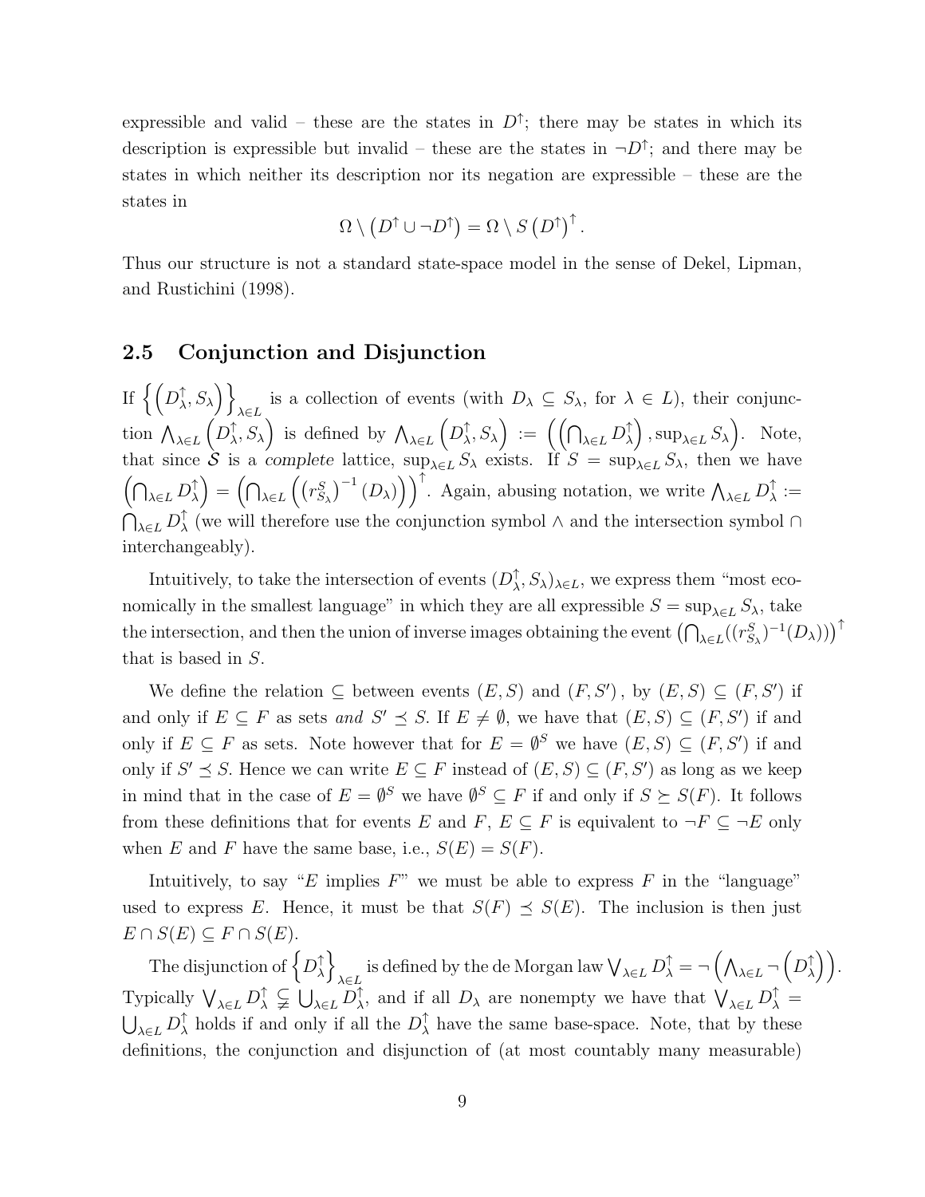expressible and valid – these are the states in $D^{\uparrow}$; there may be states in which its description is expressible but invalid – these are the states in $\neg D^{\uparrow}$; and there may be states in which neither its description nor its negation are expressible – these are the states in

$$\Omega \setminus \left(D^{\uparrow} \cup \neg D^{\uparrow}\right) = \Omega \setminus S\left(D^{\uparrow}\right)^{\uparrow}.$$

Thus our structure is not a standard state-space model in the sense of Dekel, Lipman, and Rustichini (1998).

## 2.5 Conjunction and Disjunction

If $\left\{\left(D_{\lambda}^{\uparrow}, S_{\lambda}\right)\right\}_{\lambda \in L}$ is a collection of events (with $D_{\lambda} \subseteq S_{\lambda}$, for $\lambda \in L$), their conjunction $\bigwedge_{\lambda \in L}\left(D_{\lambda}^{\uparrow}, S_{\lambda}\right)$ is defined by $\bigwedge_{\lambda \in L}\left(D_{\lambda}^{\uparrow}, S_{\lambda}\right) := \left(\left(\bigcap_{\lambda \in L} D_{\lambda}^{\uparrow}\right), \sup_{\lambda \in L} S_{\lambda}\right)$. Note, that since $\mathcal{S}$ is a *complete* lattice, $\sup_{\lambda \in L} S_{\lambda}$ exists. If $S = \sup_{\lambda \in L} S_{\lambda}$, then we have $\left(\bigcap_{\lambda \in L} D_{\lambda}^{\uparrow}\right) = \left(\bigcap_{\lambda \in L}\left(\left(r_{S_{\lambda}}^{S}\right)^{-1}(D_{\lambda})\right)\right)^{\uparrow}$. Again, abusing notation, we write $\bigwedge_{\lambda \in L} D_{\lambda}^{\uparrow} := \bigcap_{\lambda \in L} D_{\lambda}^{\uparrow}$ (we will therefore use the conjunction symbol $\wedge$ and the intersection symbol $\cap$ interchangeably).

Intuitively, to take the intersection of events $(D_{\lambda}^{\uparrow}, S_{\lambda})_{\lambda \in L}$, we express them "most economically in the smallest language" in which they are all expressible $S = \sup_{\lambda \in L} S_{\lambda}$, take the intersection, and then the union of inverse images obtaining the event $\left(\bigcap_{\lambda \in L}((r_{S_{\lambda}}^{S})^{-1}(D_{\lambda}))\right)^{\uparrow}$ that is based in $S$.

We define the relation $\subseteq$ between events $(E, S)$ and $(F, S')$, by $(E, S) \subseteq (F, S')$ if and only if $E \subseteq F$ as sets *and* $S' \preceq S$. If $E \neq \emptyset$, we have that $(E, S) \subseteq (F, S')$ if and only if $E \subseteq F$ as sets. Note however that for $E = \emptyset^{S}$ we have $(E, S) \subseteq (F, S')$ if and only if $S' \preceq S$. Hence we can write $E \subseteq F$ instead of $(E, S) \subseteq (F, S')$ as long as we keep in mind that in the case of $E = \emptyset^{S}$ we have $\emptyset^{S} \subseteq F$ if and only if $S \succeq S(F)$. It follows from these definitions that for events $E$ and $F$, $E \subseteq F$ is equivalent to $\neg F \subseteq \neg E$ only when $E$ and $F$ have the same base, i.e., $S(E) = S(F)$.

Intuitively, to say "$E$ implies $F$" we must be able to express $F$ in the "language" used to express $E$. Hence, it must be that $S(F) \preceq S(E)$. The inclusion is then just $E \cap S(E) \subseteq F \cap S(E)$.

The disjunction of $\left\{D_{\lambda}^{\uparrow}\right\}_{\lambda \in L}$ is defined by the de Morgan law $\bigvee_{\lambda \in L} D_{\lambda}^{\uparrow} = \neg\left(\bigwedge_{\lambda \in L} \neg\left(D_{\lambda}^{\uparrow}\right)\right)$. Typically $\bigvee_{\lambda \in L} D_{\lambda}^{\uparrow} \subsetneqq \bigcup_{\lambda \in L} D_{\lambda}^{\uparrow}$, and if all $D_{\lambda}$ are nonempty we have that $\bigvee_{\lambda \in L} D_{\lambda}^{\uparrow} = \bigcup_{\lambda \in L} D_{\lambda}^{\uparrow}$ holds if and only if all the $D_{\lambda}^{\uparrow}$ have the same base-space. Note, that by these definitions, the conjunction and disjunction of (at most countably many measurable)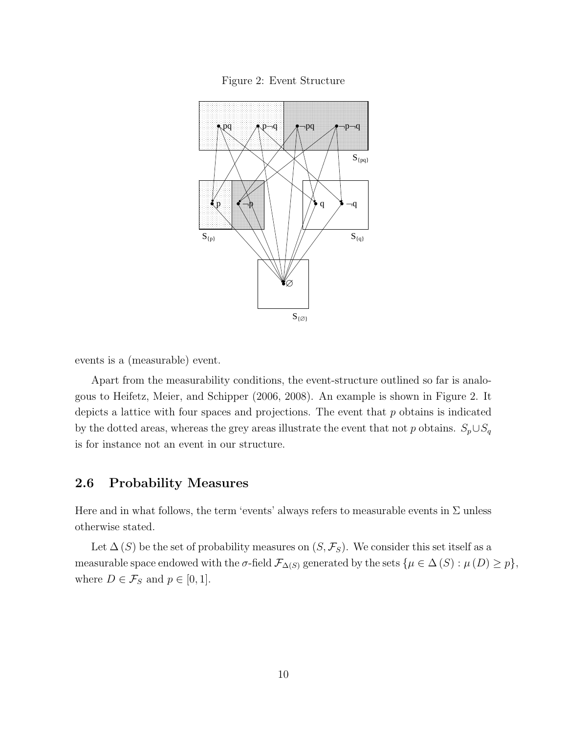Figure 2: Event Structure

events is a (measurable) event.

Apart from the measurability conditions, the event-structure outlined so far is analogous to Heifetz, Meier, and Schipper (2006, 2008). An example is shown in Figure 2. It depicts a lattice with four spaces and projections. The event that $p$ obtains is indicated by the dotted areas, whereas the grey areas illustrate the event that not $p$ obtains. $S_p \cup S_q$ is for instance not an event in our structure.

## 2.6 Probability Measures

Here and in what follows, the term 'events' always refers to measurable events in $\Sigma$ unless otherwise stated.

Let $\Delta(S)$ be the set of probability measures on $(S, \mathcal{F}_S)$. We consider this set itself as a measurable space endowed with the $\sigma$-field $\mathcal{F}_{\Delta(S)}$ generated by the sets $\{\mu \in \Delta(S) : \mu(D) \geq p\}$, where $D \in \mathcal{F}_S$ and $p \in [0, 1]$.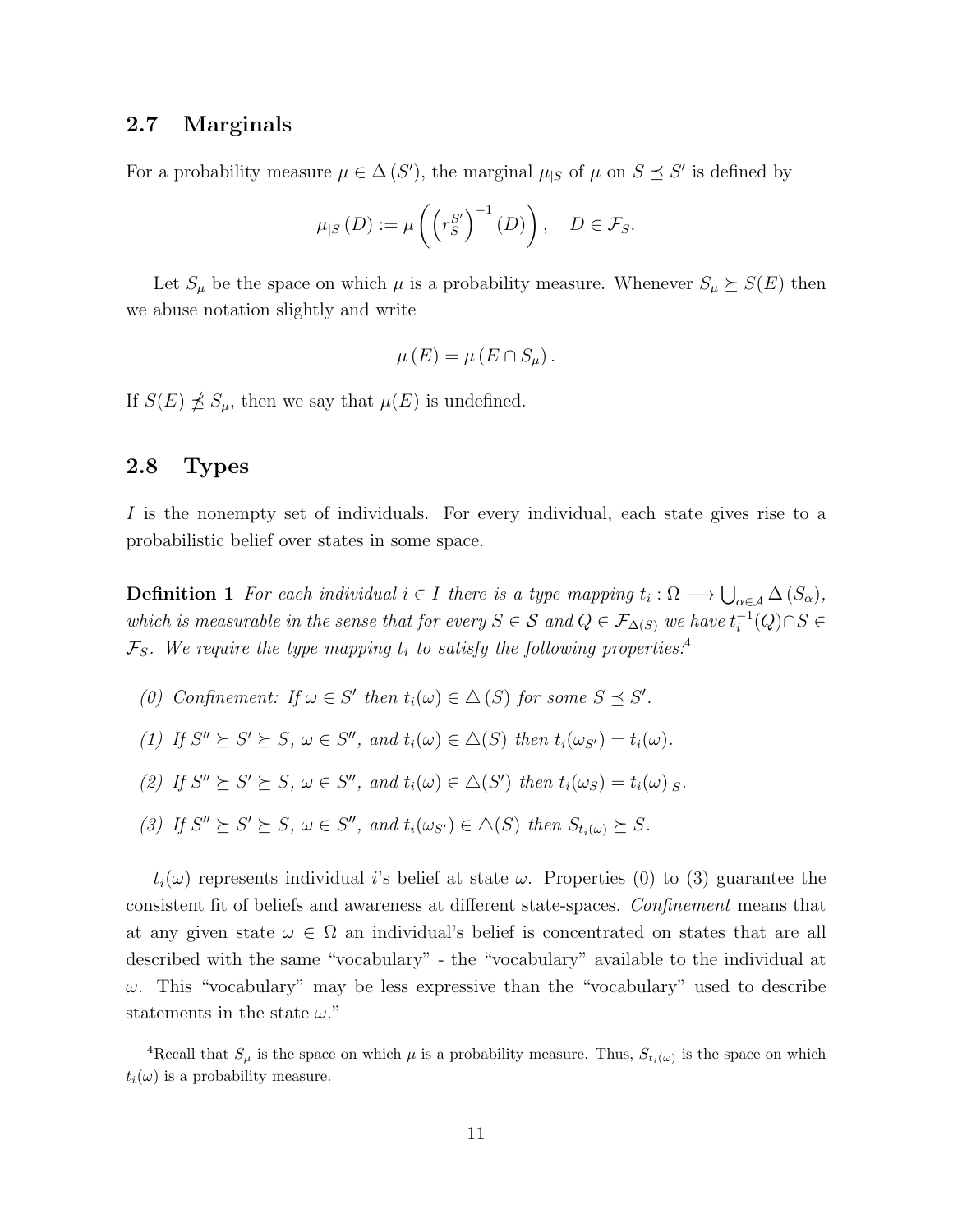## 2.7 Marginals

For a probability measure $\mu \in \Delta(S')$, the marginal $\mu_{|S}$ of $\mu$ on $S \preceq S'$ is defined by

$$\mu_{|S}(D) := \mu\left(\left(r_S^{S'}\right)^{-1}(D)\right), \quad D \in \mathcal{F}_S.$$

Let $S_\mu$ be the space on which $\mu$ is a probability measure. Whenever $S_\mu \succeq S(E)$ then we abuse notation slightly and write

$$\mu(E) = \mu(E \cap S_\mu).$$

If $S(E) \not\preceq S_\mu$, then we say that $\mu(E)$ is undefined.

## 2.8 Types

$I$ is the nonempty set of individuals. For every individual, each state gives rise to a probabilistic belief over states in some space.

**Definition 1** *For each individual $i \in I$ there is a type mapping $t_i : \Omega \longrightarrow \bigcup_{\alpha \in \mathcal{A}} \Delta(S_\alpha)$, which is measurable in the sense that for every $S \in \mathcal{S}$ and $Q \in \mathcal{F}_{\Delta(S)}$ we have $t_i^{-1}(Q) \cap S \in \mathcal{F}_S$. We require the type mapping $t_i$ to satisfy the following properties:*[4]

*(0) Confinement: If $\omega \in S'$ then $t_i(\omega) \in \triangle(S)$ for some $S \preceq S'$.*

*(1) If $S'' \succeq S' \succeq S$, $\omega \in S''$, and $t_i(\omega) \in \triangle(S)$ then $t_i(\omega_{S'}) = t_i(\omega)$.*

*(2) If $S'' \succeq S' \succeq S$, $\omega \in S''$, and $t_i(\omega) \in \triangle(S')$ then $t_i(\omega_S) = t_i(\omega)_{|S}$.*

*(3) If $S'' \succeq S' \succeq S$, $\omega \in S''$, and $t_i(\omega_{S'}) \in \triangle(S)$ then $S_{t_i(\omega)} \succeq S$.*

$t_i(\omega)$ represents individual $i$'s belief at state $\omega$. Properties (0) to (3) guarantee the consistent fit of beliefs and awareness at different state-spaces. *Confinement* means that at any given state $\omega \in \Omega$ an individual's belief is concentrated on states that are all described with the same "vocabulary" - the "vocabulary" available to the individual at $\omega$. This "vocabulary" may be less expressive than the "vocabulary" used to describe statements in the state $\omega$."

[4] Recall that $S_\mu$ is the space on which $\mu$ is a probability measure. Thus, $S_{t_i(\omega)}$ is the space on which $t_i(\omega)$ is a probability measure.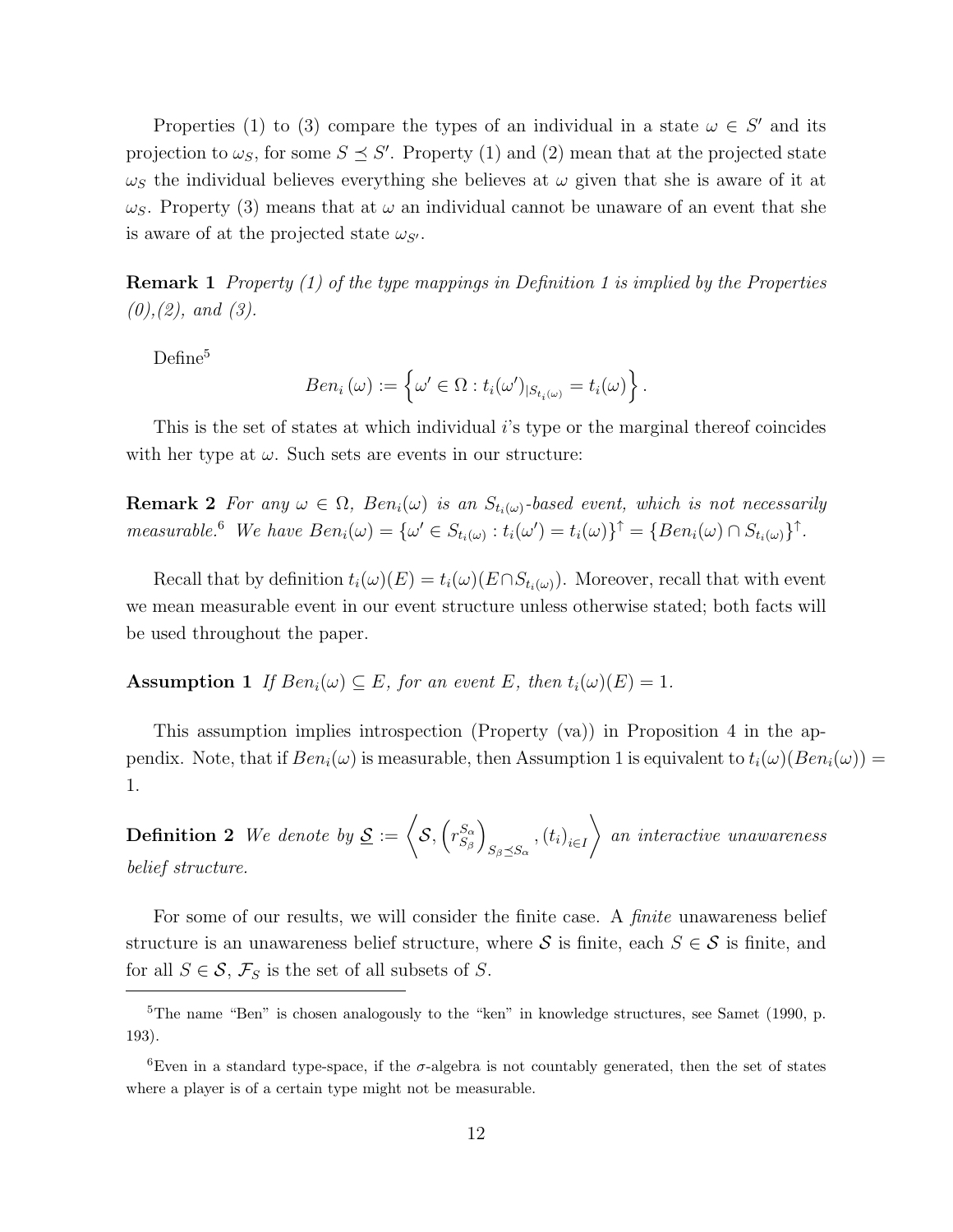Properties (1) to (3) compare the types of an individual in a state $\omega \in S'$ and its projection to $\omega_S$, for some $S \preceq S'$. Property (1) and (2) mean that at the projected state $\omega_S$ the individual believes everything she believes at $\omega$ given that she is aware of it at $\omega_S$. Property (3) means that at $\omega$ an individual cannot be unaware of an event that she is aware of at the projected state $\omega_{S'}$.

**Remark 1** *Property (1) of the type mappings in Definition 1 is implied by the Properties (0),(2), and (3).*

Define[5]

$$Ben_i(\omega) := \left\{ \omega' \in \Omega : t_i(\omega')_{|S_{t_i(\omega)}} = t_i(\omega) \right\}.$$

This is the set of states at which individual $i$'s type or the marginal thereof coincides with her type at $\omega$. Such sets are events in our structure:

**Remark 2** *For any $\omega \in \Omega$, $Ben_i(\omega)$ is an $S_{t_i(\omega)}$-based event, which is not necessarily measurable.*[6] *We have $Ben_i(\omega) = \{\omega' \in S_{t_i(\omega)} : t_i(\omega') = t_i(\omega)\}^{\uparrow} = \{Ben_i(\omega) \cap S_{t_i(\omega)}\}^{\uparrow}$.*

Recall that by definition $t_i(\omega)(E) = t_i(\omega)(E \cap S_{t_i(\omega)})$. Moreover, recall that with event we mean measurable event in our event structure unless otherwise stated; both facts will be used throughout the paper.

**Assumption 1** *If $Ben_i(\omega) \subseteq E$, for an event $E$, then $t_i(\omega)(E) = 1$.*

This assumption implies introspection (Property (va)) in Proposition 4 in the appendix. Note, that if $Ben_i(\omega)$ is measurable, then Assumption 1 is equivalent to $t_i(\omega)(Ben_i(\omega)) = 1$.

**Definition 2** *We denote by $\underline{\mathcal{S}} := \left\langle \mathcal{S}, \left(r^{S_\alpha}_{S_\beta}\right)_{S_\beta \preceq S_\alpha}, (t_i)_{i \in I} \right\rangle$ an interactive unawareness belief structure.*

For some of our results, we will consider the finite case. A *finite* unawareness belief structure is an unawareness belief structure, where $\mathcal{S}$ is finite, each $S \in \mathcal{S}$ is finite, and for all $S \in \mathcal{S}$, $\mathcal{F}_S$ is the set of all subsets of $S$.

---

[5] The name "Ben" is chosen analogously to the "ken" in knowledge structures, see Samet (1990, p. 193).

[6] Even in a standard type-space, if the $\sigma$-algebra is not countably generated, then the set of states where a player is of a certain type might not be measurable.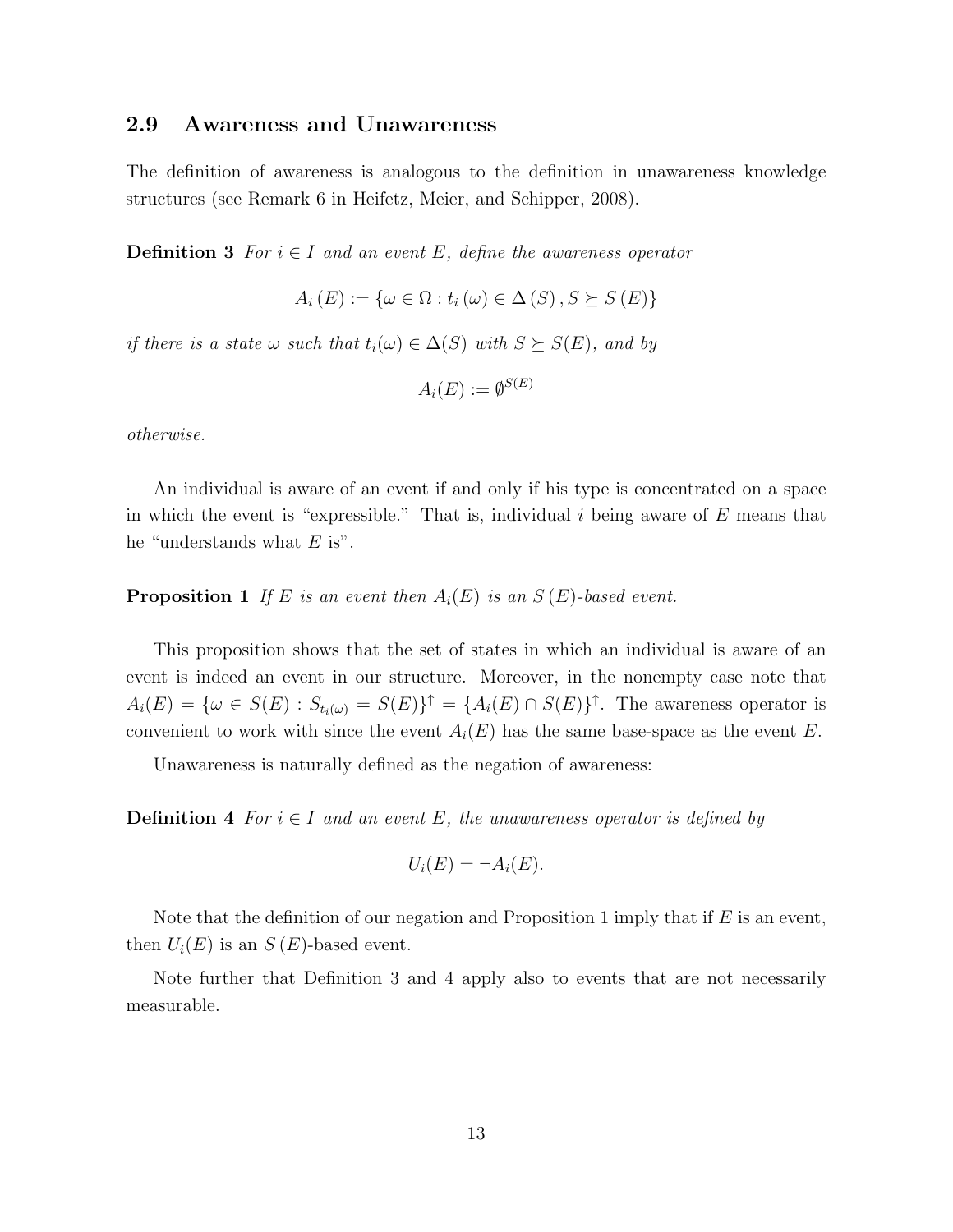## 2.9 Awareness and Unawareness

The definition of awareness is analogous to the definition in unawareness knowledge structures (see Remark 6 in Heifetz, Meier, and Schipper, 2008).

**Definition 3** *For $i \in I$ and an event $E$, define the awareness operator*

$$A_i(E) := \{\omega \in \Omega : t_i(\omega) \in \Delta(S), S \succeq S(E)\}$$

*if there is a state $\omega$ such that $t_i(\omega) \in \Delta(S)$ with $S \succeq S(E)$, and by*

$$A_i(E) := \emptyset^{S(E)}$$

*otherwise.*

An individual is aware of an event if and only if his type is concentrated on a space in which the event is "expressible." That is, individual $i$ being aware of $E$ means that he "understands what $E$ is".

**Proposition 1** *If $E$ is an event then $A_i(E)$ is an $S(E)$-based event.*

This proposition shows that the set of states in which an individual is aware of an event is indeed an event in our structure. Moreover, in the nonempty case note that $A_i(E) = \{\omega \in S(E) : S_{t_i(\omega)} = S(E)\}^{\uparrow} = \{A_i(E) \cap S(E)\}^{\uparrow}$. The awareness operator is convenient to work with since the event $A_i(E)$ has the same base-space as the event $E$.

Unawareness is naturally defined as the negation of awareness:

**Definition 4** *For $i \in I$ and an event $E$, the unawareness operator is defined by*

$$U_i(E) = \neg A_i(E).$$

Note that the definition of our negation and Proposition 1 imply that if $E$ is an event, then $U_i(E)$ is an $S(E)$-based event.

Note further that Definition 3 and 4 apply also to events that are not necessarily measurable.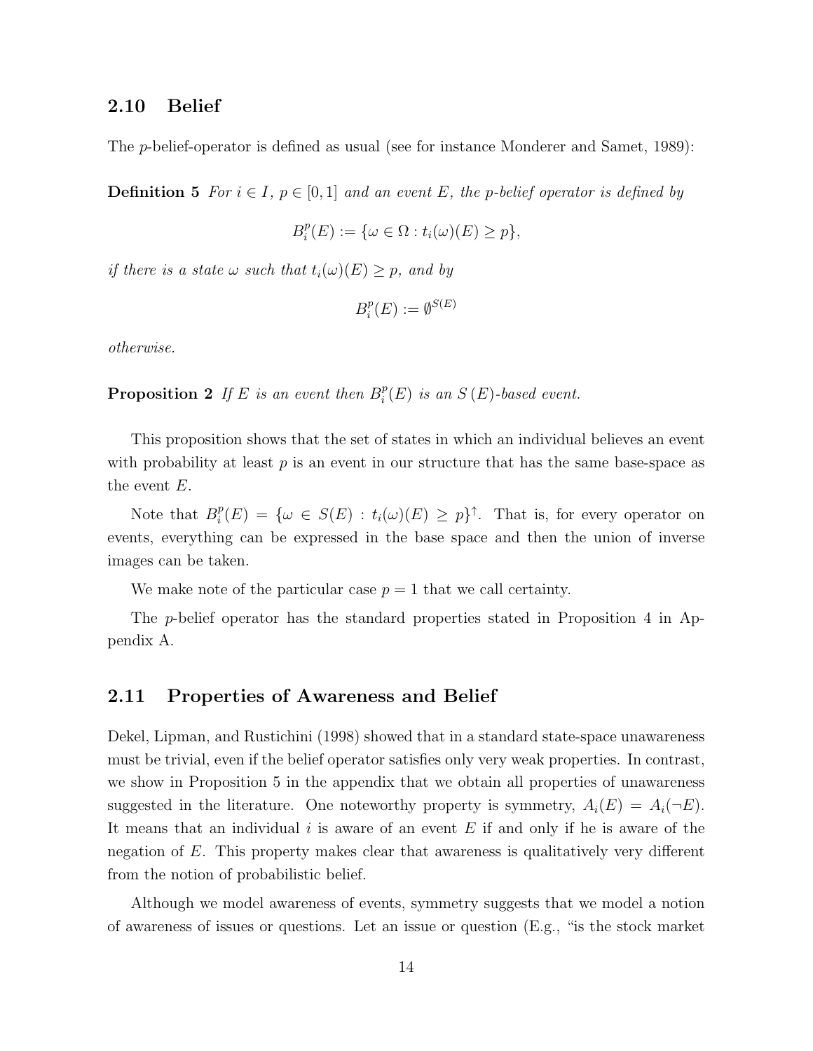## 2.10 Belief

The $p$-belief-operator is defined as usual (see for instance Monderer and Samet, 1989):

**Definition 5** *For $i \in I$, $p \in [0,1]$ and an event $E$, the p-belief operator is defined by*

$$B_i^p(E) := \{\omega \in \Omega : t_i(\omega)(E) \geq p\},$$

*if there is a state $\omega$ such that $t_i(\omega)(E) \geq p$, and by*

$$B_i^p(E) := \emptyset^{S(E)}$$

*otherwise.*

**Proposition 2** *If $E$ is an event then $B_i^p(E)$ is an $S(E)$-based event.*

This proposition shows that the set of states in which an individual believes an event with probability at least $p$ is an event in our structure that has the same base-space as the event $E$.

Note that $B_i^p(E) = \{\omega \in S(E) : t_i(\omega)(E) \geq p\}^{\uparrow}$. That is, for every operator on events, everything can be expressed in the base space and then the union of inverse images can be taken.

We make note of the particular case $p = 1$ that we call certainty.

The $p$-belief operator has the standard properties stated in Proposition 4 in Appendix A.

## 2.11 Properties of Awareness and Belief

Dekel, Lipman, and Rustichini (1998) showed that in a standard state-space unawareness must be trivial, even if the belief operator satisfies only very weak properties. In contrast, we show in Proposition 5 in the appendix that we obtain all properties of unawareness suggested in the literature. One noteworthy property is symmetry, $A_i(E) = A_i(\neg E)$. It means that an individual $i$ is aware of an event $E$ if and only if he is aware of the negation of $E$. This property makes clear that awareness is qualitatively very different from the notion of probabilistic belief.

Although we model awareness of events, symmetry suggests that we model a notion of awareness of issues or questions. Let an issue or question (E.g., "is the stock market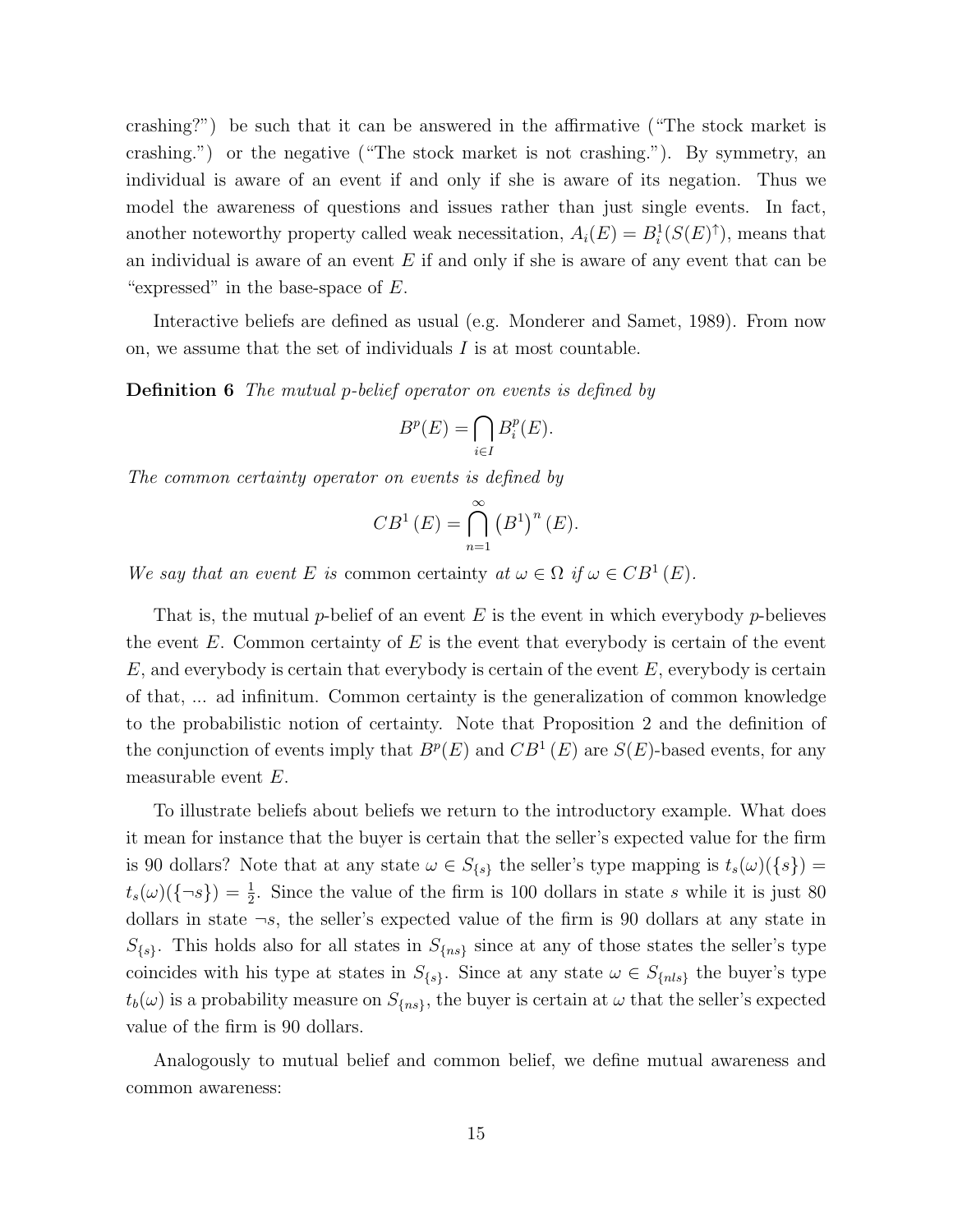crashing?") be such that it can be answered in the affirmative ("The stock market is crashing.") or the negative ("The stock market is not crashing."). By symmetry, an individual is aware of an event if and only if she is aware of its negation. Thus we model the awareness of questions and issues rather than just single events. In fact, another noteworthy property called weak necessitation, $A_i(E) = B_i^1(S(E)^{\uparrow})$, means that an individual is aware of an event $E$ if and only if she is aware of any event that can be "expressed" in the base-space of $E$.

Interactive beliefs are defined as usual (e.g. Monderer and Samet, 1989). From now on, we assume that the set of individuals $I$ is at most countable.

**Definition 6** *The mutual p-belief operator on events is defined by*

$$B^p(E) = \bigcap_{i \in I} B_i^p(E).$$

*The common certainty operator on events is defined by*

$$CB^1(E) = \bigcap_{n=1}^{\infty} \left(B^1\right)^n(E).$$

*We say that an event $E$ is* common certainty *at $\omega \in \Omega$ if $\omega \in CB^1(E)$.*

That is, the mutual $p$-belief of an event $E$ is the event in which everybody $p$-believes the event $E$. Common certainty of $E$ is the event that everybody is certain of the event $E$, and everybody is certain that everybody is certain of the event $E$, everybody is certain of that, ... ad infinitum. Common certainty is the generalization of common knowledge to the probabilistic notion of certainty. Note that Proposition 2 and the definition of the conjunction of events imply that $B^p(E)$ and $CB^1(E)$ are $S(E)$-based events, for any measurable event $E$.

To illustrate beliefs about beliefs we return to the introductory example. What does it mean for instance that the buyer is certain that the seller's expected value for the firm is 90 dollars? Note that at any state $\omega \in S_{\{s\}}$ the seller's type mapping is $t_s(\omega)(\{s\}) = t_s(\omega)(\{\neg s\}) = \frac{1}{2}$. Since the value of the firm is 100 dollars in state $s$ while it is just 80 dollars in state $\neg s$, the seller's expected value of the firm is 90 dollars at any state in $S_{\{s\}}$. This holds also for all states in $S_{\{ns\}}$ since at any of those states the seller's type coincides with his type at states in $S_{\{s\}}$. Since at any state $\omega \in S_{\{nls\}}$ the buyer's type $t_b(\omega)$ is a probability measure on $S_{\{ns\}}$, the buyer is certain at $\omega$ that the seller's expected value of the firm is 90 dollars.

Analogously to mutual belief and common belief, we define mutual awareness and common awareness: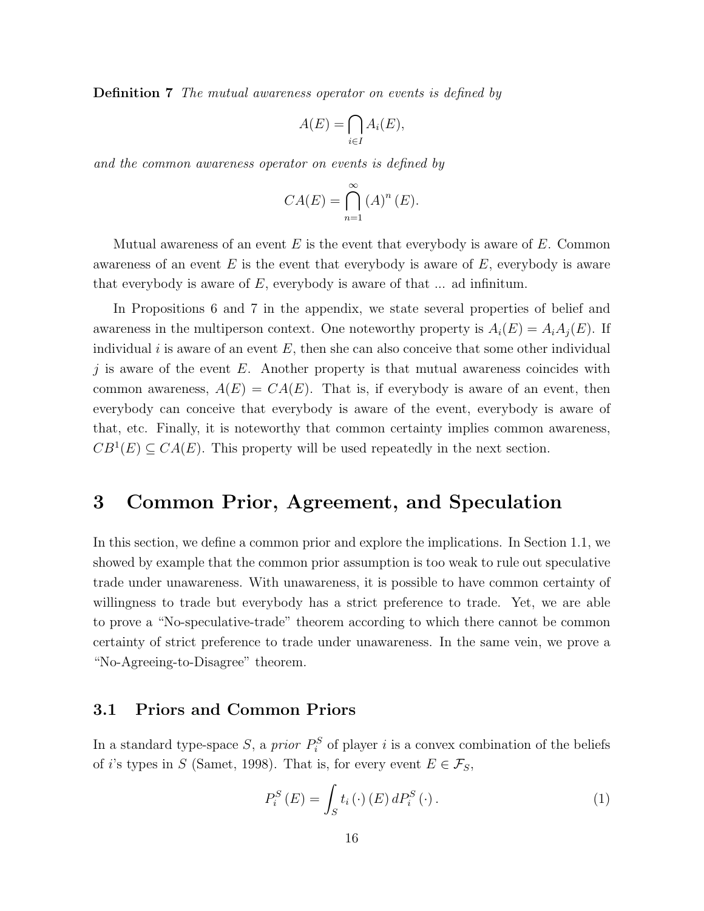**Definition 7** *The mutual awareness operator on events is defined by*

$$A(E) = \bigcap_{i \in I} A_i(E),$$

*and the common awareness operator on events is defined by*

$$CA(E) = \bigcap_{n=1}^{\infty} (A)^n (E).$$

Mutual awareness of an event $E$ is the event that everybody is aware of $E$. Common awareness of an event $E$ is the event that everybody is aware of $E$, everybody is aware that everybody is aware of $E$, everybody is aware of that ... ad infinitum.

In Propositions 6 and 7 in the appendix, we state several properties of belief and awareness in the multiperson context. One noteworthy property is $A_i(E) = A_i A_j(E)$. If individual $i$ is aware of an event $E$, then she can also conceive that some other individual $j$ is aware of the event $E$. Another property is that mutual awareness coincides with common awareness, $A(E) = CA(E)$. That is, if everybody is aware of an event, then everybody can conceive that everybody is aware of the event, everybody is aware of that, etc. Finally, it is noteworthy that common certainty implies common awareness, $CB^1(E) \subseteq CA(E)$. This property will be used repeatedly in the next section.

# 3 Common Prior, Agreement, and Speculation

In this section, we define a common prior and explore the implications. In Section 1.1, we showed by example that the common prior assumption is too weak to rule out speculative trade under unawareness. With unawareness, it is possible to have common certainty of willingness to trade but everybody has a strict preference to trade. Yet, we are able to prove a "No-speculative-trade" theorem according to which there cannot be common certainty of strict preference to trade under unawareness. In the same vein, we prove a "No-Agreeing-to-Disagree" theorem.

## 3.1 Priors and Common Priors

In a standard type-space $S$, a *prior* $P_i^S$ of player $i$ is a convex combination of the beliefs of $i$'s types in $S$ (Samet, 1998). That is, for every event $E \in \mathcal{F}_S$,

$$P_i^S(E) = \int_S t_i(\cdot)(E)\, dP_i^S(\cdot). \tag{1}$$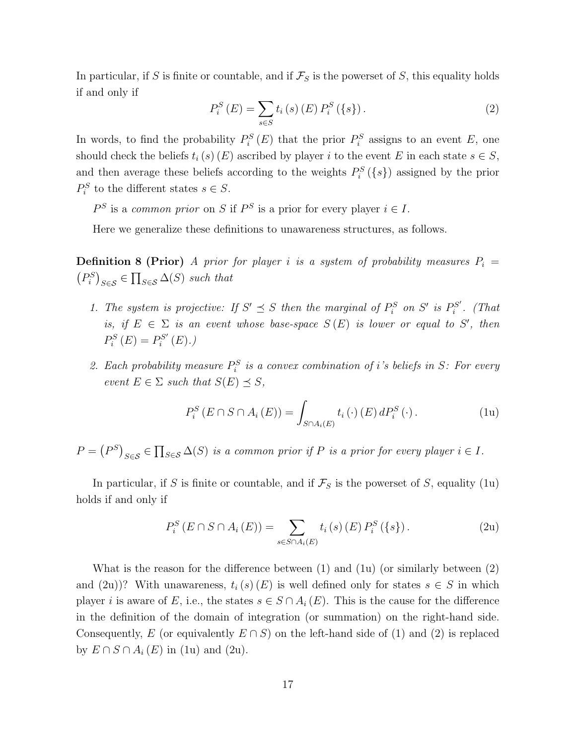In particular, if $S$ is finite or countable, and if $\mathcal{F}_S$ is the powerset of $S$, this equality holds if and only if

$$P_i^S(E) = \sum_{s \in S} t_i(s)(E) P_i^S(\{s\}). \tag{2}$$

In words, to find the probability $P_i^S(E)$ that the prior $P_i^S$ assigns to an event $E$, one should check the beliefs $t_i(s)(E)$ ascribed by player $i$ to the event $E$ in each state $s \in S$, and then average these beliefs according to the weights $P_i^S(\{s\})$ assigned by the prior $P_i^S$ to the different states $s \in S$.

$P^S$ is a *common prior* on $S$ if $P^S$ is a prior for every player $i \in I$.

Here we generalize these definitions to unawareness structures, as follows.

**Definition 8 (Prior)** *A prior for player $i$ is a system of probability measures $P_i = \left(P_i^S\right)_{S \in \mathcal{S}} \in \prod_{S \in \mathcal{S}} \Delta(S)$ such that*

1. *The system is projective: If $S' \preceq S$ then the marginal of $P_i^S$ on $S'$ is $P_i^{S'}$. (That is, if $E \in \Sigma$ is an event whose base-space $S(E)$ is lower or equal to $S'$, then $P_i^S(E) = P_i^{S'}(E)$.)*
2. *Each probability measure $P_i^S$ is a convex combination of $i$'s beliefs in $S$: For every event $E \in \Sigma$ such that $S(E) \preceq S$,*

$$P_i^S(E \cap S \cap A_i(E)) = \int_{S \cap A_i(E)} t_i(\cdot)(E) \, dP_i^S(\cdot). \tag{1u}$$

*$P = \left(P^S\right)_{S \in \mathcal{S}} \in \prod_{S \in \mathcal{S}} \Delta(S)$ is a common prior if $P$ is a prior for every player $i \in I$.*

In particular, if $S$ is finite or countable, and if $\mathcal{F}_S$ is the powerset of $S$, equality (1u) holds if and only if

$$P_i^S(E \cap S \cap A_i(E)) = \sum_{s \in S \cap A_i(E)} t_i(s)(E) P_i^S(\{s\}). \tag{2u}$$

What is the reason for the difference between (1) and (1u) (or similarly between (2) and (2u))? With unawareness, $t_i(s)(E)$ is well defined only for states $s \in S$ in which player $i$ is aware of $E$, i.e., the states $s \in S \cap A_i(E)$. This is the cause for the difference in the definition of the domain of integration (or summation) on the right-hand side. Consequently, $E$ (or equivalently $E \cap S$) on the left-hand side of (1) and (2) is replaced by $E \cap S \cap A_i(E)$ in (1u) and (2u).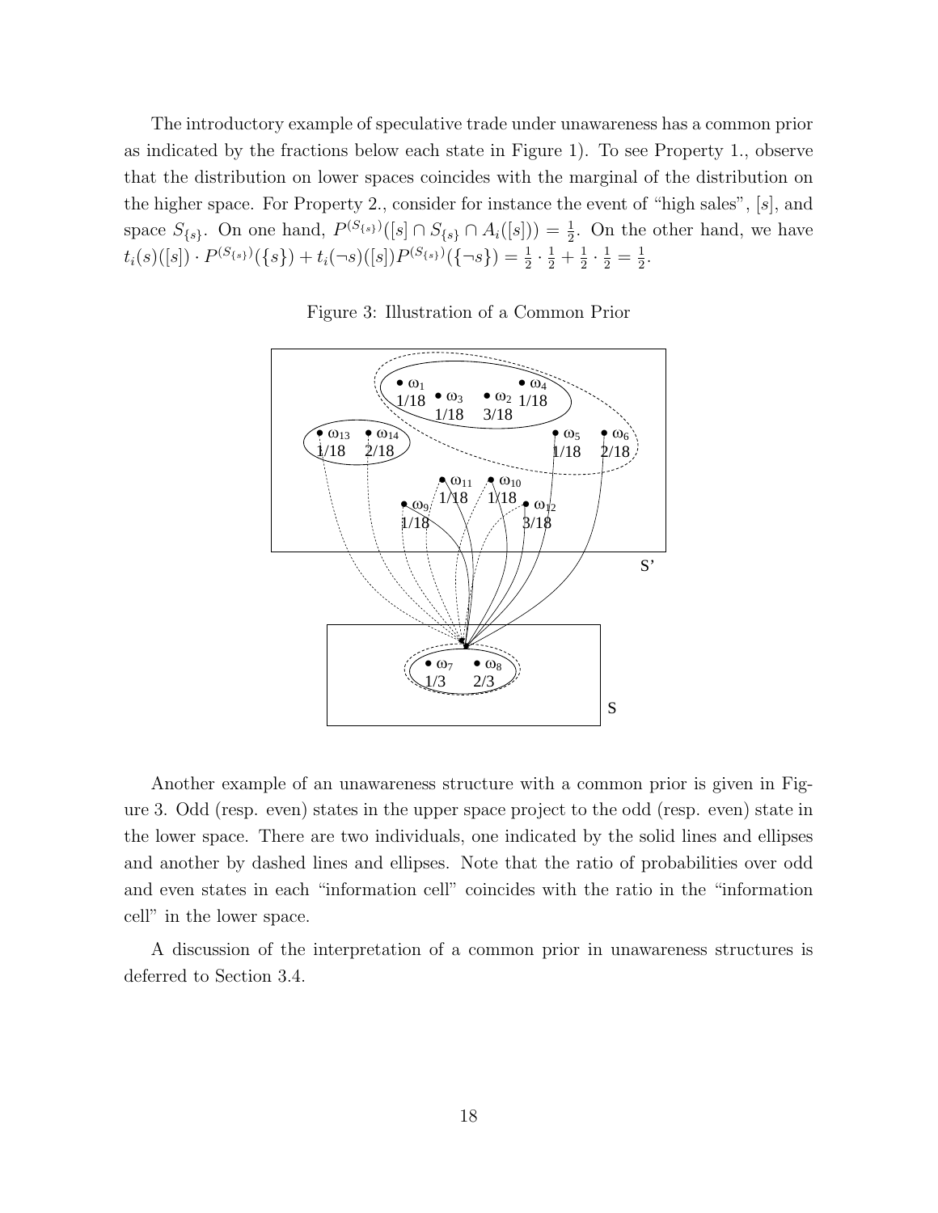The introductory example of speculative trade under unawareness has a common prior as indicated by the fractions below each state in Figure 1). To see Property 1., observe that the distribution on lower spaces coincides with the marginal of the distribution on the higher space. For Property 2., consider for instance the event of "high sales", $[s]$, and space $S_{\{s\}}$. On one hand, $P^{(S_{\{s\}})}([s] \cap S_{\{s\}} \cap A_i([s])) = \frac{1}{2}$. On the other hand, we have $t_i(s)([s]) \cdot P^{(S_{\{s\}})}(\{s\}) + t_i(\neg s)([s]) P^{(S_{\{s\}})}(\{\neg s\}) = \frac{1}{2} \cdot \frac{1}{2} + \frac{1}{2} \cdot \frac{1}{2} = \frac{1}{2}$.

Figure 3: Illustration of a Common Prior

Another example of an unawareness structure with a common prior is given in Figure 3. Odd (resp. even) states in the upper space project to the odd (resp. even) state in the lower space. There are two individuals, one indicated by the solid lines and ellipses and another by dashed lines and ellipses. Note that the ratio of probabilities over odd and even states in each "information cell" coincides with the ratio in the "information cell" in the lower space.

A discussion of the interpretation of a common prior in unawareness structures is deferred to Section 3.4.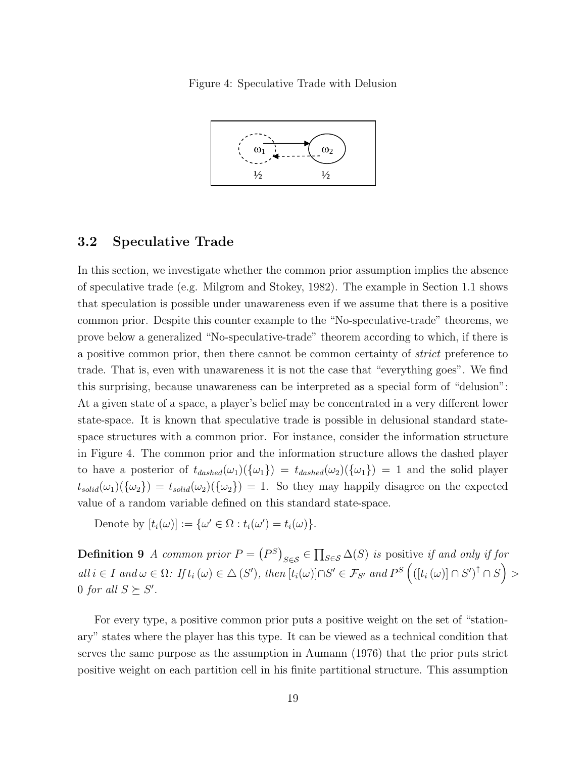Figure 4: Speculative Trade with Delusion

## 3.2 Speculative Trade

In this section, we investigate whether the common prior assumption implies the absence of speculative trade (e.g. Milgrom and Stokey, 1982). The example in Section 1.1 shows that speculation is possible under unawareness even if we assume that there is a positive common prior. Despite this counter example to the "No-speculative-trade" theorems, we prove below a generalized "No-speculative-trade" theorem according to which, if there is a positive common prior, then there cannot be common certainty of *strict* preference to trade. That is, even with unawareness it is not the case that "everything goes". We find this surprising, because unawareness can be interpreted as a special form of "delusion": At a given state of a space, a player's belief may be concentrated in a very different lower state-space. It is known that speculative trade is possible in delusional standard state-space structures with a common prior. For instance, consider the information structure in Figure 4. The common prior and the information structure allows the dashed player to have a posterior of $t_{dashed}(\omega_1)(\{\omega_1\}) = t_{dashed}(\omega_2)(\{\omega_1\}) = 1$ and the solid player $t_{solid}(\omega_1)(\{\omega_2\}) = t_{solid}(\omega_2)(\{\omega_2\}) = 1$. So they may happily disagree on the expected value of a random variable defined on this standard state-space.

Denote by $[t_i(\omega)] := \{\omega' \in \Omega : t_i(\omega') = t_i(\omega)\}$.

**Definition 9** *A common prior* $P = \left(P^S\right)_{S \in \mathcal{S}} \in \prod_{S \in \mathcal{S}} \Delta(S)$ *is* positive *if and only if for all* $i \in I$ *and* $\omega \in \Omega$*: If* $t_i(\omega) \in \triangle(S')$*, then* $[t_i(\omega)] \cap S' \in \mathcal{F}_{S'}$ *and* $P^S\left(([t_i(\omega)] \cap S')^{\uparrow} \cap S\right) > 0$ *for all* $S \succeq S'$.

For every type, a positive common prior puts a positive weight on the set of "stationary" states where the player has this type. It can be viewed as a technical condition that serves the same purpose as the assumption in Aumann (1976) that the prior puts strict positive weight on each partition cell in his finite partitional structure. This assumption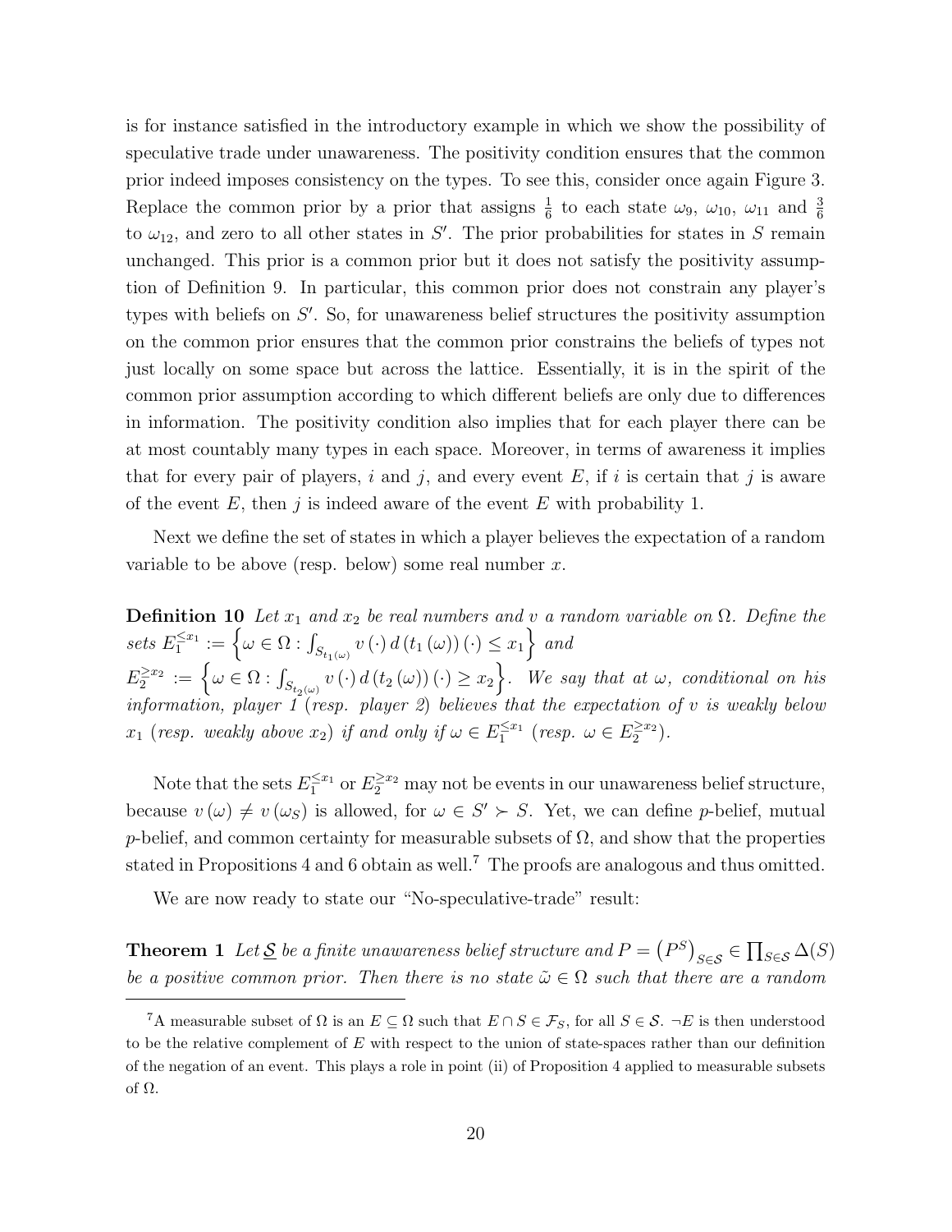is for instance satisfied in the introductory example in which we show the possibility of speculative trade under unawareness. The positivity condition ensures that the common prior indeed imposes consistency on the types. To see this, consider once again Figure 3. Replace the common prior by a prior that assigns $\frac{1}{6}$ to each state $\omega_9$, $\omega_{10}$, $\omega_{11}$ and $\frac{3}{6}$ to $\omega_{12}$, and zero to all other states in $S'$. The prior probabilities for states in $S$ remain unchanged. This prior is a common prior but it does not satisfy the positivity assumption of Definition 9. In particular, this common prior does not constrain any player's types with beliefs on $S'$. So, for unawareness belief structures the positivity assumption on the common prior ensures that the common prior constrains the beliefs of types not just locally on some space but across the lattice. Essentially, it is in the spirit of the common prior assumption according to which different beliefs are only due to differences in information. The positivity condition also implies that for each player there can be at most countably many types in each space. Moreover, in terms of awareness it implies that for every pair of players, $i$ and $j$, and every event $E$, if $i$ is certain that $j$ is aware of the event $E$, then $j$ is indeed aware of the event $E$ with probability 1.

Next we define the set of states in which a player believes the expectation of a random variable to be above (resp. below) some real number $x$.

**Definition 10** *Let $x_1$ and $x_2$ be real numbers and $v$ a random variable on $\Omega$. Define the sets $E_1^{\leq x_1} := \left\{\omega \in \Omega : \int_{S_{t_1(\omega)}} v(\cdot)\, d(t_1(\omega))(\cdot) \leq x_1\right\}$ and $E_2^{\geq x_2} := \left\{\omega \in \Omega : \int_{S_{t_2(\omega)}} v(\cdot)\, d(t_2(\omega))(\cdot) \geq x_2\right\}$. We say that at $\omega$, conditional on his information, player 1 (resp. player 2) believes that the expectation of $v$ is weakly below $x_1$ (resp. weakly above $x_2$) if and only if $\omega \in E_1^{\leq x_1}$ (resp. $\omega \in E_2^{\geq x_2}$).*

Note that the sets $E_1^{\leq x_1}$ or $E_2^{\geq x_2}$ may not be events in our unawareness belief structure, because $v(\omega) \neq v(\omega_S)$ is allowed, for $\omega \in S' \succ S$. Yet, we can define $p$-belief, mutual $p$-belief, and common certainty for measurable subsets of $\Omega$, and show that the properties stated in Propositions 4 and 6 obtain as well.[7] The proofs are analogous and thus omitted.

We are now ready to state our "No-speculative-trade" result:

**Theorem 1** *Let $\underline{\mathcal{S}}$ be a finite unawareness belief structure and $P = \left(P^S\right)_{S \in \mathcal{S}} \in \prod_{S \in \mathcal{S}} \Delta(S)$ be a positive common prior. Then there is no state $\tilde{\omega} \in \Omega$ such that there are a random*

[7] A measurable subset of $\Omega$ is an $E \subseteq \Omega$ such that $E \cap S \in \mathcal{F}_S$, for all $S \in \mathcal{S}$. $\neg E$ is then understood to be the relative complement of $E$ with respect to the union of state-spaces rather than our definition of the negation of an event. This plays a role in point (ii) of Proposition 4 applied to measurable subsets of $\Omega$.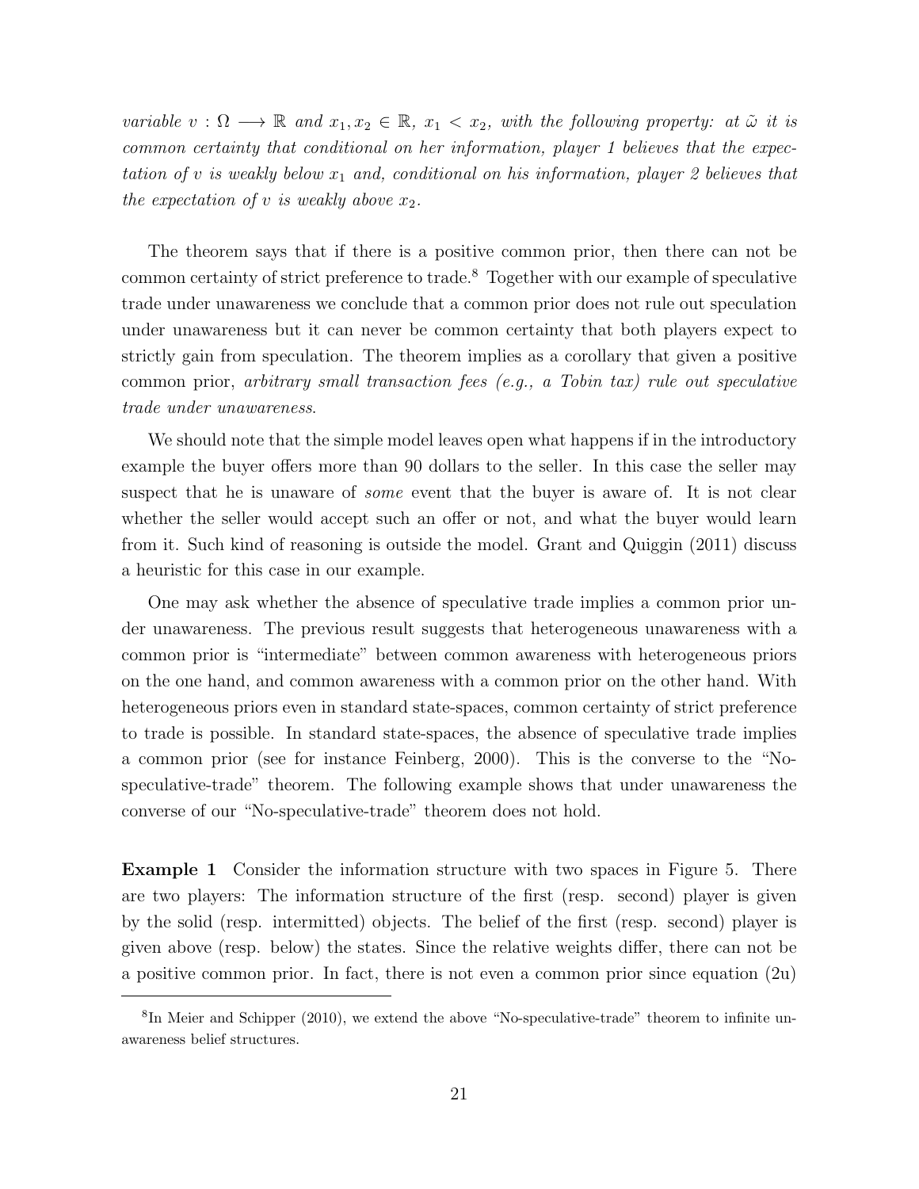*variable $v : \Omega \longrightarrow \mathbb{R}$ and $x_1, x_2 \in \mathbb{R}$, $x_1 < x_2$, with the following property: at $\tilde{\omega}$ it is common certainty that conditional on her information, player 1 believes that the expectation of $v$ is weakly below $x_1$ and, conditional on his information, player 2 believes that the expectation of $v$ is weakly above $x_2$.*

The theorem says that if there is a positive common prior, then there can not be common certainty of strict preference to trade.[8] Together with our example of speculative trade under unawareness we conclude that a common prior does not rule out speculation under unawareness but it can never be common certainty that both players expect to strictly gain from speculation. The theorem implies as a corollary that given a positive common prior, *arbitrary small transaction fees (e.g., a Tobin tax) rule out speculative trade under unawareness*.

We should note that the simple model leaves open what happens if in the introductory example the buyer offers more than 90 dollars to the seller. In this case the seller may suspect that he is unaware of *some* event that the buyer is aware of. It is not clear whether the seller would accept such an offer or not, and what the buyer would learn from it. Such kind of reasoning is outside the model. Grant and Quiggin (2011) discuss a heuristic for this case in our example.

One may ask whether the absence of speculative trade implies a common prior under unawareness. The previous result suggests that heterogeneous unawareness with a common prior is "intermediate" between common awareness with heterogeneous priors on the one hand, and common awareness with a common prior on the other hand. With heterogeneous priors even in standard state-spaces, common certainty of strict preference to trade is possible. In standard state-spaces, the absence of speculative trade implies a common prior (see for instance Feinberg, 2000). This is the converse to the "No-speculative-trade" theorem. The following example shows that under unawareness the converse of our "No-speculative-trade" theorem does not hold.

**Example 1** Consider the information structure with two spaces in Figure 5. There are two players: The information structure of the first (resp. second) player is given by the solid (resp. intermitted) objects. The belief of the first (resp. second) player is given above (resp. below) the states. Since the relative weights differ, there can not be a positive common prior. In fact, there is not even a common prior since equation (2u)

[8] In Meier and Schipper (2010), we extend the above "No-speculative-trade" theorem to infinite unawareness belief structures.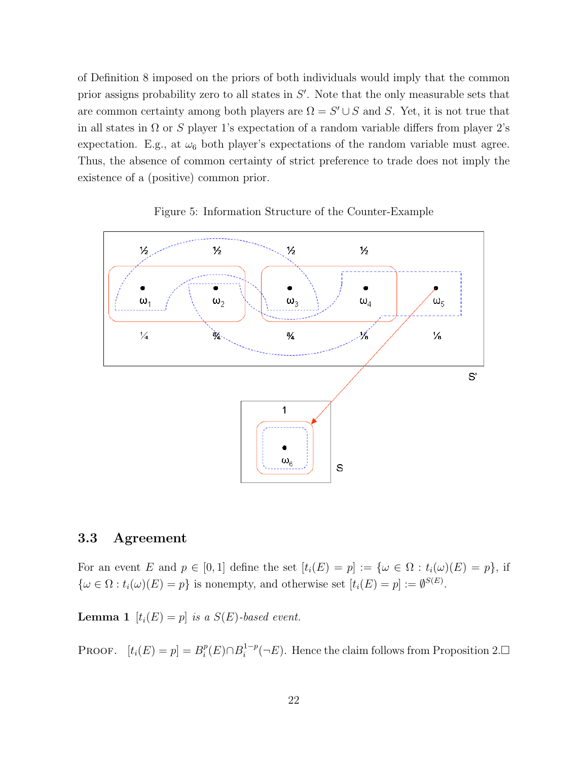of Definition 8 imposed on the priors of both individuals would imply that the common prior assigns probability zero to all states in $S'$. Note that the only measurable sets that are common certainty among both players are $\Omega = S' \cup S$ and $S$. Yet, it is not true that in all states in $\Omega$ or $S$ player 1's expectation of a random variable differs from player 2's expectation. E.g., at $\omega_6$ both player's expectations of the random variable must agree. Thus, the absence of common certainty of strict preference to trade does not imply the existence of a (positive) common prior.

Figure 5: Information Structure of the Counter-Example

### 3.3 Agreement

For an event $E$ and $p \in [0, 1]$ define the set $[t_i(E) = p] := \{\omega \in \Omega : t_i(\omega)(E) = p\}$, if $\{\omega \in \Omega : t_i(\omega)(E) = p\}$ is nonempty, and otherwise set $[t_i(E) = p] := \emptyset^{S(E)}$.

**Lemma 1** *$[t_i(E) = p]$ is a $S(E)$-based event.*

PROOF. $[t_i(E) = p] = B_i^p(E) \cap B_i^{1-p}(\neg E)$. Hence the claim follows from Proposition 2.□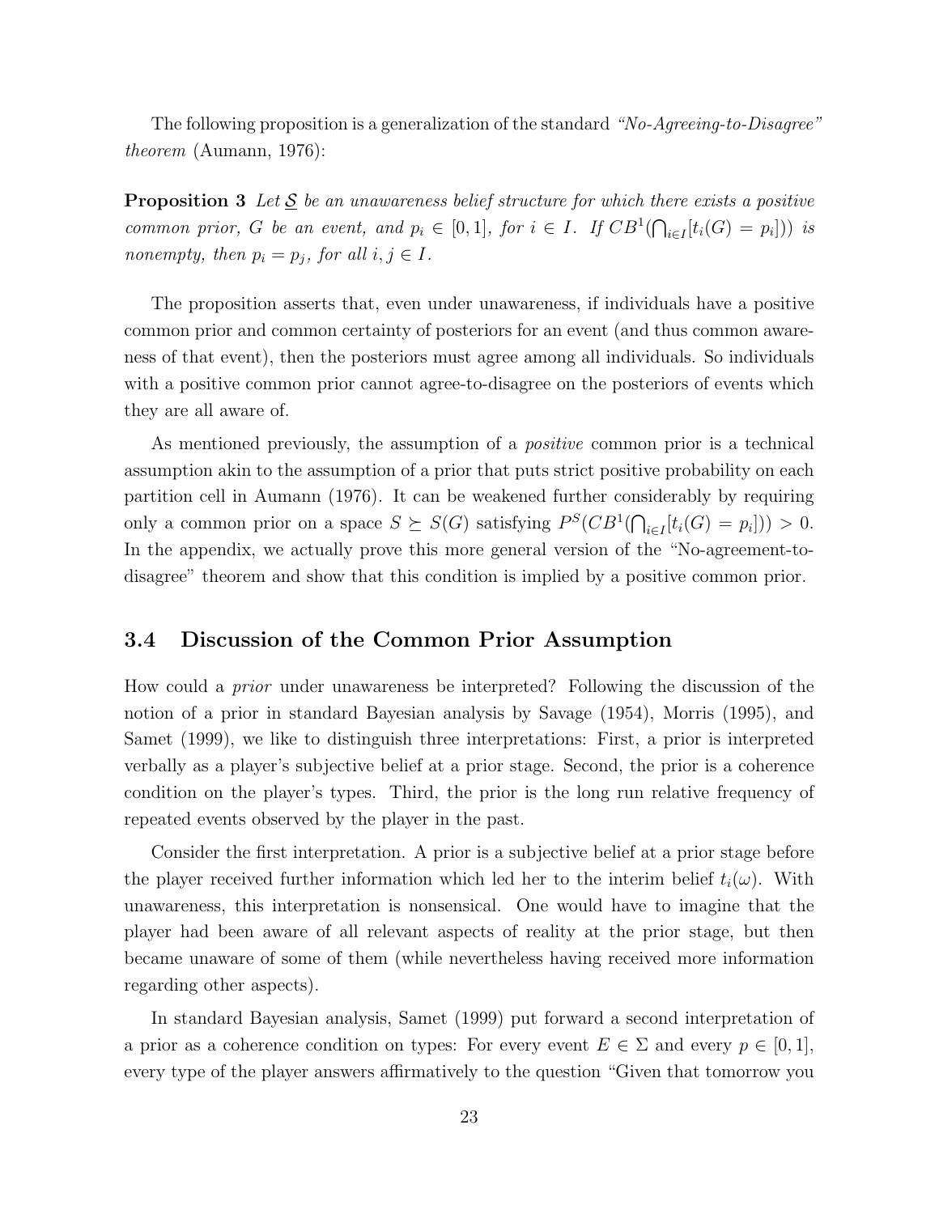The following proposition is a generalization of the standard *"No-Agreeing-to-Disagree" theorem* (Aumann, 1976):

**Proposition 3** *Let $\underline{S}$ be an unawareness belief structure for which there exists a positive common prior, $G$ be an event, and $p_i \in [0,1]$, for $i \in I$. If $CB^1(\bigcap_{i \in I}[t_i(G) = p_i])$ is nonempty, then $p_i = p_j$, for all $i, j \in I$.*

The proposition asserts that, even under unawareness, if individuals have a positive common prior and common certainty of posteriors for an event (and thus common awareness of that event), then the posteriors must agree among all individuals. So individuals with a positive common prior cannot agree-to-disagree on the posteriors of events which they are all aware of.

As mentioned previously, the assumption of a *positive* common prior is a technical assumption akin to the assumption of a prior that puts strict positive probability on each partition cell in Aumann (1976). It can be weakened further considerably by requiring only a common prior on a space $S \succeq S(G)$ satisfying $P^S(CB^1(\bigcap_{i \in I}[t_i(G) = p_i])) > 0$. In the appendix, we actually prove this more general version of the "No-agreement-to-disagree" theorem and show that this condition is implied by a positive common prior.

### 3.4 Discussion of the Common Prior Assumption

How could a *prior* under unawareness be interpreted? Following the discussion of the notion of a prior in standard Bayesian analysis by Savage (1954), Morris (1995), and Samet (1999), we like to distinguish three interpretations: First, a prior is interpreted verbally as a player's subjective belief at a prior stage. Second, the prior is a coherence condition on the player's types. Third, the prior is the long run relative frequency of repeated events observed by the player in the past.

Consider the first interpretation. A prior is a subjective belief at a prior stage before the player received further information which led her to the interim belief $t_i(\omega)$. With unawareness, this interpretation is nonsensical. One would have to imagine that the player had been aware of all relevant aspects of reality at the prior stage, but then became unaware of some of them (while nevertheless having received more information regarding other aspects).

In standard Bayesian analysis, Samet (1999) put forward a second interpretation of a prior as a coherence condition on types: For every event $E \in \Sigma$ and every $p \in [0,1]$, every type of the player answers affirmatively to the question "Given that tomorrow you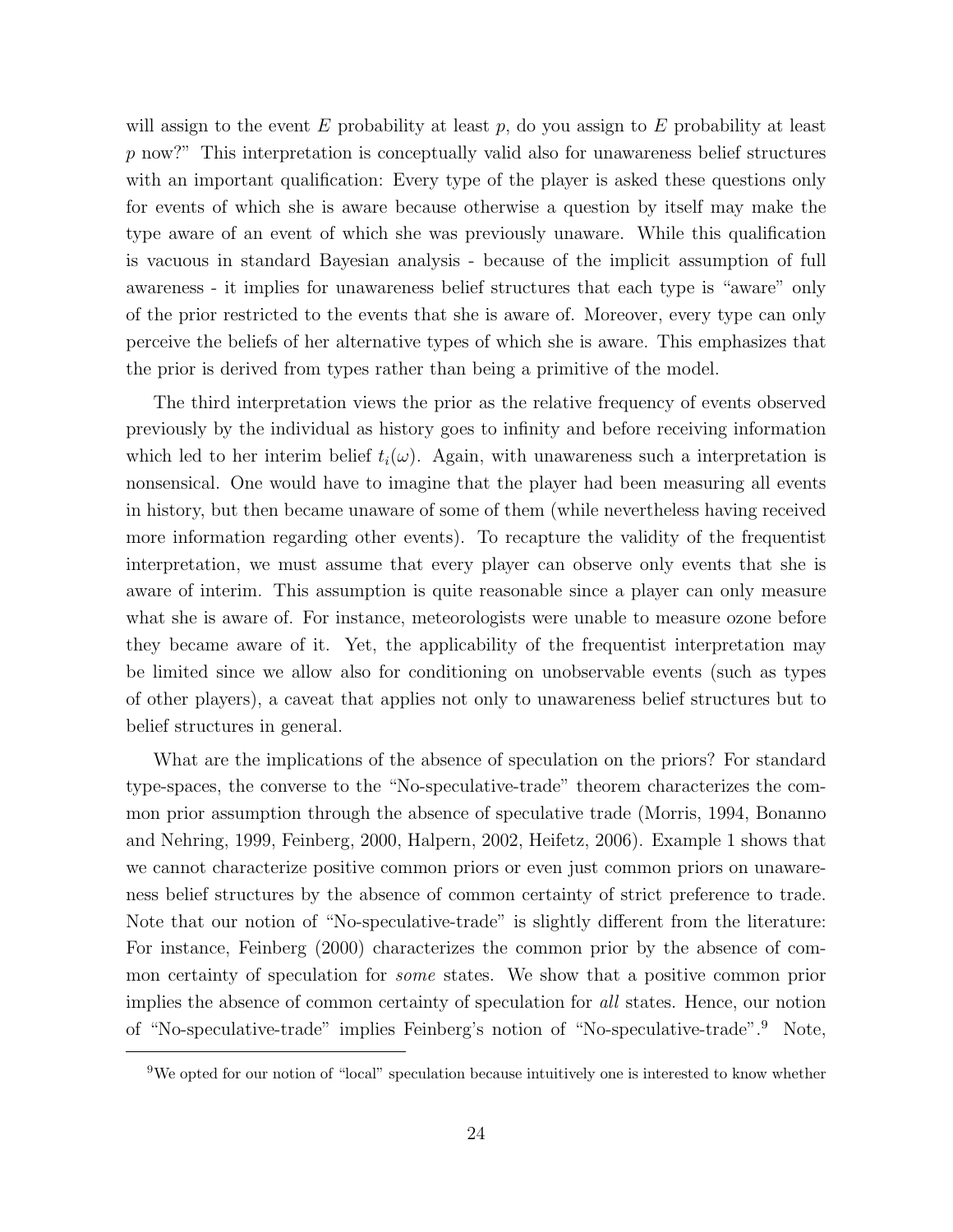will assign to the event $E$ probability at least $p$, do you assign to $E$ probability at least $p$ now?" This interpretation is conceptually valid also for unawareness belief structures with an important qualification: Every type of the player is asked these questions only for events of which she is aware because otherwise a question by itself may make the type aware of an event of which she was previously unaware. While this qualification is vacuous in standard Bayesian analysis - because of the implicit assumption of full awareness - it implies for unawareness belief structures that each type is "aware" only of the prior restricted to the events that she is aware of. Moreover, every type can only perceive the beliefs of her alternative types of which she is aware. This emphasizes that the prior is derived from types rather than being a primitive of the model.

The third interpretation views the prior as the relative frequency of events observed previously by the individual as history goes to infinity and before receiving information which led to her interim belief $t_i(\omega)$. Again, with unawareness such a interpretation is nonsensical. One would have to imagine that the player had been measuring all events in history, but then became unaware of some of them (while nevertheless having received more information regarding other events). To recapture the validity of the frequentist interpretation, we must assume that every player can observe only events that she is aware of interim. This assumption is quite reasonable since a player can only measure what she is aware of. For instance, meteorologists were unable to measure ozone before they became aware of it. Yet, the applicability of the frequentist interpretation may be limited since we allow also for conditioning on unobservable events (such as types of other players), a caveat that applies not only to unawareness belief structures but to belief structures in general.

What are the implications of the absence of speculation on the priors? For standard type-spaces, the converse to the "No-speculative-trade" theorem characterizes the common prior assumption through the absence of speculative trade (Morris, 1994, Bonanno and Nehring, 1999, Feinberg, 2000, Halpern, 2002, Heifetz, 2006). Example 1 shows that we cannot characterize positive common priors or even just common priors on unawareness belief structures by the absence of common certainty of strict preference to trade. Note that our notion of "No-speculative-trade" is slightly different from the literature: For instance, Feinberg (2000) characterizes the common prior by the absence of common certainty of speculation for *some* states. We show that a positive common prior implies the absence of common certainty of speculation for *all* states. Hence, our notion of "No-speculative-trade" implies Feinberg's notion of "No-speculative-trade".[9] Note,

[9]We opted for our notion of "local" speculation because intuitively one is interested to know whether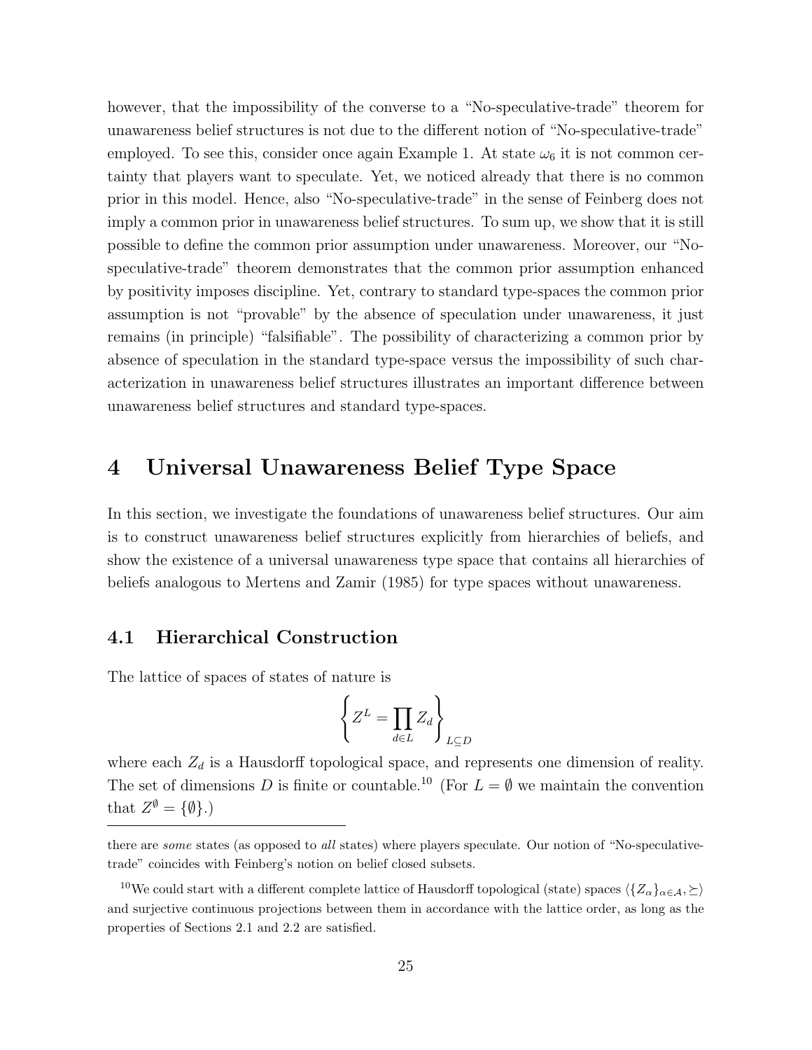however, that the impossibility of the converse to a "No-speculative-trade" theorem for unawareness belief structures is not due to the different notion of "No-speculative-trade" employed. To see this, consider once again Example 1. At state $\omega_6$ it is not common certainty that players want to speculate. Yet, we noticed already that there is no common prior in this model. Hence, also "No-speculative-trade" in the sense of Feinberg does not imply a common prior in unawareness belief structures. To sum up, we show that it is still possible to define the common prior assumption under unawareness. Moreover, our "No-speculative-trade" theorem demonstrates that the common prior assumption enhanced by positivity imposes discipline. Yet, contrary to standard type-spaces the common prior assumption is not "provable" by the absence of speculation under unawareness, it just remains (in principle) "falsifiable". The possibility of characterizing a common prior by absence of speculation in the standard type-space versus the impossibility of such characterization in unawareness belief structures illustrates an important difference between unawareness belief structures and standard type-spaces.

# 4 Universal Unawareness Belief Type Space

In this section, we investigate the foundations of unawareness belief structures. Our aim is to construct unawareness belief structures explicitly from hierarchies of beliefs, and show the existence of a universal unawareness type space that contains all hierarchies of beliefs analogous to Mertens and Zamir (1985) for type spaces without unawareness.

## 4.1 Hierarchical Construction

The lattice of spaces of states of nature is

$$\left\{ Z^L = \prod_{d \in L} Z_d \right\}_{L \subseteq D}$$

where each $Z_d$ is a Hausdorff topological space, and represents one dimension of reality. The set of dimensions $D$ is finite or countable.[10] (For $L = \emptyset$ we maintain the convention that $Z^{\emptyset} = \{\emptyset\}$.)

there are *some* states (as opposed to *all* states) where players speculate. Our notion of "No-speculative-trade" coincides with Feinberg's notion on belief closed subsets.

[10] We could start with a different complete lattice of Hausdorff topological (state) spaces $\langle \{Z_\alpha\}_{\alpha \in \mathcal{A}}, \succeq \rangle$ and surjective continuous projections between them in accordance with the lattice order, as long as the properties of Sections 2.1 and 2.2 are satisfied.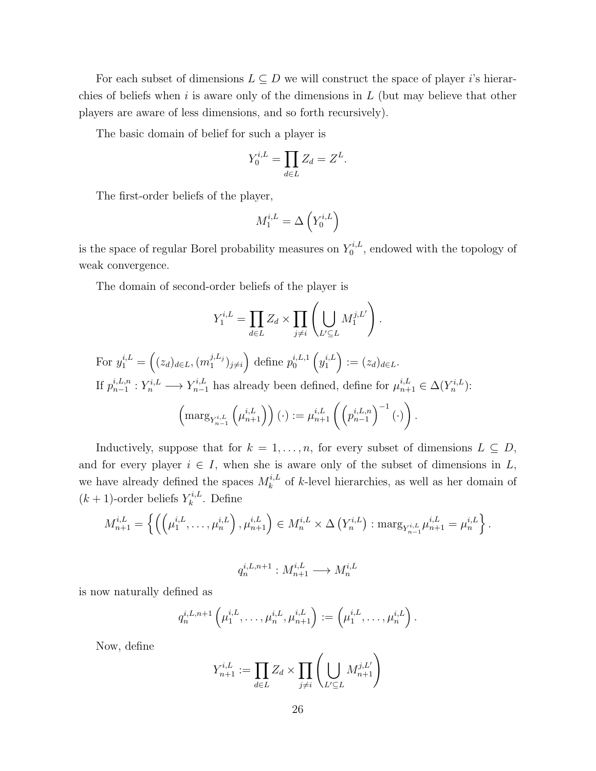For each subset of dimensions $L \subseteq D$ we will construct the space of player $i$'s hierarchies of beliefs when $i$ is aware only of the dimensions in $L$ (but may believe that other players are aware of less dimensions, and so forth recursively).

The basic domain of belief for such a player is

$$Y_0^{i,L} = \prod_{d \in L} Z_d = Z^L.$$

The first-order beliefs of the player,

$$M_1^{i,L} = \Delta\left(Y_0^{i,L}\right)$$

is the space of regular Borel probability measures on $Y_0^{i,L}$, endowed with the topology of weak convergence.

The domain of second-order beliefs of the player is

$$Y_1^{i,L} = \prod_{d \in L} Z_d \times \prod_{j \neq i} \left( \bigcup_{L' \subseteq L} M_1^{j,L'} \right).$$

For $y_1^{i,L} = \left((z_d)_{d \in L}, (m_1^{j,L_j})_{j \neq i}\right)$ define $p_0^{i,L,1}\left(y_1^{i,L}\right) := (z_d)_{d \in L}$.

If $p_{n-1}^{i,L,n} : Y_n^{i,L} \longrightarrow Y_{n-1}^{i,L}$ has already been defined, define for $\mu_{n+1}^{i,L} \in \Delta(Y_n^{i,L})$:

$$\left(\text{marg}_{Y_{n-1}^{i,L}}\left(\mu_{n+1}^{i,L}\right)\right)(\cdot) := \mu_{n+1}^{i,L}\left(\left(p_{n-1}^{i,L,n}\right)^{-1}(\cdot)\right).$$

Inductively, suppose that for $k = 1, \ldots, n$, for every subset of dimensions $L \subseteq D$, and for every player $i \in I$, when she is aware only of the subset of dimensions in $L$, we have already defined the spaces $M_k^{i,L}$ of $k$-level hierarchies, as well as her domain of $(k+1)$-order beliefs $Y_k^{i,L}$. Define

$$M_{n+1}^{i,L} = \left\{ \left( \left( \mu_1^{i,L}, \ldots, \mu_n^{i,L} \right), \mu_{n+1}^{i,L} \right) \in M_n^{i,L} \times \Delta\left(Y_n^{i,L}\right) : \text{marg}_{Y_{n-1}^{i,L}} \mu_{n+1}^{i,L} = \mu_n^{i,L} \right\}.$$

$$q_n^{i,L,n+1} : M_{n+1}^{i,L} \longrightarrow M_n^{i,L}$$

is now naturally defined as

$$q_n^{i,L,n+1}\left(\mu_1^{i,L}, \ldots, \mu_n^{i,L}, \mu_{n+1}^{i,L}\right) := \left(\mu_1^{i,L}, \ldots, \mu_n^{i,L}\right).$$

Now, define

$$Y_{n+1}^{i,L} := \prod_{d \in L} Z_d \times \prod_{j \neq i} \left( \bigcup_{L' \subseteq L} M_{n+1}^{j,L'} \right)$$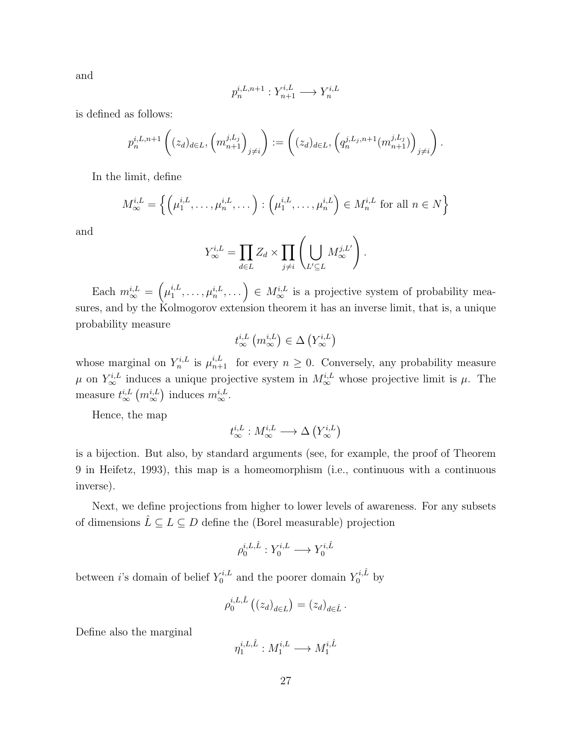and

$$p_n^{i,L,n+1} : Y_{n+1}^{i,L} \longrightarrow Y_n^{i,L}$$

is defined as follows:

$$p_n^{i,L,n+1}\left((z_d)_{d\in L}, \left(m_{n+1}^{j,L_j}\right)_{j\neq i}\right) := \left((z_d)_{d\in L}, \left(q_n^{j,L_j,n+1}(m_{n+1}^{j,L_j})\right)_{j\neq i}\right).$$

In the limit, define

$$M_\infty^{i,L} = \left\{\left(\mu_1^{i,L},\ldots,\mu_n^{i,L},\ldots\right) : \left(\mu_1^{i,L},\ldots,\mu_n^{i,L}\right) \in M_n^{i,L} \text{ for all } n \in N\right\}$$

and

$$Y_\infty^{i,L} = \prod_{d\in L} Z_d \times \prod_{j\neq i}\left(\bigcup_{L'\subseteq L} M_\infty^{j,L'}\right).$$

Each $m_\infty^{i,L} = \left(\mu_1^{i,L},\ldots,\mu_n^{i,L},\ldots\right) \in M_\infty^{i,L}$ is a projective system of probability measures, and by the Kolmogorov extension theorem it has an inverse limit, that is, a unique probability measure

$$t_\infty^{i,L}\left(m_\infty^{i,L}\right) \in \Delta\left(Y_\infty^{i,L}\right)$$

whose marginal on $Y_n^{i,L}$ is $\mu_{n+1}^{i,L}$ for every $n \geq 0$. Conversely, any probability measure $\mu$ on $Y_\infty^{i,L}$ induces a unique projective system in $M_\infty^{i,L}$ whose projective limit is $\mu$. The measure $t_\infty^{i,L}\left(m_\infty^{i,L}\right)$ induces $m_\infty^{i,L}$.

Hence, the map

$$t_\infty^{i,L} : M_\infty^{i,L} \longrightarrow \Delta\left(Y_\infty^{i,L}\right)$$

is a bijection. But also, by standard arguments (see, for example, the proof of Theorem 9 in Heifetz, 1993), this map is a homeomorphism (i.e., continuous with a continuous inverse).

Next, we define projections from higher to lower levels of awareness. For any subsets of dimensions $\hat{L} \subseteq L \subseteq D$ define the (Borel measurable) projection

$$\rho_0^{i,L,\hat{L}} : Y_0^{i,L} \longrightarrow Y_0^{i,\hat{L}}$$

between $i$'s domain of belief $Y_0^{i,L}$ and the poorer domain $Y_0^{i,\hat{L}}$ by

$$\rho_0^{i,L,\hat{L}}\left((z_d)_{d\in L}\right) = (z_d)_{d\in \hat{L}}.$$

Define also the marginal

$$\eta_1^{i,L,\hat{L}} : M_1^{i,L} \longrightarrow M_1^{i,\hat{L}}$$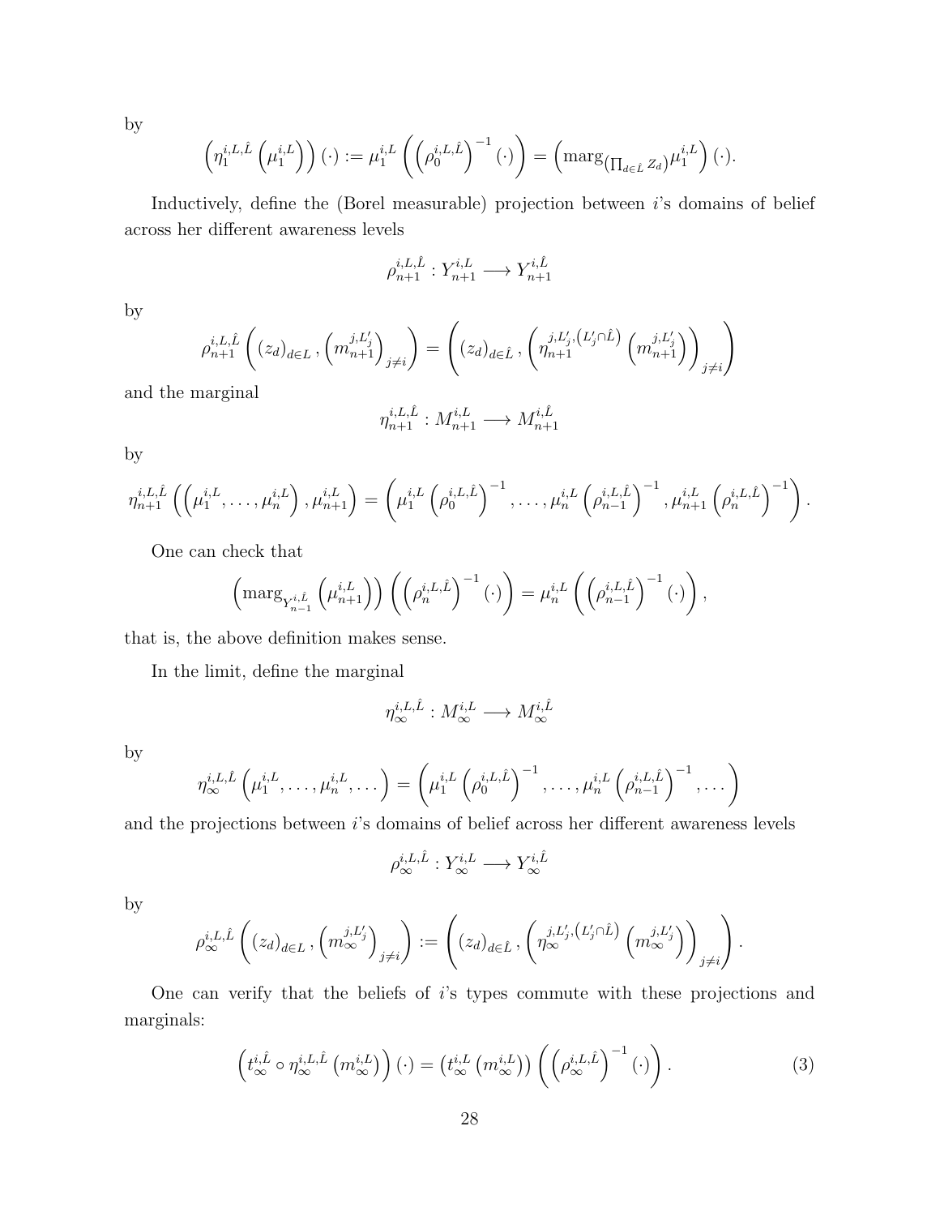by

$$\left(\eta_1^{i,L,\hat{L}}\left(\mu_1^{i,L}\right)\right)(\cdot) := \mu_1^{i,L}\left(\left(\rho_0^{i,L,\hat{L}}\right)^{-1}(\cdot)\right) = \left(\text{marg}_{\left(\prod_{d\in\hat{L}} Z_d\right)}\mu_1^{i,L}\right)(\cdot).$$

Inductively, define the (Borel measurable) projection between $i$'s domains of belief across her different awareness levels

$$\rho_{n+1}^{i,L,\hat{L}} : Y_{n+1}^{i,L} \longrightarrow Y_{n+1}^{i,\hat{L}}$$

by

$$\rho_{n+1}^{i,L,\hat{L}}\left((z_d)_{d\in L}, \left(m_{n+1}^{j,L'_j}\right)_{j\neq i}\right) = \left((z_d)_{d\in\hat{L}}, \left(\eta_{n+1}^{j,L'_j,\left(L'_j\cap\hat{L}\right)}\left(m_{n+1}^{j,L'_j}\right)\right)_{j\neq i}\right)$$

and the marginal

$$\eta_{n+1}^{i,L,\hat{L}} : M_{n+1}^{i,L} \longrightarrow M_{n+1}^{i,\hat{L}}$$

by

$$\eta_{n+1}^{i,L,\hat{L}}\left(\left(\mu_1^{i,L},\ldots,\mu_n^{i,L}\right), \mu_{n+1}^{i,L}\right) = \left(\mu_1^{i,L}\left(\rho_0^{i,L,\hat{L}}\right)^{-1}, \ldots, \mu_n^{i,L}\left(\rho_{n-1}^{i,L,\hat{L}}\right)^{-1}, \mu_{n+1}^{i,L}\left(\rho_n^{i,L,\hat{L}}\right)^{-1}\right).$$

One can check that

$$\left(\text{marg}_{Y_{n-1}^{i,\hat{L}}}\left(\mu_{n+1}^{i,L}\right)\right)\left(\left(\rho_n^{i,L,\hat{L}}\right)^{-1}(\cdot)\right) = \mu_n^{i,L}\left(\left(\rho_{n-1}^{i,L,\hat{L}}\right)^{-1}(\cdot)\right),$$

that is, the above definition makes sense.

In the limit, define the marginal

$$\eta_\infty^{i,L,\hat{L}} : M_\infty^{i,L} \longrightarrow M_\infty^{i,\hat{L}}$$

by

$$\eta_\infty^{i,L,\hat{L}}\left(\mu_1^{i,L},\ldots,\mu_n^{i,L},\ldots\right) = \left(\mu_1^{i,L}\left(\rho_0^{i,L,\hat{L}}\right)^{-1}, \ldots, \mu_n^{i,L}\left(\rho_{n-1}^{i,L,\hat{L}}\right)^{-1}, \ldots\right)$$

and the projections between $i$'s domains of belief across her different awareness levels

$$\rho_\infty^{i,L,\hat{L}} : Y_\infty^{i,L} \longrightarrow Y_\infty^{i,\hat{L}}$$

by

$$\rho_\infty^{i,L,\hat{L}}\left((z_d)_{d\in L}, \left(m_\infty^{j,L'_j}\right)_{j\neq i}\right) := \left((z_d)_{d\in\hat{L}}, \left(\eta_\infty^{j,L'_j,\left(L'_j\cap\hat{L}\right)}\left(m_\infty^{j,L'_j}\right)\right)_{j\neq i}\right).$$

One can verify that the beliefs of $i$'s types commute with these projections and marginals:

$$\left(t_\infty^{i,\hat{L}} \circ \eta_\infty^{i,L,\hat{L}}\left(m_\infty^{i,L}\right)\right)(\cdot) = \left(t_\infty^{i,L}\left(m_\infty^{i,L}\right)\right)\left(\left(\rho_\infty^{i,L,\hat{L}}\right)^{-1}(\cdot)\right). \tag{3}$$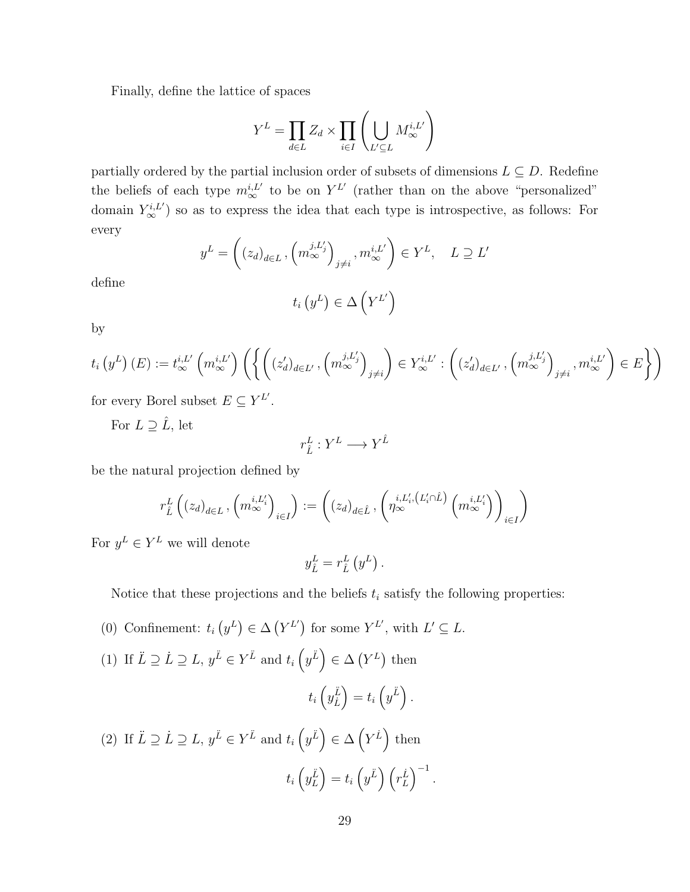Finally, define the lattice of spaces

$$Y^L = \prod_{d \in L} Z_d \times \prod_{i \in I} \left( \bigcup_{L' \subseteq L} M_\infty^{i,L'} \right)$$

partially ordered by the partial inclusion order of subsets of dimensions $L \subseteq D$. Redefine the beliefs of each type $m_\infty^{i,L'}$ to be on $Y^{L'}$ (rather than on the above "personalized" domain $Y_\infty^{i,L'}$) so as to express the idea that each type is introspective, as follows: For every

$$y^L = \left( (z_d)_{d \in L}, \left( m_\infty^{j,L'_j} \right)_{j \neq i}, m_\infty^{i,L'} \right) \in Y^L, \quad L \supseteq L'$$

define

$$t_i \left( y^L \right) \in \Delta \left( Y^{L'} \right)$$

by

$$t_i \left( y^L \right)(E) := t_\infty^{i,L'} \left( m_\infty^{i,L'} \right) \left( \left\{ \left( (z'_d)_{d \in L'}, \left( m_\infty^{j,L'_j} \right)_{j \neq i} \right) \in Y_\infty^{i,L'} : \left( (z'_d)_{d \in L'}, \left( m_\infty^{j,L'_j} \right)_{j \neq i}, m_\infty^{i,L'} \right) \in E \right\} \right)$$

for every Borel subset $E \subseteq Y^{L'}$.

For $L \supseteq \hat{L}$, let

$$r_{\hat{L}}^L : Y^L \longrightarrow Y^{\hat{L}}$$

be the natural projection defined by

$$r_{\hat{L}}^L \left( (z_d)_{d \in L}, \left( m_\infty^{i,L'_i} \right)_{i \in I} \right) := \left( (z_d)_{d \in \hat{L}}, \left( \eta_\infty^{i,L'_i,\left(L'_i \cap \hat{L}\right)} \left( m_\infty^{i,L'_i} \right) \right)_{i \in I} \right)$$

For $y^L \in Y^L$ we will denote

$$y_{\hat{L}}^L = r_{\hat{L}}^L \left( y^L \right).$$

Notice that these projections and the beliefs $t_i$ satisfy the following properties:

(0) Confinement: $t_i \left( y^L \right) \in \Delta \left( Y^{L'} \right)$ for some $Y^{L'}$, with $L' \subseteq L$.

(1) If $\ddot{L} \supseteq \dot{L} \supseteq L$, $y^{\ddot{L}} \in Y^{\ddot{L}}$ and $t_i \left( y^{\ddot{L}} \right) \in \Delta \left( Y^L \right)$ then

$$t_i \left( y_{\dot{L}}^{\ddot{L}} \right) = t_i \left( y^{\ddot{L}} \right).$$

(2) If $\ddot{L} \supseteq \dot{L} \supseteq L$, $y^{\ddot{L}} \in Y^{\ddot{L}}$ and $t_i \left( y^{\ddot{L}} \right) \in \Delta \left( Y^{\dot{L}} \right)$ then

$$t_i \left( y_L^{\ddot{L}} \right) = t_i \left( y^{\ddot{L}} \right) \left( r_L^{\dot{L}} \right)^{-1}.$$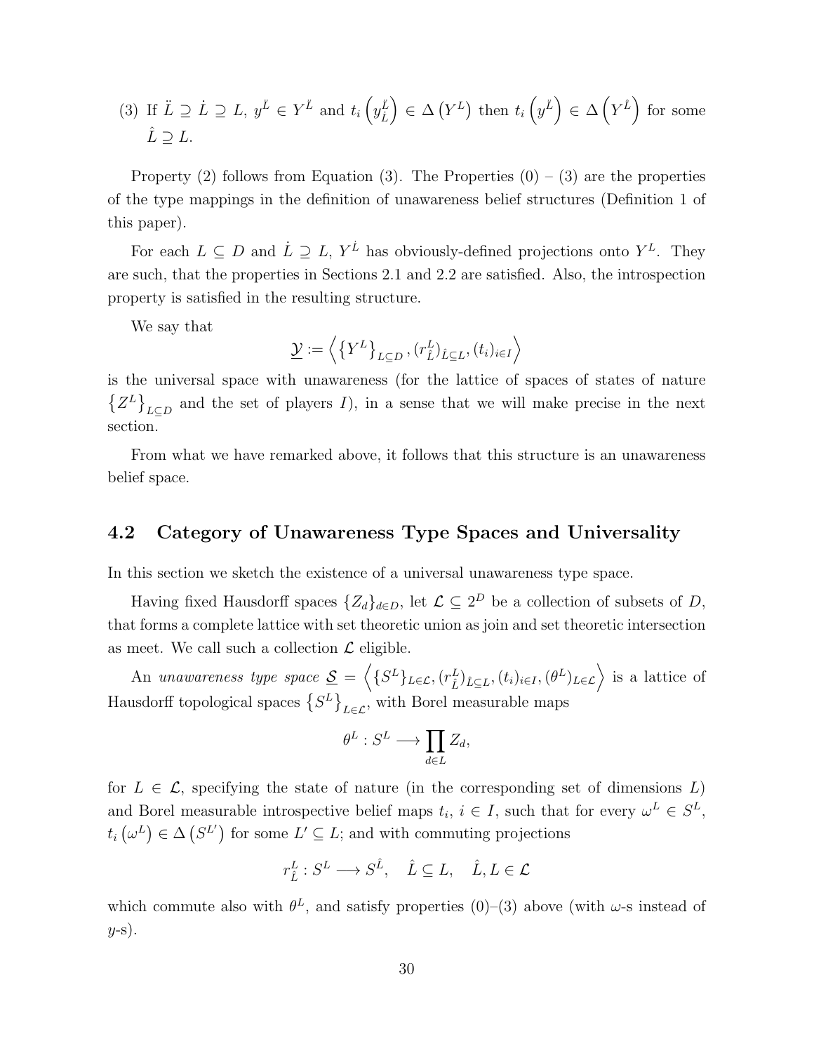(3) If $\ddot{L} \supseteq \dot{L} \supseteq L$, $y^{\dot{L}} \in Y^{\dot{L}}$ and $t_i\left(y^{\dot{L}}_{\check{L}}\right) \in \Delta\left(Y^{L}\right)$ then $t_i\left(y^{\dot{L}}\right) \in \Delta\left(Y^{\hat{L}}\right)$ for some $\hat{L} \supseteq L$.

Property (2) follows from Equation (3). The Properties (0) – (3) are the properties of the type mappings in the definition of unawareness belief structures (Definition 1 of this paper).

For each $L \subseteq D$ and $\dot{L} \supseteq L$, $Y^{\dot{L}}$ has obviously-defined projections onto $Y^{L}$. They are such, that the properties in Sections 2.1 and 2.2 are satisfied. Also, the introspection property is satisfied in the resulting structure.

We say that

$$\underline{\mathcal{Y}} := \left\langle \left\{Y^{L}\right\}_{L\subseteq D}, (r^{L}_{\hat{L}})_{\hat{L}\subseteq L}, (t_i)_{i\in I} \right\rangle$$

is the universal space with unawareness (for the lattice of spaces of states of nature $\left\{Z^{L}\right\}_{L\subseteq D}$ and the set of players $I$), in a sense that we will make precise in the next section.

From what we have remarked above, it follows that this structure is an unawareness belief space.

## 4.2 Category of Unawareness Type Spaces and Universality

In this section we sketch the existence of a universal unawareness type space.

Having fixed Hausdorff spaces $\{Z_d\}_{d\in D}$, let $\mathcal{L} \subseteq 2^{D}$ be a collection of subsets of $D$, that forms a complete lattice with set theoretic union as join and set theoretic intersection as meet. We call such a collection $\mathcal{L}$ eligible.

An *unawareness type space* $\underline{\mathcal{S}} = \left\langle \{S^{L}\}_{L\in\mathcal{L}}, (r^{L}_{\hat{L}})_{\hat{L}\subseteq L}, (t_i)_{i\in I}, (\theta^{L})_{L\in\mathcal{L}} \right\rangle$ is a lattice of Hausdorff topological spaces $\left\{S^{L}\right\}_{L\in\mathcal{L}}$, with Borel measurable maps

$$\theta^{L} : S^{L} \longrightarrow \prod_{d\in L} Z_d,$$

for $L \in \mathcal{L}$, specifying the state of nature (in the corresponding set of dimensions $L$) and Borel measurable introspective belief maps $t_i$, $i \in I$, such that for every $\omega^{L} \in S^{L}$, $t_i\left(\omega^{L}\right) \in \Delta\left(S^{L'}\right)$ for some $L' \subseteq L$; and with commuting projections

$$r^{L}_{\hat{L}} : S^{L} \longrightarrow S^{\hat{L}}, \quad \hat{L} \subseteq L, \quad \hat{L}, L \in \mathcal{L}$$

which commute also with $\theta^{L}$, and satisfy properties (0)–(3) above (with $\omega$-s instead of $y$-s).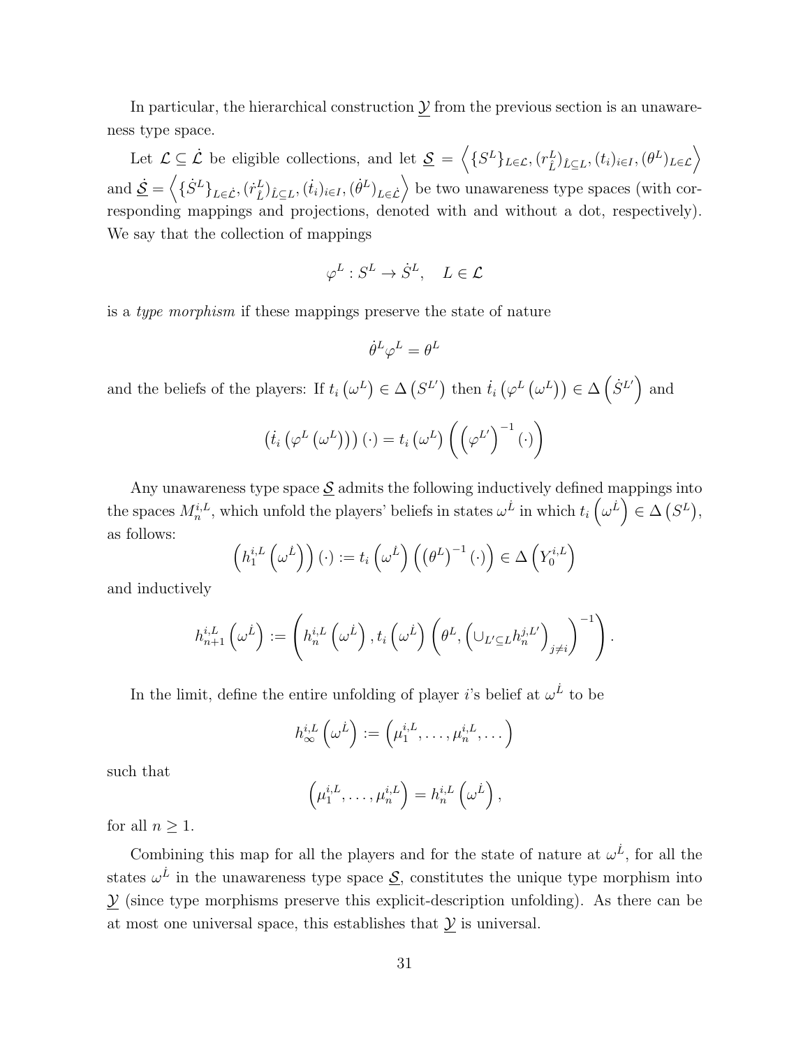In particular, the hierarchical construction $\underline{\mathcal{Y}}$ from the previous section is an unawareness type space.

Let $\mathcal{L} \subseteq \dot{\mathcal{L}}$ be eligible collections, and let $\underline{\mathcal{S}} = \left\langle \{S^L\}_{L\in\mathcal{L}}, (r^L_{\hat{L}})_{\hat{L}\subseteq L}, (t_i)_{i\in I}, (\theta^L)_{L\in\mathcal{L}} \right\rangle$ and $\underline{\dot{\mathcal{S}}} = \left\langle \{\dot{S}^L\}_{L\in\dot{\mathcal{L}}}, (\dot{r}^L_{\hat{L}})_{\hat{L}\subseteq L}, (\dot{t}_i)_{i\in I}, (\dot{\theta}^L)_{L\in\dot{\mathcal{L}}} \right\rangle$ be two unawareness type spaces (with corresponding mappings and projections, denoted with and without a dot, respectively). We say that the collection of mappings

$$\varphi^L : S^L \to \dot{S}^L, \quad L \in \mathcal{L}$$

is a *type morphism* if these mappings preserve the state of nature

$$\dot{\theta}^L \varphi^L = \theta^L$$

and the beliefs of the players: If $t_i\left(\omega^L\right) \in \Delta\left(S^{L'}\right)$ then $\dot{t}_i\left(\varphi^L\left(\omega^L\right)\right) \in \Delta\left(\dot{S}^{L'}\right)$ and

$$\left(\dot{t}_i\left(\varphi^L\left(\omega^L\right)\right)\right)(\cdot) = t_i\left(\omega^L\right)\left(\left(\varphi^{L'}\right)^{-1}(\cdot)\right)$$

Any unawareness type space $\underline{\mathcal{S}}$ admits the following inductively defined mappings into the spaces $M^{i,L}_n$, which unfold the players' beliefs in states $\omega^{\dot{L}}$ in which $t_i\left(\omega^{\dot{L}}\right) \in \Delta\left(S^L\right)$, as follows:

$$\left(h^{i,L}_1\left(\omega^{\dot{L}}\right)\right)(\cdot) := t_i\left(\omega^{\dot{L}}\right)\left(\left(\theta^L\right)^{-1}(\cdot)\right) \in \Delta\left(Y^{i,L}_0\right)$$

and inductively

$$h^{i,L}_{n+1}\left(\omega^{\dot{L}}\right) := \left(h^{i,L}_n\left(\omega^{\dot{L}}\right), t_i\left(\omega^{\dot{L}}\right)\left(\theta^L, \left(\cup_{L'\subseteq L} h^{j,L'}_n\right)_{j\neq i}\right)^{-1}\right).$$

In the limit, define the entire unfolding of player $i$'s belief at $\omega^{\dot{L}}$ to be

$$h^{i,L}_\infty\left(\omega^{\dot{L}}\right) := \left(\mu^{i,L}_1, \ldots, \mu^{i,L}_n, \ldots\right)$$

such that

$$\left(\mu^{i,L}_1, \ldots, \mu^{i,L}_n\right) = h^{i,L}_n\left(\omega^{\dot{L}}\right),$$

for all $n \geq 1$.

Combining this map for all the players and for the state of nature at $\omega^{\dot{L}}$, for all the states $\omega^{\dot{L}}$ in the unawareness type space $\underline{\mathcal{S}}$, constitutes the unique type morphism into $\underline{\mathcal{Y}}$ (since type morphisms preserve this explicit-description unfolding). As there can be at most one universal space, this establishes that $\underline{\mathcal{Y}}$ is universal.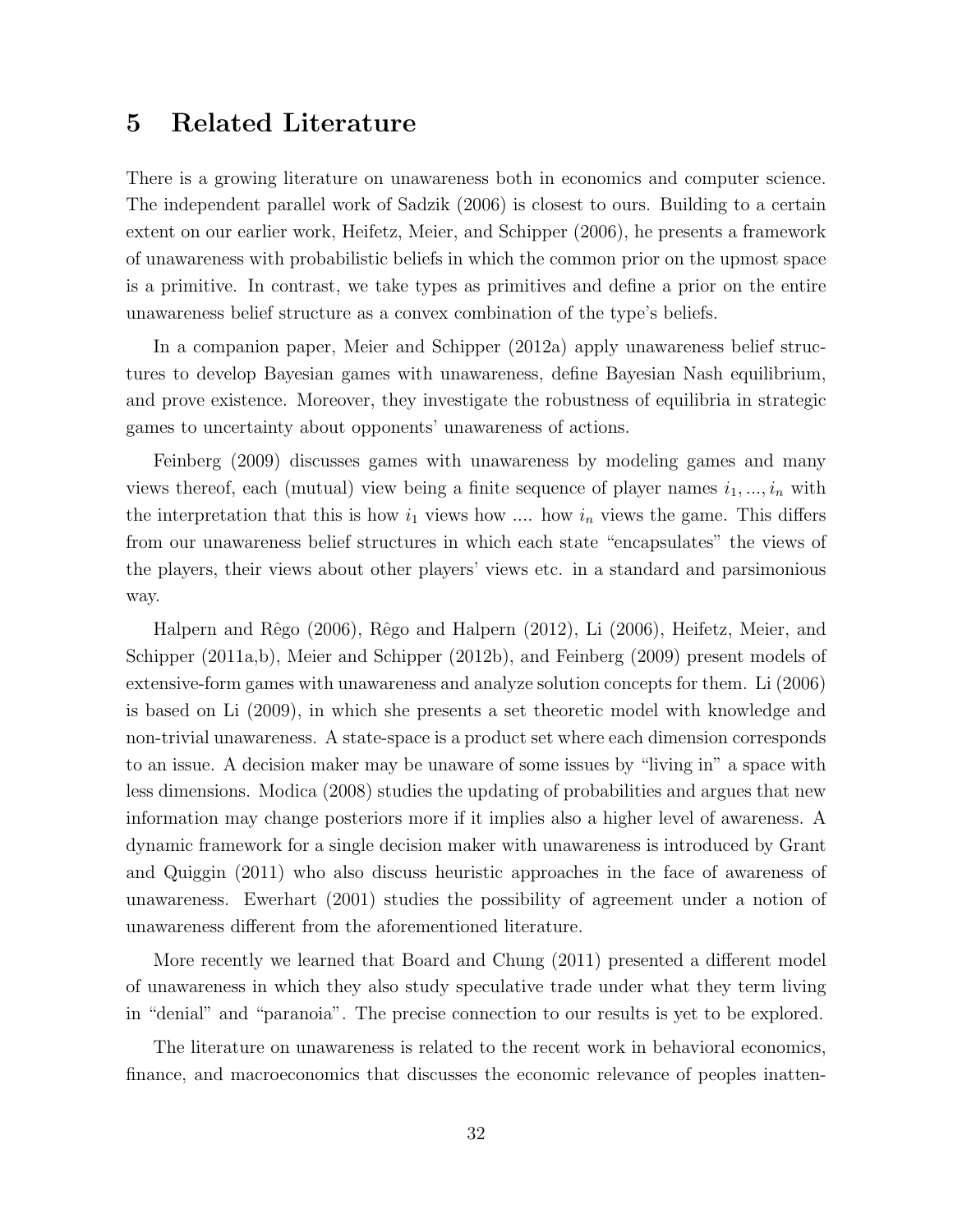# 5 Related Literature

There is a growing literature on unawareness both in economics and computer science. The independent parallel work of Sadzik (2006) is closest to ours. Building to a certain extent on our earlier work, Heifetz, Meier, and Schipper (2006), he presents a framework of unawareness with probabilistic beliefs in which the common prior on the upmost space is a primitive. In contrast, we take types as primitives and define a prior on the entire unawareness belief structure as a convex combination of the type's beliefs.

In a companion paper, Meier and Schipper (2012a) apply unawareness belief structures to develop Bayesian games with unawareness, define Bayesian Nash equilibrium, and prove existence. Moreover, they investigate the robustness of equilibria in strategic games to uncertainty about opponents' unawareness of actions.

Feinberg (2009) discusses games with unawareness by modeling games and many views thereof, each (mutual) view being a finite sequence of player names $i_1, ..., i_n$ with the interpretation that this is how $i_1$ views how .... how $i_n$ views the game. This differs from our unawareness belief structures in which each state "encapsulates" the views of the players, their views about other players' views etc. in a standard and parsimonious way.

Halpern and Rêgo (2006), Rêgo and Halpern (2012), Li (2006), Heifetz, Meier, and Schipper (2011a,b), Meier and Schipper (2012b), and Feinberg (2009) present models of extensive-form games with unawareness and analyze solution concepts for them. Li (2006) is based on Li (2009), in which she presents a set theoretic model with knowledge and non-trivial unawareness. A state-space is a product set where each dimension corresponds to an issue. A decision maker may be unaware of some issues by "living in" a space with less dimensions. Modica (2008) studies the updating of probabilities and argues that new information may change posteriors more if it implies also a higher level of awareness. A dynamic framework for a single decision maker with unawareness is introduced by Grant and Quiggin (2011) who also discuss heuristic approaches in the face of awareness of unawareness. Ewerhart (2001) studies the possibility of agreement under a notion of unawareness different from the aforementioned literature.

More recently we learned that Board and Chung (2011) presented a different model of unawareness in which they also study speculative trade under what they term living in "denial" and "paranoia". The precise connection to our results is yet to be explored.

The literature on unawareness is related to the recent work in behavioral economics, finance, and macroeconomics that discusses the economic relevance of peoples inatten-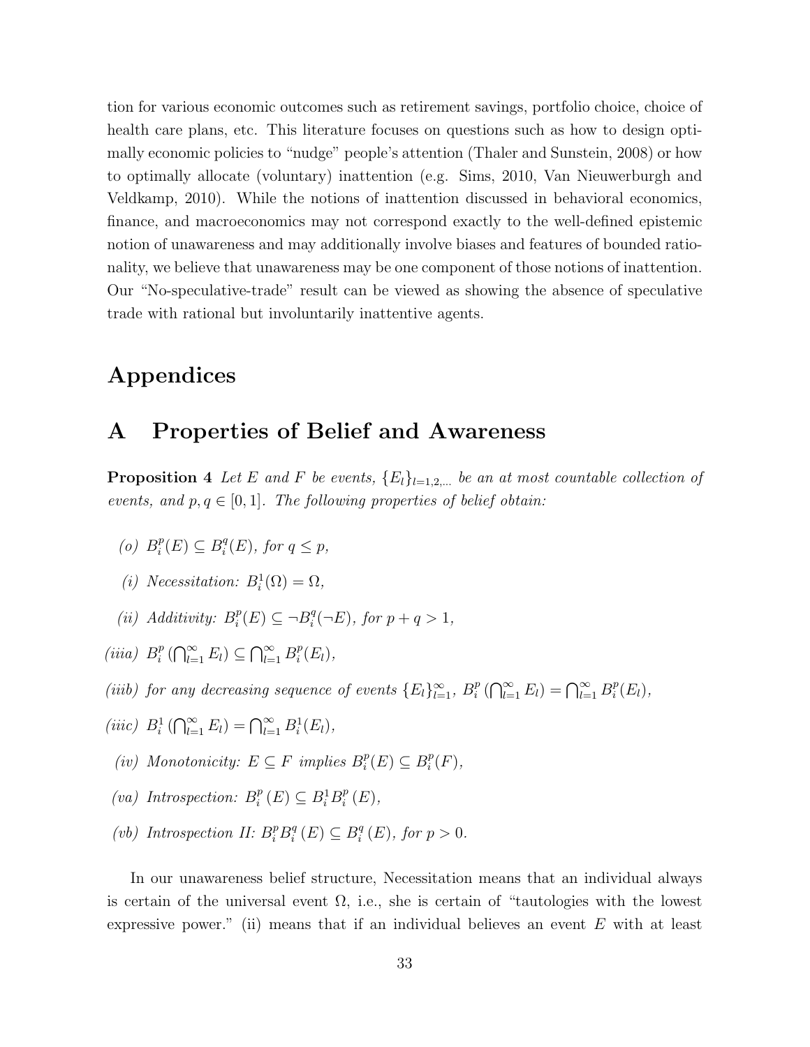tion for various economic outcomes such as retirement savings, portfolio choice, choice of health care plans, etc. This literature focuses on questions such as how to design optimally economic policies to "nudge" people's attention (Thaler and Sunstein, 2008) or how to optimally allocate (voluntary) inattention (e.g. Sims, 2010, Van Nieuwerburgh and Veldkamp, 2010). While the notions of inattention discussed in behavioral economics, finance, and macroeconomics may not correspond exactly to the well-defined epistemic notion of unawareness and may additionally involve biases and features of bounded rationality, we believe that unawareness may be one component of those notions of inattention. Our "No-speculative-trade" result can be viewed as showing the absence of speculative trade with rational but involuntarily inattentive agents.

# Appendices

# A Properties of Belief and Awareness

**Proposition 4** *Let $E$ and $F$ be events, $\{E_l\}_{l=1,2,...}$ be an at most countable collection of events, and $p, q \in [0,1]$. The following properties of belief obtain:*

*(o)* $B_i^p(E) \subseteq B_i^q(E)$, *for* $q \leq p$,

*(i) Necessitation:* $B_i^1(\Omega) = \Omega$,

*(ii) Additivity:* $B_i^p(E) \subseteq \neg B_i^q(\neg E)$, *for* $p + q > 1$,

*(iiia)* $B_i^p\left(\bigcap_{l=1}^{\infty} E_l\right) \subseteq \bigcap_{l=1}^{\infty} B_i^p(E_l)$,

*(iiib) for any decreasing sequence of events* $\{E_l\}_{l=1}^{\infty}$, $B_i^p\left(\bigcap_{l=1}^{\infty} E_l\right) = \bigcap_{l=1}^{\infty} B_i^p(E_l)$,

*(iiic)* $B_i^1\left(\bigcap_{l=1}^{\infty} E_l\right) = \bigcap_{l=1}^{\infty} B_i^1(E_l)$,

*(iv) Monotonicity:* $E \subseteq F$ *implies* $B_i^p(E) \subseteq B_i^p(F)$,

*(va) Introspection:* $B_i^p(E) \subseteq B_i^1 B_i^p(E)$,

*(vb) Introspection II:* $B_i^p B_i^q(E) \subseteq B_i^q(E)$, *for* $p > 0$.

In our unawareness belief structure, Necessitation means that an individual always is certain of the universal event $\Omega$, i.e., she is certain of "tautologies with the lowest expressive power." (ii) means that if an individual believes an event $E$ with at least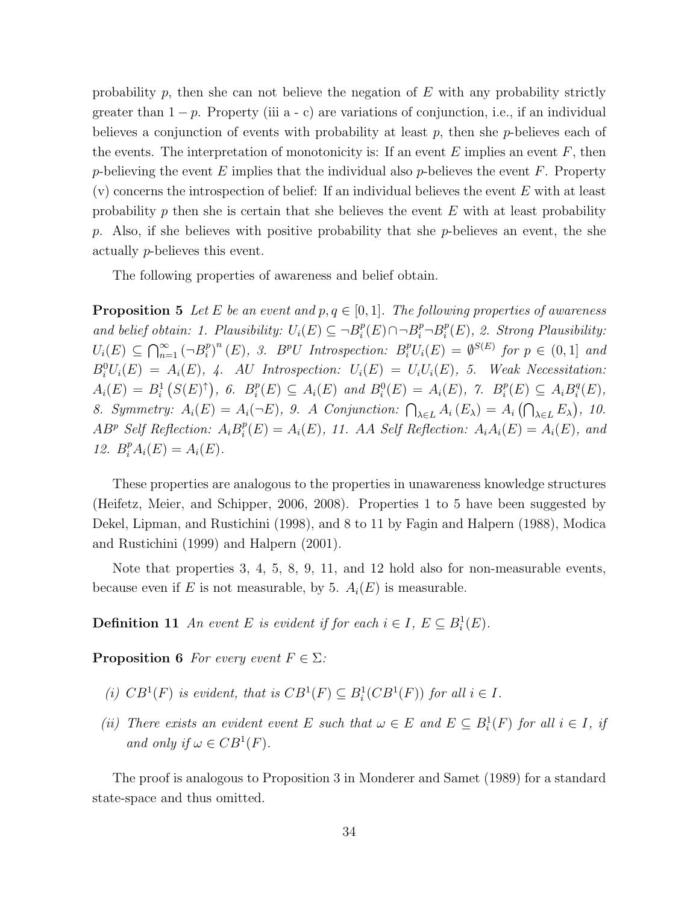probability $p$, then she can not believe the negation of $E$ with any probability strictly greater than $1-p$. Property (iii a - c) are variations of conjunction, i.e., if an individual believes a conjunction of events with probability at least $p$, then she $p$-believes each of the events. The interpretation of monotonicity is: If an event $E$ implies an event $F$, then $p$-believing the event $E$ implies that the individual also $p$-believes the event $F$. Property (v) concerns the introspection of belief: If an individual believes the event $E$ with at least probability $p$ then she is certain that she believes the event $E$ with at least probability $p$. Also, if she believes with positive probability that she $p$-believes an event, the she actually $p$-believes this event.

The following properties of awareness and belief obtain.

**Proposition 5** *Let $E$ be an event and $p, q \in [0,1]$. The following properties of awareness and belief obtain: 1. Plausibility: $U_i(E) \subseteq \neg B_i^p(E) \cap \neg B_i^p \neg B_i^p(E)$, 2. Strong Plausibility: $U_i(E) \subseteq \bigcap_{n=1}^{\infty} (\neg B_i^p)^n (E)$, 3. $B^pU$ Introspection: $B_i^p U_i(E) = \emptyset^{S(E)}$ for $p \in (0,1]$ and $B_i^0 U_i(E) = A_i(E)$, 4. AU Introspection: $U_i(E) = U_i U_i(E)$, 5. Weak Necessitation: $A_i(E) = B_i^1 \left(S(E)^{\uparrow}\right)$, 6. $B_i^p(E) \subseteq A_i(E)$ and $B_i^0(E) = A_i(E)$, 7. $B_i^p(E) \subseteq A_i B_i^q(E)$, 8. Symmetry: $A_i(E) = A_i(\neg E)$, 9. A Conjunction: $\bigcap_{\lambda \in L} A_i(E_\lambda) = A_i\left(\bigcap_{\lambda \in L} E_\lambda\right)$, 10. $AB^p$ Self Reflection: $A_i B_i^p(E) = A_i(E)$, 11. AA Self Reflection: $A_i A_i(E) = A_i(E)$, and 12. $B_i^p A_i(E) = A_i(E)$.*

These properties are analogous to the properties in unawareness knowledge structures (Heifetz, Meier, and Schipper, 2006, 2008). Properties 1 to 5 have been suggested by Dekel, Lipman, and Rustichini (1998), and 8 to 11 by Fagin and Halpern (1988), Modica and Rustichini (1999) and Halpern (2001).

Note that properties 3, 4, 5, 8, 9, 11, and 12 hold also for non-measurable events, because even if $E$ is not measurable, by 5. $A_i(E)$ is measurable.

**Definition 11** *An event $E$ is evident if for each $i \in I$, $E \subseteq B_i^1(E)$.*

**Proposition 6** *For every event $F \in \Sigma$:*

*(i) $CB^1(F)$ is evident, that is $CB^1(F) \subseteq B_i^1(CB^1(F))$ for all $i \in I$.*

*(ii) There exists an evident event $E$ such that $\omega \in E$ and $E \subseteq B_i^1(F)$ for all $i \in I$, if and only if $\omega \in CB^1(F)$.*

The proof is analogous to Proposition 3 in Monderer and Samet (1989) for a standard state-space and thus omitted.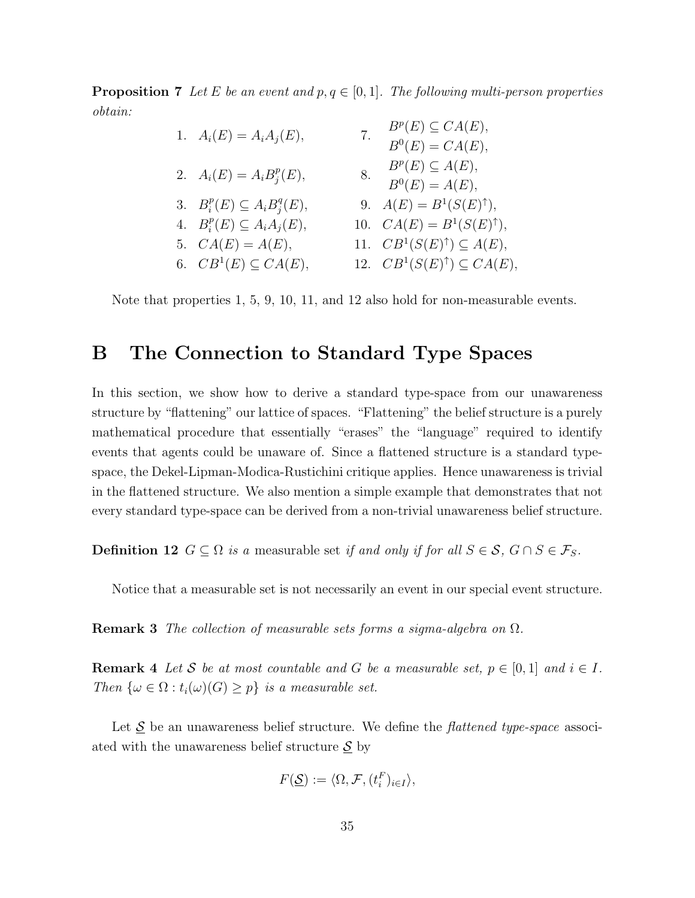**Proposition 7** *Let $E$ be an event and $p, q \in [0,1]$. The following multi-person properties obtain:*

1. $A_i(E) = A_i A_j(E)$,
2. $A_i(E) = A_i B_j^p(E)$,
3. $B_i^p(E) \subseteq A_i B_j^q(E)$,
4. $B_i^p(E) \subseteq A_i A_j(E)$,
5. $CA(E) = A(E)$,
6. $CB^1(E) \subseteq CA(E)$,
7. $B^p(E) \subseteq CA(E)$, $B^0(E) = CA(E)$,
8. $B^p(E) \subseteq A(E)$, $B^0(E) = A(E)$,
9. $A(E) = B^1(S(E)^{\uparrow})$,
10. $CA(E) = B^1(S(E)^{\uparrow})$,
11. $CB^1(S(E)^{\uparrow}) \subseteq A(E)$,
12. $CB^1(S(E)^{\uparrow}) \subseteq CA(E)$,

Note that properties 1, 5, 9, 10, 11, and 12 also hold for non-measurable events.

# B The Connection to Standard Type Spaces

In this section, we show how to derive a standard type-space from our unawareness structure by "flattening" our lattice of spaces. "Flattening" the belief structure is a purely mathematical procedure that essentially "erases" the "language" required to identify events that agents could be unaware of. Since a flattened structure is a standard type-space, the Dekel-Lipman-Modica-Rustichini critique applies. Hence unawareness is trivial in the flattened structure. We also mention a simple example that demonstrates that not every standard type-space can be derived from a non-trivial unawareness belief structure.

**Definition 12** *$G \subseteq \Omega$ is a* measurable set *if and only if for all $S \in \mathcal{S}$, $G \cap S \in \mathcal{F}_S$.*

Notice that a measurable set is not necessarily an event in our special event structure.

**Remark 3** *The collection of measurable sets forms a sigma-algebra on $\Omega$.*

**Remark 4** *Let $\mathcal{S}$ be at most countable and $G$ be a measurable set, $p \in [0,1]$ and $i \in I$. Then $\{\omega \in \Omega : t_i(\omega)(G) \geq p\}$ is a measurable set.*

Let $\underline{\mathcal{S}}$ be an unawareness belief structure. We define the *flattened type-space* associated with the unawareness belief structure $\underline{\mathcal{S}}$ by

$$F(\underline{\mathcal{S}}) := \langle \Omega, \mathcal{F}, (t_i^F)_{i \in I} \rangle,$$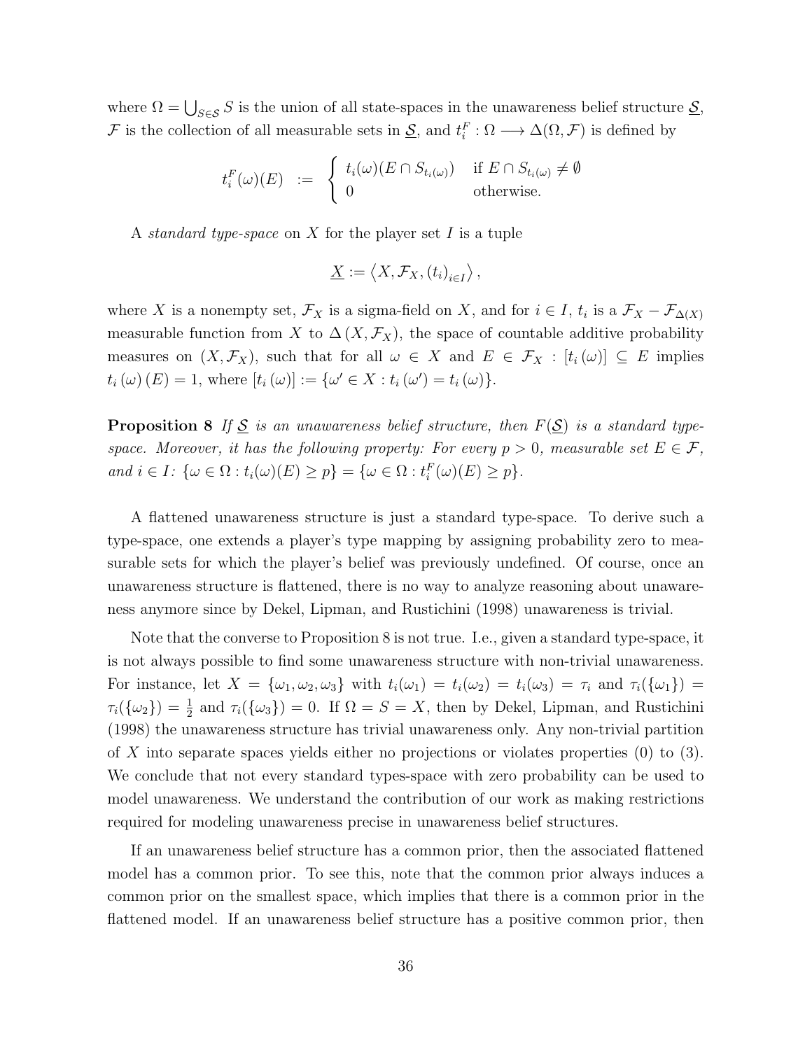where $\Omega = \bigcup_{S \in \mathcal{S}} S$ is the union of all state-spaces in the unawareness belief structure $\underline{\mathcal{S}}$, $\mathcal{F}$ is the collection of all measurable sets in $\underline{\mathcal{S}}$, and $t_i^F : \Omega \longrightarrow \Delta(\Omega, \mathcal{F})$ is defined by

$$t_i^F(\omega)(E) \;\; := \;\; \begin{cases} t_i(\omega)(E \cap S_{t_i(\omega)}) & \text{if } E \cap S_{t_i(\omega)} \neq \emptyset \\ 0 & \text{otherwise.} \end{cases}$$

A *standard type-space* on $X$ for the player set $I$ is a tuple

$$\underline{X} := \left\langle X, \mathcal{F}_X, (t_i)_{i \in I} \right\rangle,$$

where $X$ is a nonempty set, $\mathcal{F}_X$ is a sigma-field on $X$, and for $i \in I$, $t_i$ is a $\mathcal{F}_X - \mathcal{F}_{\Delta(X)}$ measurable function from $X$ to $\Delta(X, \mathcal{F}_X)$, the space of countable additive probability measures on $(X, \mathcal{F}_X)$, such that for all $\omega \in X$ and $E \in \mathcal{F}_X$ : $[t_i(\omega)] \subseteq E$ implies $t_i(\omega)(E) = 1$, where $[t_i(\omega)] := \{\omega' \in X : t_i(\omega') = t_i(\omega)\}$.

**Proposition 8** *If $\underline{\mathcal{S}}$ is an unawareness belief structure, then $F(\underline{\mathcal{S}})$ is a standard type-space. Moreover, it has the following property: For every $p > 0$, measurable set $E \in \mathcal{F}$, and $i \in I$: $\{\omega \in \Omega : t_i(\omega)(E) \geq p\} = \{\omega \in \Omega : t_i^F(\omega)(E) \geq p\}$.*

A flattened unawareness structure is just a standard type-space. To derive such a type-space, one extends a player's type mapping by assigning probability zero to measurable sets for which the player's belief was previously undefined. Of course, once an unawareness structure is flattened, there is no way to analyze reasoning about unawareness anymore since by Dekel, Lipman, and Rustichini (1998) unawareness is trivial.

Note that the converse to Proposition 8 is not true. I.e., given a standard type-space, it is not always possible to find some unawareness structure with non-trivial unawareness. For instance, let $X = \{\omega_1, \omega_2, \omega_3\}$ with $t_i(\omega_1) = t_i(\omega_2) = t_i(\omega_3) = \tau_i$ and $\tau_i(\{\omega_1\}) = \tau_i(\{\omega_2\}) = \frac{1}{2}$ and $\tau_i(\{\omega_3\}) = 0$. If $\Omega = S = X$, then by Dekel, Lipman, and Rustichini (1998) the unawareness structure has trivial unawareness only. Any non-trivial partition of $X$ into separate spaces yields either no projections or violates properties (0) to (3). We conclude that not every standard types-space with zero probability can be used to model unawareness. We understand the contribution of our work as making restrictions required for modeling unawareness precise in unawareness belief structures.

If an unawareness belief structure has a common prior, then the associated flattened model has a common prior. To see this, note that the common prior always induces a common prior on the smallest space, which implies that there is a common prior in the flattened model. If an unawareness belief structure has a positive common prior, then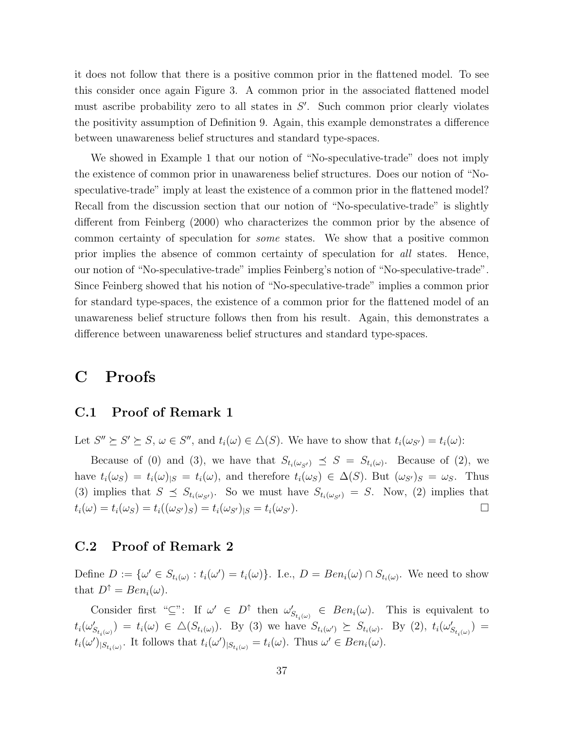it does not follow that there is a positive common prior in the flattened model. To see this consider once again Figure 3. A common prior in the associated flattened model must ascribe probability zero to all states in $S'$. Such common prior clearly violates the positivity assumption of Definition 9. Again, this example demonstrates a difference between unawareness belief structures and standard type-spaces.

We showed in Example 1 that our notion of "No-speculative-trade" does not imply the existence of common prior in unawareness belief structures. Does our notion of "No-speculative-trade" imply at least the existence of a common prior in the flattened model? Recall from the discussion section that our notion of "No-speculative-trade" is slightly different from Feinberg (2000) who characterizes the common prior by the absence of common certainty of speculation for *some* states. We show that a positive common prior implies the absence of common certainty of speculation for *all* states. Hence, our notion of "No-speculative-trade" implies Feinberg's notion of "No-speculative-trade". Since Feinberg showed that his notion of "No-speculative-trade" implies a common prior for standard type-spaces, the existence of a common prior for the flattened model of an unawareness belief structure follows then from his result. Again, this demonstrates a difference between unawareness belief structures and standard type-spaces.

# C Proofs

## C.1 Proof of Remark 1

Let $S'' \succeq S' \succeq S$, $\omega \in S''$, and $t_i(\omega) \in \triangle(S)$. We have to show that $t_i(\omega_{S'}) = t_i(\omega)$:

Because of (0) and (3), we have that $S_{t_i(\omega_{S'})} \preceq S = S_{t_i(\omega)}$. Because of (2), we have $t_i(\omega_S) = t_i(\omega)_{|S} = t_i(\omega)$, and therefore $t_i(\omega_S) \in \Delta(S)$. But $(\omega_{S'})_S = \omega_S$. Thus (3) implies that $S \preceq S_{t_i(\omega_{S'})}$. So we must have $S_{t_i(\omega_{S'})} = S$. Now, (2) implies that $t_i(\omega) = t_i(\omega_S) = t_i((\omega_{S'})_S) = t_i(\omega_{S'})_{|S} = t_i(\omega_{S'})$. $\square$

## C.2 Proof of Remark 2

Define $D := \{\omega' \in S_{t_i(\omega)} : t_i(\omega') = t_i(\omega)\}$. I.e., $D = Ben_i(\omega) \cap S_{t_i(\omega)}$. We need to show that $D^{\uparrow} = Ben_i(\omega)$.

Consider first "$\subseteq$": If $\omega' \in D^{\uparrow}$ then $\omega'_{S_{t_i(\omega)}} \in Ben_i(\omega)$. This is equivalent to $t_i(\omega'_{S_{t_i(\omega)}}) = t_i(\omega) \in \triangle(S_{t_i(\omega)})$. By (3) we have $S_{t_i(\omega')} \succeq S_{t_i(\omega)}$. By (2), $t_i(\omega'_{S_{t_i(\omega)}}) = t_i(\omega')_{|S_{t_i(\omega)}}$. It follows that $t_i(\omega')_{|S_{t_i(\omega)}} = t_i(\omega)$. Thus $\omega' \in Ben_i(\omega)$.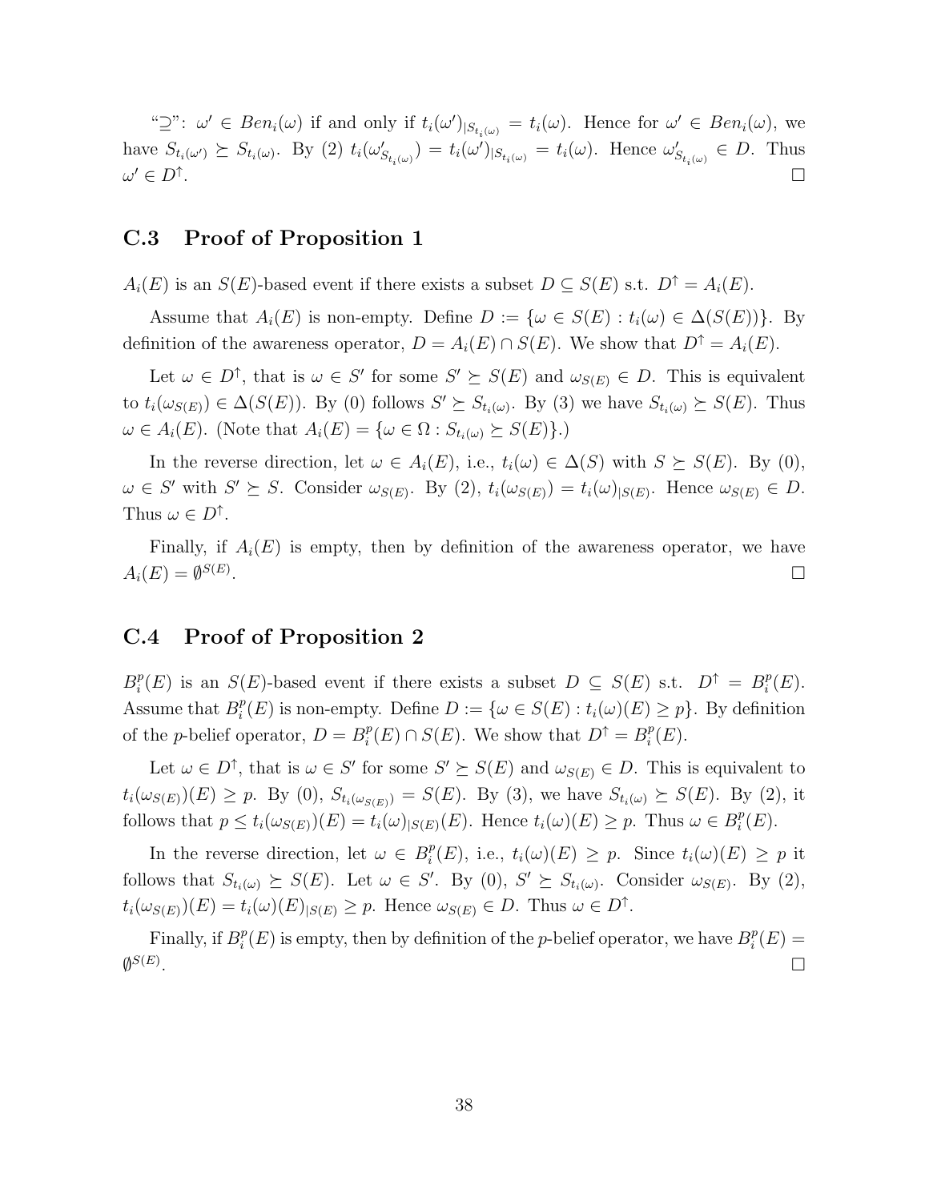"$\supseteq$": $\omega' \in Ben_i(\omega)$ if and only if $t_i(\omega')_{|S_{t_i(\omega)}} = t_i(\omega)$. Hence for $\omega' \in Ben_i(\omega)$, we have $S_{t_i(\omega')} \succeq S_{t_i(\omega)}$. By (2) $t_i(\omega'_{S_{t_i(\omega)}}) = t_i(\omega')_{|S_{t_i(\omega)}} = t_i(\omega)$. Hence $\omega'_{S_{t_i(\omega)}} \in D$. Thus $\omega' \in D^{\uparrow}$. $\square$

## C.3 Proof of Proposition 1

$A_i(E)$ is an $S(E)$-based event if there exists a subset $D \subseteq S(E)$ s.t. $D^{\uparrow} = A_i(E)$.

Assume that $A_i(E)$ is non-empty. Define $D := \{\omega \in S(E) : t_i(\omega) \in \Delta(S(E))\}$. By definition of the awareness operator, $D = A_i(E) \cap S(E)$. We show that $D^{\uparrow} = A_i(E)$.

Let $\omega \in D^{\uparrow}$, that is $\omega \in S'$ for some $S' \succeq S(E)$ and $\omega_{S(E)} \in D$. This is equivalent to $t_i(\omega_{S(E)}) \in \Delta(S(E))$. By (0) follows $S' \succeq S_{t_i(\omega)}$. By (3) we have $S_{t_i(\omega)} \succeq S(E)$. Thus $\omega \in A_i(E)$. (Note that $A_i(E) = \{\omega \in \Omega : S_{t_i(\omega)} \succeq S(E)\}$.)

In the reverse direction, let $\omega \in A_i(E)$, i.e., $t_i(\omega) \in \Delta(S)$ with $S \succeq S(E)$. By (0), $\omega \in S'$ with $S' \succeq S$. Consider $\omega_{S(E)}$. By (2), $t_i(\omega_{S(E)}) = t_i(\omega)_{|S(E)}$. Hence $\omega_{S(E)} \in D$. Thus $\omega \in D^{\uparrow}$.

Finally, if $A_i(E)$ is empty, then by definition of the awareness operator, we have $A_i(E) = \emptyset^{S(E)}$. $\square$

## C.4 Proof of Proposition 2

$B_i^p(E)$ is an $S(E)$-based event if there exists a subset $D \subseteq S(E)$ s.t. $D^{\uparrow} = B_i^p(E)$. Assume that $B_i^p(E)$ is non-empty. Define $D := \{\omega \in S(E) : t_i(\omega)(E) \geq p\}$. By definition of the $p$-belief operator, $D = B_i^p(E) \cap S(E)$. We show that $D^{\uparrow} = B_i^p(E)$.

Let $\omega \in D^{\uparrow}$, that is $\omega \in S'$ for some $S' \succeq S(E)$ and $\omega_{S(E)} \in D$. This is equivalent to $t_i(\omega_{S(E)})(E) \geq p$. By (0), $S_{t_i(\omega_{S(E)})} = S(E)$. By (3), we have $S_{t_i(\omega)} \succeq S(E)$. By (2), it follows that $p \leq t_i(\omega_{S(E)})(E) = t_i(\omega)_{|S(E)}(E)$. Hence $t_i(\omega)(E) \geq p$. Thus $\omega \in B_i^p(E)$.

In the reverse direction, let $\omega \in B_i^p(E)$, i.e., $t_i(\omega)(E) \geq p$. Since $t_i(\omega)(E) \geq p$ it follows that $S_{t_i(\omega)} \succeq S(E)$. Let $\omega \in S'$. By (0), $S' \succeq S_{t_i(\omega)}$. Consider $\omega_{S(E)}$. By (2), $t_i(\omega_{S(E)})(E) = t_i(\omega)(E)_{|S(E)} \geq p$. Hence $\omega_{S(E)} \in D$. Thus $\omega \in D^{\uparrow}$.

Finally, if $B_i^p(E)$ is empty, then by definition of the $p$-belief operator, we have $B_i^p(E) = \emptyset^{S(E)}$. $\square$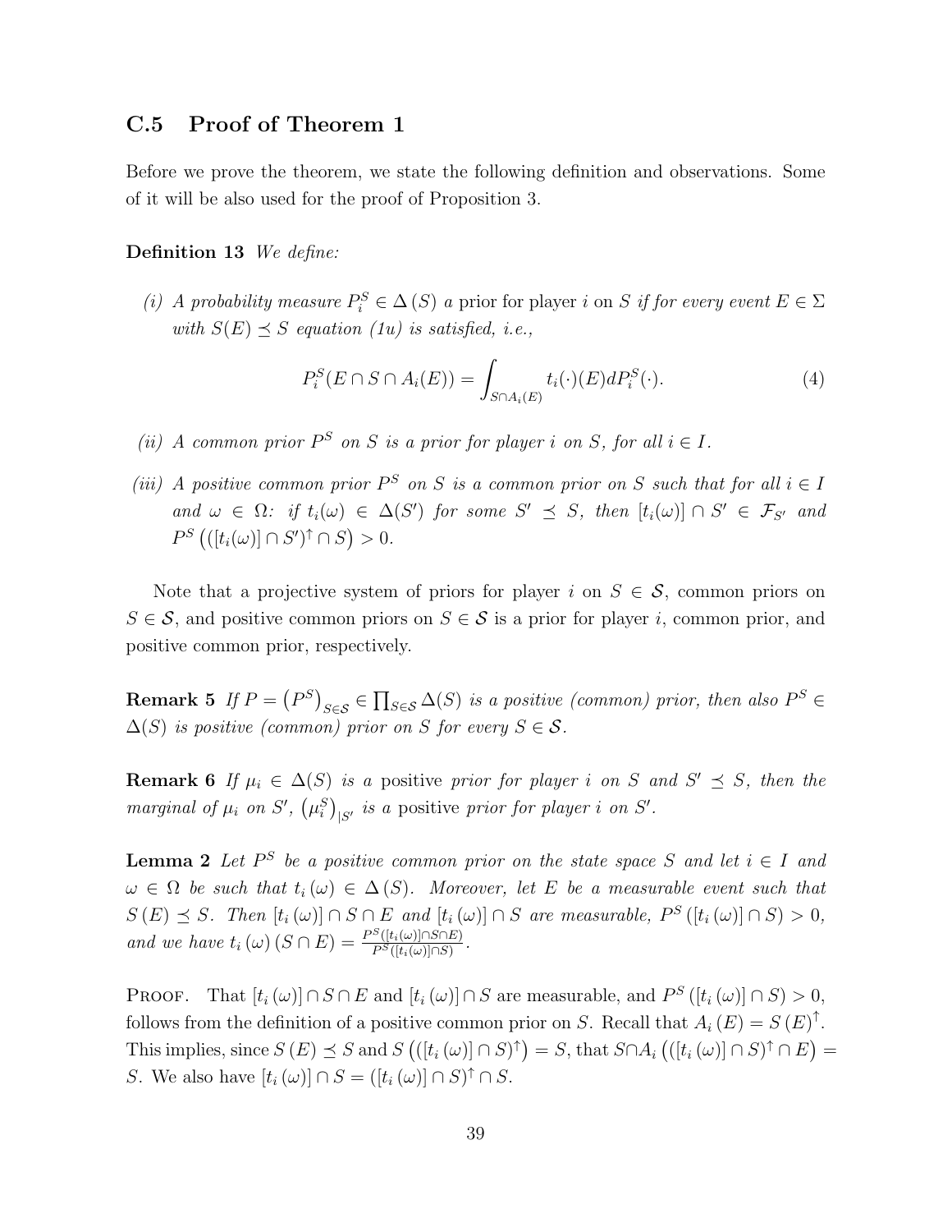## C.5 Proof of Theorem 1

Before we prove the theorem, we state the following definition and observations. Some of it will be also used for the proof of Proposition 3.

**Definition 13** *We define:*

*(i) A probability measure $P_i^S \in \Delta(S)$ a* prior for player $i$ on $S$ *if for every event $E \in \Sigma$ with $S(E) \preceq S$ equation (1u) is satisfied, i.e.,*

$$P_i^S(E \cap S \cap A_i(E)) = \int_{S \cap A_i(E)} t_i(\cdot)(E) dP_i^S(\cdot). \tag{4}$$

*(ii) A common prior $P^S$ on $S$ is a prior for player $i$ on $S$, for all $i \in I$.*

*(iii) A positive common prior $P^S$ on $S$ is a common prior on $S$ such that for all $i \in I$ and $\omega \in \Omega$: if $t_i(\omega) \in \Delta(S')$ for some $S' \preceq S$, then $[t_i(\omega)] \cap S' \in \mathcal{F}_{S'}$ and $P^S\left(([t_i(\omega)] \cap S')^{\uparrow} \cap S\right) > 0$.*

Note that a projective system of priors for player $i$ on $S \in \mathcal{S}$, common priors on $S \in \mathcal{S}$, and positive common priors on $S \in \mathcal{S}$ is a prior for player $i$, common prior, and positive common prior, respectively.

**Remark 5** *If $P = \left(P^S\right)_{S \in \mathcal{S}} \in \prod_{S \in \mathcal{S}} \Delta(S)$ is a positive (common) prior, then also $P^S \in \Delta(S)$ is positive (common) prior on $S$ for every $S \in \mathcal{S}$.*

**Remark 6** *If $\mu_i \in \Delta(S)$ is a* positive *prior for player $i$ on $S$ and $S' \preceq S$, then the marginal of $\mu_i$ on $S'$, $\left(\mu_i^S\right)_{|S'}$ is a* positive *prior for player $i$ on $S'$.*

**Lemma 2** *Let $P^S$ be a positive common prior on the state space $S$ and let $i \in I$ and $\omega \in \Omega$ be such that $t_i(\omega) \in \Delta(S)$. Moreover, let $E$ be a measurable event such that $S(E) \preceq S$. Then $[t_i(\omega)] \cap S \cap E$ and $[t_i(\omega)] \cap S$ are measurable, $P^S([t_i(\omega)] \cap S) > 0$, and we have $t_i(\omega)(S \cap E) = \frac{P^S([t_i(\omega)] \cap S \cap E)}{P^S([t_i(\omega)] \cap S)}$.*

Proof. That $[t_i(\omega)] \cap S \cap E$ and $[t_i(\omega)] \cap S$ are measurable, and $P^S([t_i(\omega)] \cap S) > 0$, follows from the definition of a positive common prior on $S$. Recall that $A_i(E) = S(E)^{\uparrow}$. This implies, since $S(E) \preceq S$ and $S\left(([t_i(\omega)] \cap S)^{\uparrow}\right) = S$, that $S \cap A_i\left(([t_i(\omega)] \cap S)^{\uparrow} \cap E\right) = S$. We also have $[t_i(\omega)] \cap S = ([t_i(\omega)] \cap S)^{\uparrow} \cap S$.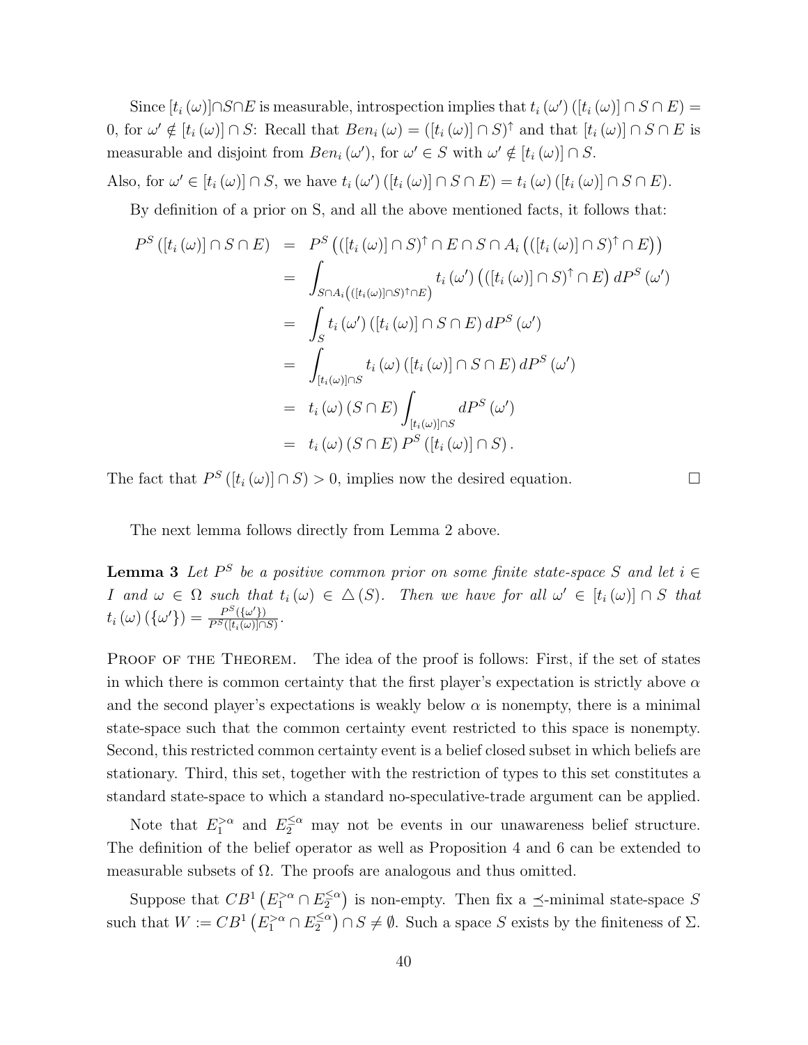Since $[t_i(\omega)] \cap S \cap E$ is measurable, introspection implies that $t_i(\omega')([t_i(\omega)] \cap S \cap E) = 0$, for $\omega' \notin [t_i(\omega)] \cap S$: Recall that $Ben_i(\omega) = ([t_i(\omega)] \cap S)^{\uparrow}$ and that $[t_i(\omega)] \cap S \cap E$ is measurable and disjoint from $Ben_i(\omega')$, for $\omega' \in S$ with $\omega' \notin [t_i(\omega)] \cap S$.

Also, for $\omega' \in [t_i(\omega)] \cap S$, we have $t_i(\omega')([t_i(\omega)] \cap S \cap E) = t_i(\omega)([t_i(\omega)] \cap S \cap E)$.

By definition of a prior on S, and all the above mentioned facts, it follows that:

$$
\begin{aligned}
P^S([t_i(\omega)] \cap S \cap E) &= P^S\left(([t_i(\omega)] \cap S)^{\uparrow} \cap E \cap S \cap A_i\left(([t_i(\omega)] \cap S)^{\uparrow} \cap E\right)\right) \\
&= \int_{S \cap A_i\left(([t_i(\omega)] \cap S)^{\uparrow} \cap E\right)} t_i(\omega')\left(([t_i(\omega)] \cap S)^{\uparrow} \cap E\right) dP^S(\omega') \\
&= \int_S t_i(\omega')([t_i(\omega)] \cap S \cap E)\, dP^S(\omega') \\
&= \int_{[t_i(\omega)] \cap S} t_i(\omega)([t_i(\omega)] \cap S \cap E)\, dP^S(\omega') \\
&= t_i(\omega)(S \cap E) \int_{[t_i(\omega)] \cap S} dP^S(\omega') \\
&= t_i(\omega)(S \cap E)\, P^S([t_i(\omega)] \cap S).
\end{aligned}
$$

The fact that $P^S([t_i(\omega)] \cap S) > 0$, implies now the desired equation. $\square$

The next lemma follows directly from Lemma 2 above.

**Lemma 3** *Let $P^S$ be a positive common prior on some finite state-space $S$ and let $i \in I$ and $\omega \in \Omega$ such that $t_i(\omega) \in \triangle(S)$. Then we have for all $\omega' \in [t_i(\omega)] \cap S$ that $t_i(\omega)(\{\omega'\}) = \frac{P^S(\{\omega'\})}{P^S([t_i(\omega)] \cap S)}$.*

Proof of the Theorem. The idea of the proof is follows: First, if the set of states in which there is common certainty that the first player's expectation is strictly above $\alpha$ and the second player's expectations is weakly below $\alpha$ is nonempty, there is a minimal state-space such that the common certainty event restricted to this space is nonempty. Second, this restricted common certainty event is a belief closed subset in which beliefs are stationary. Third, this set, together with the restriction of types to this set constitutes a standard state-space to which a standard no-speculative-trade argument can be applied.

Note that $E_1^{>\alpha}$ and $E_2^{\leq\alpha}$ may not be events in our unawareness belief structure. The definition of the belief operator as well as Proposition 4 and 6 can be extended to measurable subsets of $\Omega$. The proofs are analogous and thus omitted.

Suppose that $CB^1\left(E_1^{>\alpha} \cap E_2^{\leq\alpha}\right)$ is non-empty. Then fix a $\preceq$-minimal state-space $S$ such that $W := CB^1\left(E_1^{>\alpha} \cap E_2^{\leq\alpha}\right) \cap S \neq \emptyset$. Such a space $S$ exists by the finiteness of $\Sigma$.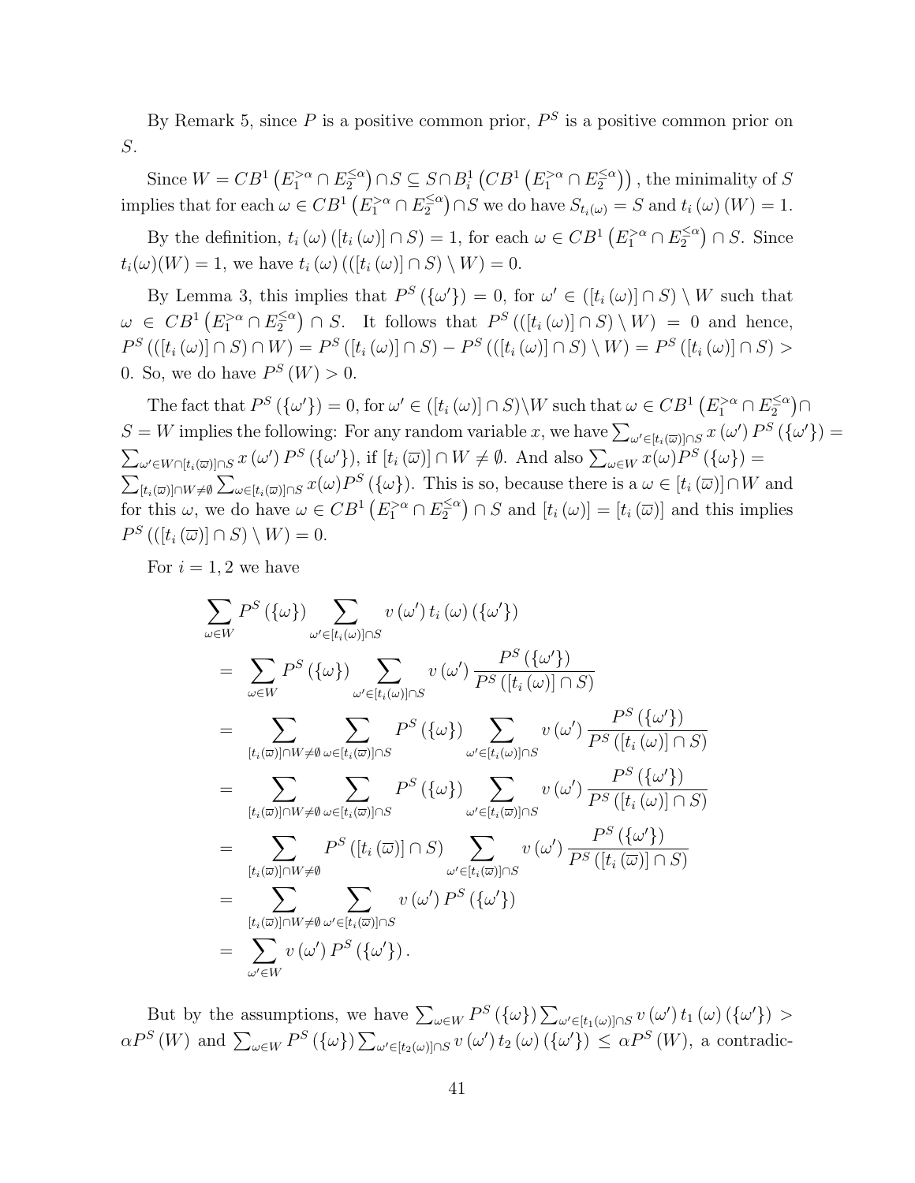By Remark 5, since $P$ is a positive common prior, $P^S$ is a positive common prior on $S$.

Since $W = CB^1\left(E_1^{>\alpha} \cap E_2^{\leq\alpha}\right) \cap S \subseteq S \cap B_i^1\left(CB^1\left(E_1^{>\alpha} \cap E_2^{\leq\alpha}\right)\right)$, the minimality of $S$ implies that for each $\omega \in CB^1\left(E_1^{>\alpha} \cap E_2^{\leq\alpha}\right) \cap S$ we do have $S_{t_i(\omega)} = S$ and $t_i(\omega)(W) = 1$.

By the definition, $t_i(\omega)([t_i(\omega)] \cap S) = 1$, for each $\omega \in CB^1\left(E_1^{>\alpha} \cap E_2^{\leq\alpha}\right) \cap S$. Since $t_i(\omega)(W) = 1$, we have $t_i(\omega)(([t_i(\omega)] \cap S) \setminus W) = 0$.

By Lemma 3, this implies that $P^S(\{\omega'\}) = 0$, for $\omega' \in ([t_i(\omega)] \cap S) \setminus W$ such that $\omega \in CB^1\left(E_1^{>\alpha} \cap E_2^{\leq\alpha}\right) \cap S$. It follows that $P^S(([t_i(\omega)] \cap S) \setminus W) = 0$ and hence, $P^S(([t_i(\omega)] \cap S) \cap W) = P^S([t_i(\omega)] \cap S) - P^S(([t_i(\omega)] \cap S) \setminus W) = P^S([t_i(\omega)] \cap S) > 0$. So, we do have $P^S(W) > 0$.

The fact that $P^S(\{\omega'\}) = 0$, for $\omega' \in ([t_i(\omega)] \cap S) \setminus W$ such that $\omega \in CB^1\left(E_1^{>\alpha} \cap E_2^{\leq\alpha}\right) \cap S = W$ implies the following: For any random variable $x$, we have $\sum_{\omega' \in [t_i(\overline{\omega})] \cap S} x(\omega') P^S(\{\omega'\}) = \sum_{\omega' \in W \cap [t_i(\overline{\omega})] \cap S} x(\omega') P^S(\{\omega'\})$, if $[t_i(\overline{\omega})] \cap W \neq \emptyset$. And also $\sum_{\omega \in W} x(\omega) P^S(\{\omega\}) = \sum_{[t_i(\overline{\omega})] \cap W \neq \emptyset} \sum_{\omega \in [t_i(\overline{\omega})] \cap S} x(\omega) P^S(\{\omega\})$. This is so, because there is a $\omega \in [t_i(\overline{\omega})] \cap W$ and for this $\omega$, we do have $\omega \in CB^1\left(E_1^{>\alpha} \cap E_2^{\leq\alpha}\right) \cap S$ and $[t_i(\omega)] = [t_i(\overline{\omega})]$ and this implies $P^S(([t_i(\overline{\omega})] \cap S) \setminus W) = 0$.

For $i = 1, 2$ we have

$$
\begin{aligned}
&\sum_{\omega \in W} P^S(\{\omega\}) \sum_{\omega' \in [t_i(\omega)] \cap S} v(\omega') \, t_i(\omega)(\{\omega'\}) \\
&= \sum_{\omega \in W} P^S(\{\omega\}) \sum_{\omega' \in [t_i(\omega)] \cap S} v(\omega') \frac{P^S(\{\omega'\})}{P^S([t_i(\omega)] \cap S)} \\
&= \sum_{[t_i(\overline{\omega})] \cap W \neq \emptyset} \sum_{\omega \in [t_i(\overline{\omega})] \cap S} P^S(\{\omega\}) \sum_{\omega' \in [t_i(\omega)] \cap S} v(\omega') \frac{P^S(\{\omega'\})}{P^S([t_i(\omega)] \cap S)} \\
&= \sum_{[t_i(\overline{\omega})] \cap W \neq \emptyset} \sum_{\omega \in [t_i(\overline{\omega})] \cap S} P^S(\{\omega\}) \sum_{\omega' \in [t_i(\overline{\omega})] \cap S} v(\omega') \frac{P^S(\{\omega'\})}{P^S([t_i(\omega)] \cap S)} \\
&= \sum_{[t_i(\overline{\omega})] \cap W \neq \emptyset} P^S([t_i(\overline{\omega})] \cap S) \sum_{\omega' \in [t_i(\overline{\omega})] \cap S} v(\omega') \frac{P^S(\{\omega'\})}{P^S([t_i(\overline{\omega})] \cap S)} \\
&= \sum_{[t_i(\overline{\omega})] \cap W \neq \emptyset} \sum_{\omega' \in [t_i(\overline{\omega})] \cap S} v(\omega') P^S(\{\omega'\}) \\
&= \sum_{\omega' \in W} v(\omega') P^S(\{\omega'\}).
\end{aligned}
$$

But by the assumptions, we have $\sum_{\omega \in W} P^S(\{\omega\}) \sum_{\omega' \in [t_1(\omega)] \cap S} v(\omega') \, t_1(\omega)(\{\omega'\}) > \alpha P^S(W)$ and $\sum_{\omega \in W} P^S(\{\omega\}) \sum_{\omega' \in [t_2(\omega)] \cap S} v(\omega') \, t_2(\omega)(\{\omega'\}) \leq \alpha P^S(W)$, a contradic-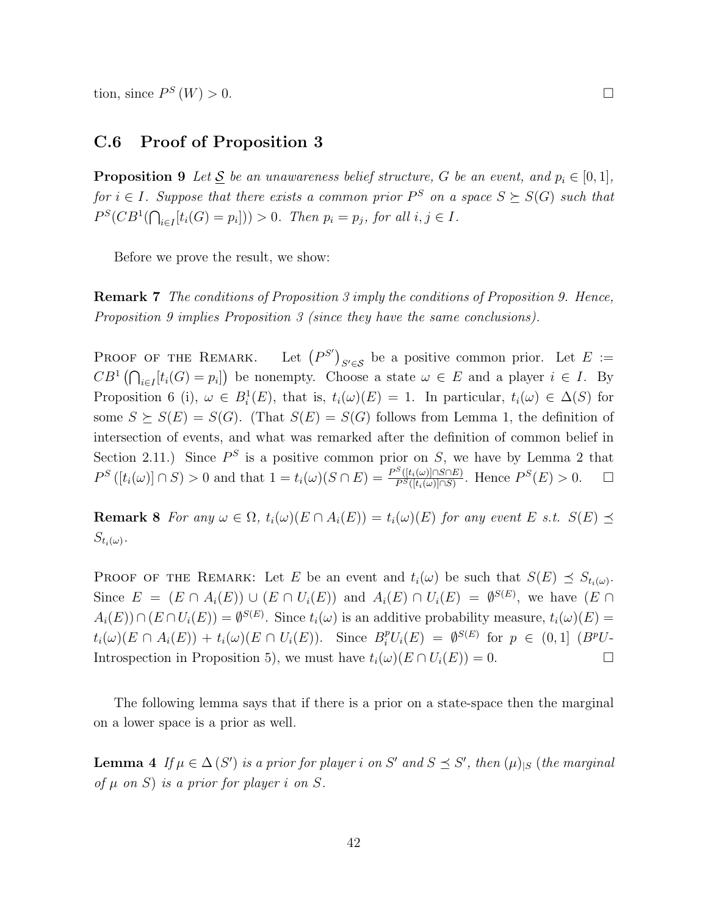tion, since $P^S(W) > 0$. $\square$

### C.6 Proof of Proposition 3

**Proposition 9** *Let $\underline{S}$ be an unawareness belief structure, $G$ be an event, and $p_i \in [0,1]$, for $i \in I$. Suppose that there exists a common prior $P^S$ on a space $S \succeq S(G)$ such that $P^S(CB^1(\bigcap_{i \in I}[t_i(G) = p_i])) > 0$. Then $p_i = p_j$, for all $i, j \in I$.*

Before we prove the result, we show:

**Remark 7** *The conditions of Proposition 3 imply the conditions of Proposition 9. Hence, Proposition 9 implies Proposition 3 (since they have the same conclusions).*

Proof of the Remark. Let $\left(P^{S'}\right)_{S' \in \mathcal{S}}$ be a positive common prior. Let $E := CB^1\left(\bigcap_{i \in I}[t_i(G) = p_i]\right)$ be nonempty. Choose a state $\omega \in E$ and a player $i \in I$. By Proposition 6 (i), $\omega \in B_i^1(E)$, that is, $t_i(\omega)(E) = 1$. In particular, $t_i(\omega) \in \Delta(S)$ for some $S \succeq S(E) = S(G)$. (That $S(E) = S(G)$ follows from Lemma 1, the definition of intersection of events, and what was remarked after the definition of common belief in Section 2.11.) Since $P^S$ is a positive common prior on $S$, we have by Lemma 2 that $P^S([t_i(\omega)] \cap S) > 0$ and that $1 = t_i(\omega)(S \cap E) = \frac{P^S([t_i(\omega)] \cap S \cap E)}{P^S([t_i(\omega)] \cap S)}$. Hence $P^S(E) > 0$. $\square$

**Remark 8** *For any $\omega \in \Omega$, $t_i(\omega)(E \cap A_i(E)) = t_i(\omega)(E)$ for any event $E$ s.t. $S(E) \preceq S_{t_i(\omega)}$.*

Proof of the Remark: Let $E$ be an event and $t_i(\omega)$ be such that $S(E) \preceq S_{t_i(\omega)}$. Since $E = (E \cap A_i(E)) \cup (E \cap U_i(E))$ and $A_i(E) \cap U_i(E) = \emptyset^{S(E)}$, we have $(E \cap A_i(E)) \cap (E \cap U_i(E)) = \emptyset^{S(E)}$. Since $t_i(\omega)$ is an additive probability measure, $t_i(\omega)(E) = t_i(\omega)(E \cap A_i(E)) + t_i(\omega)(E \cap U_i(E))$. Since $B_i^p U_i(E) = \emptyset^{S(E)}$ for $p \in (0,1]$ ($B^pU$-Introspection in Proposition 5), we must have $t_i(\omega)(E \cap U_i(E)) = 0$. $\square$

The following lemma says that if there is a prior on a state-space then the marginal on a lower space is a prior as well.

**Lemma 4** *If $\mu \in \Delta(S')$ is a prior for player $i$ on $S'$ and $S \preceq S'$, then $(\mu)_{|S}$ (the marginal of $\mu$ on $S$) is a prior for player $i$ on $S$.*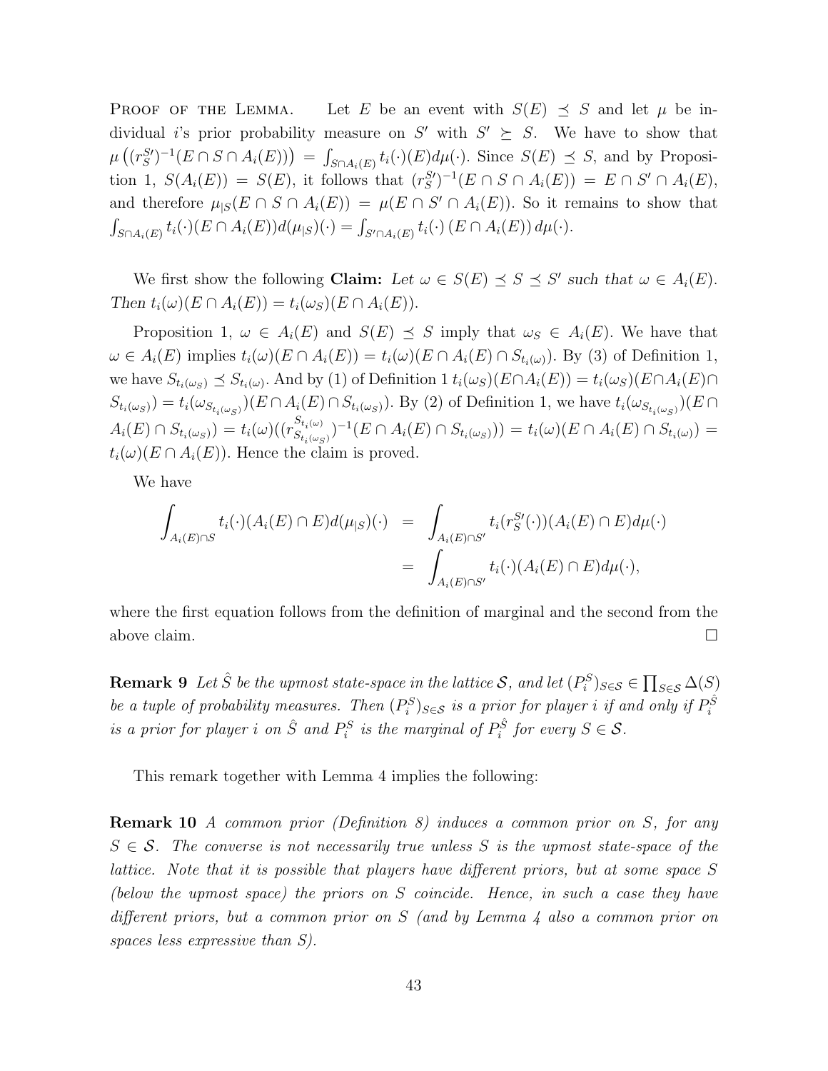Proof of the Lemma. Let $E$ be an event with $S(E) \preceq S$ and let $\mu$ be individual $i$'s prior probability measure on $S'$ with $S' \succeq S$. We have to show that $\mu\left((r_S^{S'})^{-1}(E \cap S \cap A_i(E))\right) = \int_{S \cap A_i(E)} t_i(\cdot)(E) d\mu(\cdot)$. Since $S(E) \preceq S$, and by Proposition 1, $S(A_i(E)) = S(E)$, it follows that $(r_S^{S'})^{-1}(E \cap S \cap A_i(E)) = E \cap S' \cap A_i(E)$, and therefore $\mu_{|S}(E \cap S \cap A_i(E)) = \mu(E \cap S' \cap A_i(E))$. So it remains to show that $\int_{S \cap A_i(E)} t_i(\cdot)(E \cap A_i(E)) d(\mu_{|S})(\cdot) = \int_{S' \cap A_i(E)} t_i(\cdot)\left(E \cap A_i(E)\right) d\mu(\cdot)$.

We first show the following **Claim:** *Let $\omega \in S(E) \preceq S \preceq S'$ such that $\omega \in A_i(E)$. Then $t_i(\omega)(E \cap A_i(E)) = t_i(\omega_S)(E \cap A_i(E))$.*

Proposition 1, $\omega \in A_i(E)$ and $S(E) \preceq S$ imply that $\omega_S \in A_i(E)$. We have that $\omega \in A_i(E)$ implies $t_i(\omega)(E \cap A_i(E)) = t_i(\omega)(E \cap A_i(E) \cap S_{t_i(\omega)})$. By (3) of Definition 1, we have $S_{t_i(\omega_S)} \preceq S_{t_i(\omega)}$. And by (1) of Definition 1 $t_i(\omega_S)(E \cap A_i(E)) = t_i(\omega_S)(E \cap A_i(E) \cap S_{t_i(\omega_S)}) = t_i(\omega_{S_{t_i(\omega_S)}})(E \cap A_i(E) \cap S_{t_i(\omega_S)})$. By (2) of Definition 1, we have $t_i(\omega_{S_{t_i(\omega_S)}})(E \cap A_i(E) \cap S_{t_i(\omega_S)}) = t_i(\omega)((r^{S_{t_i(\omega)}}_{S_{t_i(\omega_S)}})^{-1}(E \cap A_i(E) \cap S_{t_i(\omega_S)})) = t_i(\omega)(E \cap A_i(E) \cap S_{t_i(\omega)}) = t_i(\omega)(E \cap A_i(E))$. Hence the claim is proved.

We have

$$
\begin{aligned}
\int_{A_i(E) \cap S} t_i(\cdot)(A_i(E) \cap E) d(\mu_{|S})(\cdot) &= \int_{A_i(E) \cap S'} t_i(r_S^{S'}(\cdot))(A_i(E) \cap E) d\mu(\cdot) \\
&= \int_{A_i(E) \cap S'} t_i(\cdot)(A_i(E) \cap E) d\mu(\cdot),
\end{aligned}
$$

where the first equation follows from the definition of marginal and the second from the above claim. $\square$

**Remark 9** *Let $\hat{S}$ be the upmost state-space in the lattice $\mathcal{S}$, and let $(P_i^S)_{S \in \mathcal{S}} \in \prod_{S \in \mathcal{S}} \Delta(S)$ be a tuple of probability measures. Then $(P_i^S)_{S \in \mathcal{S}}$ is a prior for player $i$ if and only if $P_i^{\hat{S}}$ is a prior for player $i$ on $\hat{S}$ and $P_i^S$ is the marginal of $P_i^{\hat{S}}$ for every $S \in \mathcal{S}$.*

This remark together with Lemma 4 implies the following:

**Remark 10** *A common prior (Definition 8) induces a common prior on $S$, for any $S \in \mathcal{S}$. The converse is not necessarily true unless $S$ is the upmost state-space of the lattice. Note that it is possible that players have different priors, but at some space $S$ (below the upmost space) the priors on $S$ coincide. Hence, in such a case they have different priors, but a common prior on $S$ (and by Lemma 4 also a common prior on spaces less expressive than $S$).*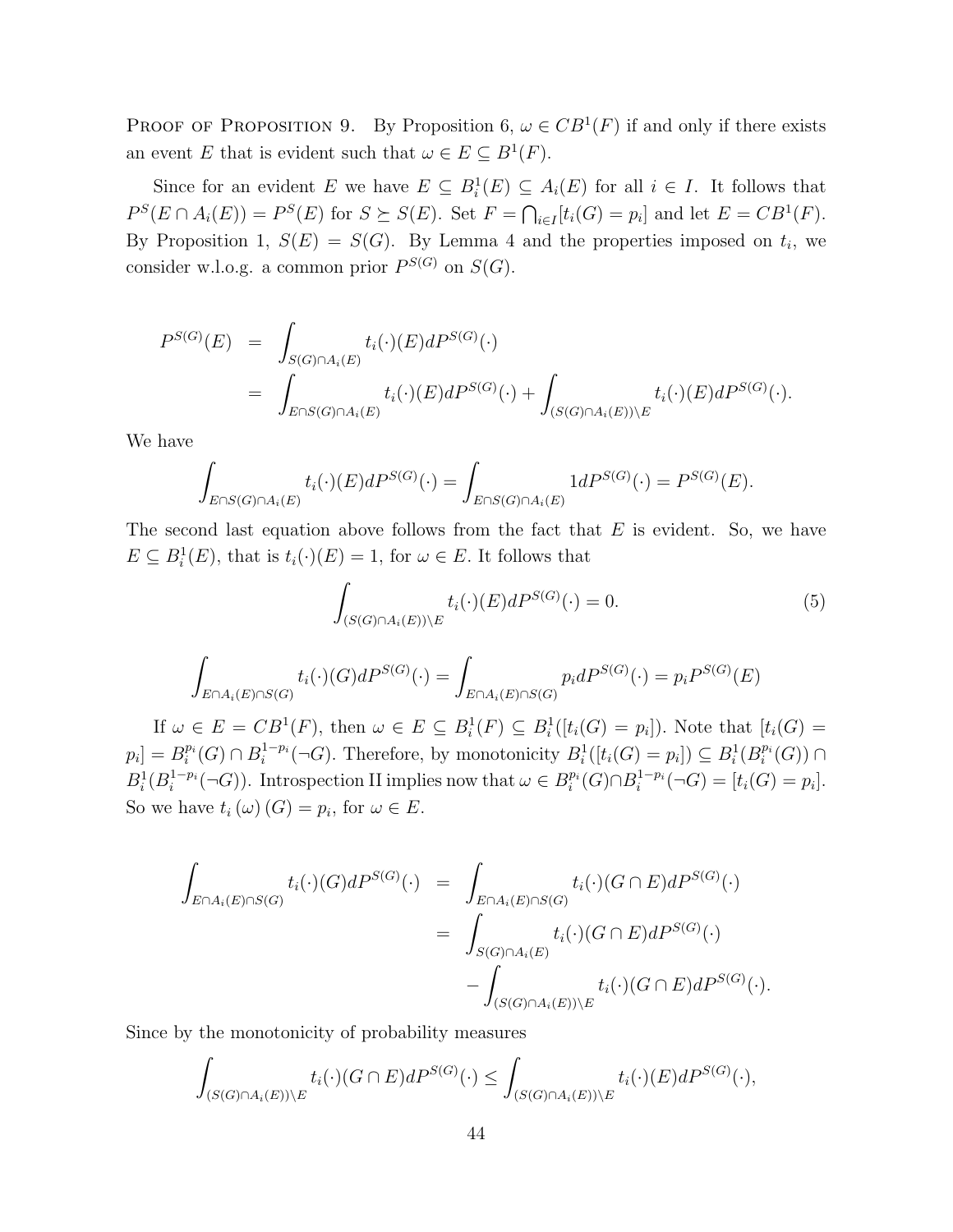PROOF OF PROPOSITION 9. By Proposition 6, $\omega \in CB^1(F)$ if and only if there exists an event $E$ that is evident such that $\omega \in E \subseteq B^1(F)$.

Since for an evident $E$ we have $E \subseteq B_i^1(E) \subseteq A_i(E)$ for all $i \in I$. It follows that $P^S(E \cap A_i(E)) = P^S(E)$ for $S \succeq S(E)$. Set $F = \bigcap_{i \in I}[t_i(G) = p_i]$ and let $E = CB^1(F)$. By Proposition 1, $S(E) = S(G)$. By Lemma 4 and the properties imposed on $t_i$, we consider w.l.o.g. a common prior $P^{S(G)}$ on $S(G)$.

$$
\begin{aligned}
P^{S(G)}(E) &= \int_{S(G)\cap A_i(E)} t_i(\cdot)(E) dP^{S(G)}(\cdot) \\
&= \int_{E \cap S(G)\cap A_i(E)} t_i(\cdot)(E) dP^{S(G)}(\cdot) + \int_{(S(G)\cap A_i(E))\setminus E} t_i(\cdot)(E) dP^{S(G)}(\cdot).
\end{aligned}
$$

We have

$$
\int_{E \cap S(G)\cap A_i(E)} t_i(\cdot)(E) dP^{S(G)}(\cdot) = \int_{E \cap S(G)\cap A_i(E)} 1 dP^{S(G)}(\cdot) = P^{S(G)}(E).
$$

The second last equation above follows from the fact that $E$ is evident. So, we have $E \subseteq B_i^1(E)$, that is $t_i(\cdot)(E) = 1$, for $\omega \in E$. It follows that

$$
\int_{(S(G)\cap A_i(E))\setminus E} t_i(\cdot)(E) dP^{S(G)}(\cdot) = 0. \tag{5}
$$

$$
\int_{E \cap A_i(E)\cap S(G)} t_i(\cdot)(G) dP^{S(G)}(\cdot) = \int_{E \cap A_i(E)\cap S(G)} p_i dP^{S(G)}(\cdot) = p_i P^{S(G)}(E)
$$

If $\omega \in E = CB^1(F)$, then $\omega \in E \subseteq B_i^1(F) \subseteq B_i^1([t_i(G) = p_i])$. Note that $[t_i(G) = p_i] = B_i^{p_i}(G) \cap B_i^{1-p_i}(\neg G)$. Therefore, by monotonicity $B_i^1([t_i(G) = p_i]) \subseteq B_i^1(B_i^{p_i}(G)) \cap B_i^1(B_i^{1-p_i}(\neg G))$. Introspection II implies now that $\omega \in B_i^{p_i}(G) \cap B_i^{1-p_i}(\neg G) = [t_i(G) = p_i]$. So we have $t_i(\omega)(G) = p_i$, for $\omega \in E$.

$$
\begin{aligned}
\int_{E \cap A_i(E)\cap S(G)} t_i(\cdot)(G) dP^{S(G)}(\cdot) &= \int_{E \cap A_i(E)\cap S(G)} t_i(\cdot)(G \cap E) dP^{S(G)}(\cdot) \\
&= \int_{S(G)\cap A_i(E)} t_i(\cdot)(G \cap E) dP^{S(G)}(\cdot) \\
&\quad - \int_{(S(G)\cap A_i(E))\setminus E} t_i(\cdot)(G \cap E) dP^{S(G)}(\cdot).
\end{aligned}
$$

Since by the monotonicity of probability measures

$$
\int_{(S(G)\cap A_i(E))\setminus E} t_i(\cdot)(G \cap E) dP^{S(G)}(\cdot) \leq \int_{(S(G)\cap A_i(E))\setminus E} t_i(\cdot)(E) dP^{S(G)}(\cdot),
$$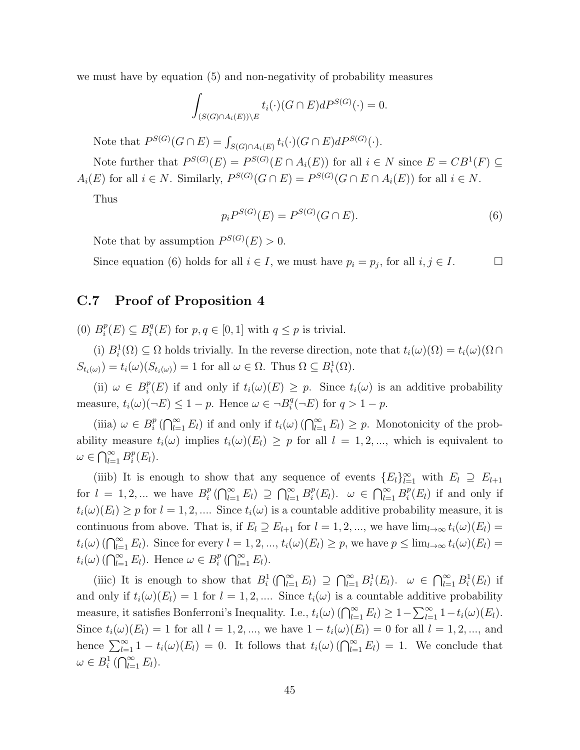we must have by equation (5) and non-negativity of probability measures

$$\int_{(S(G)\cap A_i(E))\setminus E} t_i(\cdot)(G\cap E)dP^{S(G)}(\cdot) = 0.$$

Note that $P^{S(G)}(G\cap E) = \int_{S(G)\cap A_i(E)} t_i(\cdot)(G\cap E)dP^{S(G)}(\cdot)$.

Note further that $P^{S(G)}(E) = P^{S(G)}(E\cap A_i(E))$ for all $i\in N$ since $E = CB^1(F) \subseteq A_i(E)$ for all $i\in N$. Similarly, $P^{S(G)}(G\cap E) = P^{S(G)}(G\cap E\cap A_i(E))$ for all $i\in N$.

Thus

$$p_i P^{S(G)}(E) = P^{S(G)}(G\cap E). \tag{6}$$

Note that by assumption $P^{S(G)}(E) > 0$.

Since equation (6) holds for all $i\in I$, we must have $p_i = p_j$, for all $i,j\in I$. □

## C.7 Proof of Proposition 4

(0) $B_i^p(E)\subseteq B_i^q(E)$ for $p,q\in[0,1]$ with $q\le p$ is trivial.

(i) $B_i^1(\Omega)\subseteq\Omega$ holds trivially. In the reverse direction, note that $t_i(\omega)(\Omega) = t_i(\omega)(\Omega\cap S_{t_i(\omega)}) = t_i(\omega)(S_{t_i(\omega)}) = 1$ for all $\omega\in\Omega$. Thus $\Omega\subseteq B_i^1(\Omega)$.

(ii) $\omega\in B_i^p(E)$ if and only if $t_i(\omega)(E)\ge p$. Since $t_i(\omega)$ is an additive probability measure, $t_i(\omega)(\neg E)\le 1-p$. Hence $\omega\in\neg B_i^q(\neg E)$ for $q>1-p$.

(iiia) $\omega\in B_i^p\left(\bigcap_{l=1}^\infty E_l\right)$ if and only if $t_i(\omega)\left(\bigcap_{l=1}^\infty E_l\right)\ge p$. Monotonicity of the probability measure $t_i(\omega)$ implies $t_i(\omega)(E_l)\ge p$ for all $l=1,2,...$, which is equivalent to $\omega\in\bigcap_{l=1}^\infty B_i^p(E_l)$.

(iiib) It is enough to show that any sequence of events $\{E_l\}_{l=1}^\infty$ with $E_l\supseteq E_{l+1}$ for $l=1,2,...$ we have $B_i^p\left(\bigcap_{l=1}^\infty E_l\right)\supseteq\bigcap_{l=1}^\infty B_i^p(E_l)$. $\omega\in\bigcap_{l=1}^\infty B_i^p(E_l)$ if and only if $t_i(\omega)(E_l)\ge p$ for $l=1,2,....$ Since $t_i(\omega)$ is a countable additive probability measure, it is continuous from above. That is, if $E_l\supseteq E_{l+1}$ for $l=1,2,...$, we have $\lim_{l\to\infty}t_i(\omega)(E_l) = t_i(\omega)\left(\bigcap_{l=1}^\infty E_l\right)$. Since for every $l=1,2,...$, $t_i(\omega)(E_l)\ge p$, we have $p\le\lim_{l\to\infty}t_i(\omega)(E_l) = t_i(\omega)\left(\bigcap_{l=1}^\infty E_l\right)$. Hence $\omega\in B_i^p\left(\bigcap_{l=1}^\infty E_l\right)$.

(iiic) It is enough to show that $B_i^1\left(\bigcap_{l=1}^\infty E_l\right)\supseteq\bigcap_{l=1}^\infty B_i^1(E_l)$. $\omega\in\bigcap_{l=1}^\infty B_i^1(E_l)$ if and only if $t_i(\omega)(E_l)=1$ for $l=1,2,....$ Since $t_i(\omega)$ is a countable additive probability measure, it satisfies Bonferroni's Inequality. I.e., $t_i(\omega)\left(\bigcap_{l=1}^\infty E_l\right)\ge 1-\sum_{l=1}^\infty 1-t_i(\omega)(E_l)$. Since $t_i(\omega)(E_l)=1$ for all $l=1,2,...$, we have $1-t_i(\omega)(E_l)=0$ for all $l=1,2,...$, and hence $\sum_{l=1}^\infty 1-t_i(\omega)(E_l)=0$. It follows that $t_i(\omega)\left(\bigcap_{l=1}^\infty E_l\right)=1$. We conclude that $\omega\in B_i^1\left(\bigcap_{l=1}^\infty E_l\right)$.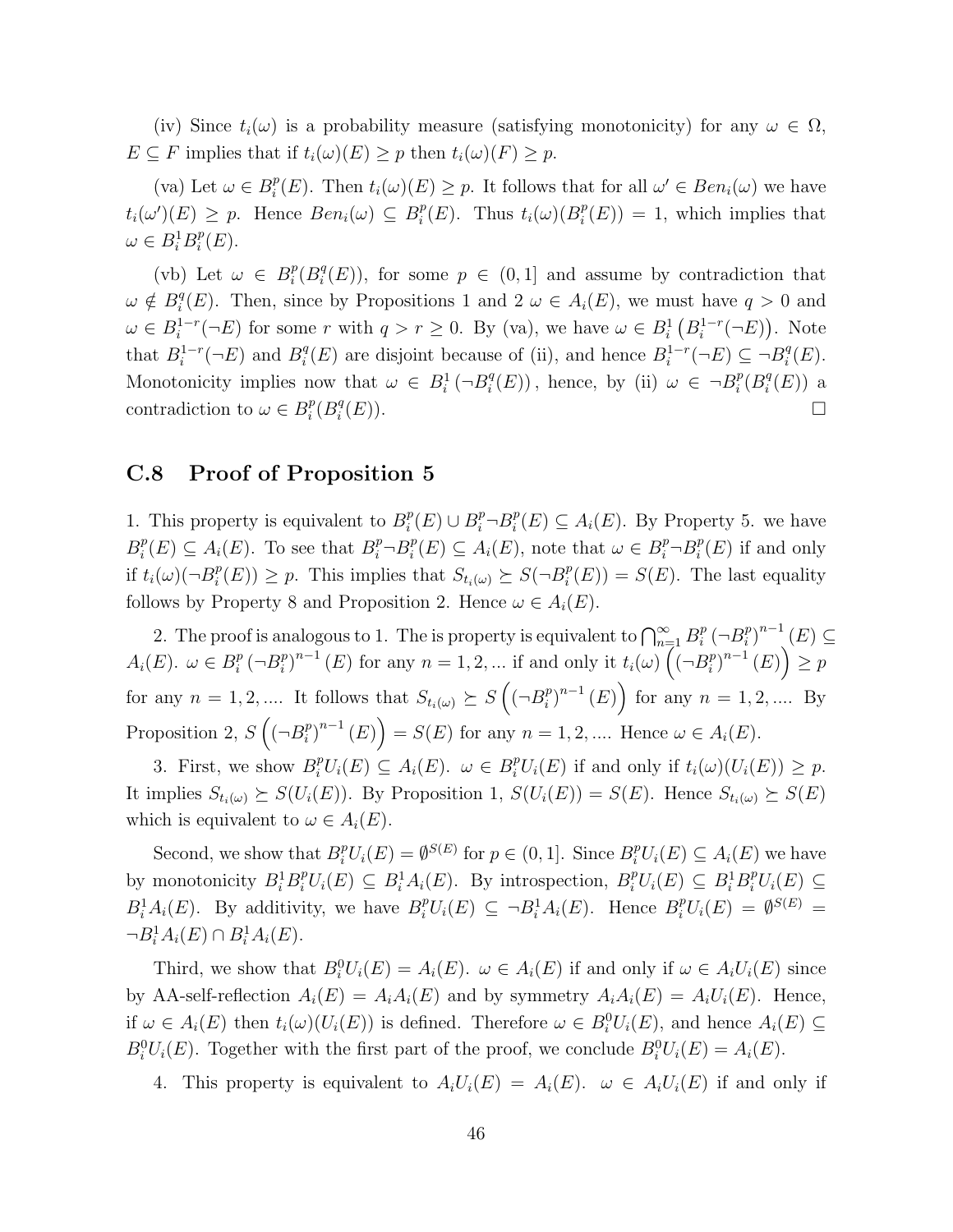(iv) Since $t_i(\omega)$ is a probability measure (satisfying monotonicity) for any $\omega \in \Omega$, $E \subseteq F$ implies that if $t_i(\omega)(E) \geq p$ then $t_i(\omega)(F) \geq p$.

(va) Let $\omega \in B_i^p(E)$. Then $t_i(\omega)(E) \geq p$. It follows that for all $\omega' \in Ben_i(\omega)$ we have $t_i(\omega')(E) \geq p$. Hence $Ben_i(\omega) \subseteq B_i^p(E)$. Thus $t_i(\omega)(B_i^p(E)) = 1$, which implies that $\omega \in B_i^1 B_i^p(E)$.

(vb) Let $\omega \in B_i^p(B_i^q(E))$, for some $p \in (0, 1]$ and assume by contradiction that $\omega \notin B_i^q(E)$. Then, since by Propositions 1 and 2 $\omega \in A_i(E)$, we must have $q > 0$ and $\omega \in B_i^{1-r}(\neg E)$ for some $r$ with $q > r \geq 0$. By (va), we have $\omega \in B_i^1\left(B_i^{1-r}(\neg E)\right)$. Note that $B_i^{1-r}(\neg E)$ and $B_i^q(E)$ are disjoint because of (ii), and hence $B_i^{1-r}(\neg E) \subseteq \neg B_i^q(E)$. Monotonicity implies now that $\omega \in B_i^1\left(\neg B_i^q(E)\right)$, hence, by (ii) $\omega \in \neg B_i^p(B_i^q(E))$ a contradiction to $\omega \in B_i^p(B_i^q(E))$. $\square$

## C.8 Proof of Proposition 5

1. This property is equivalent to $B_i^p(E) \cup B_i^p \neg B_i^p(E) \subseteq A_i(E)$. By Property 5. we have $B_i^p(E) \subseteq A_i(E)$. To see that $B_i^p \neg B_i^p(E) \subseteq A_i(E)$, note that $\omega \in B_i^p \neg B_i^p(E)$ if and only if $t_i(\omega)(\neg B_i^p(E)) \geq p$. This implies that $S_{t_i(\omega)} \succeq S(\neg B_i^p(E)) = S(E)$. The last equality follows by Property 8 and Proposition 2. Hence $\omega \in A_i(E)$.

2. The proof is analogous to 1. The is property is equivalent to $\bigcap_{n=1}^{\infty} B_i^p \left(\neg B_i^p\right)^{n-1}(E) \subseteq A_i(E)$. $\omega \in B_i^p \left(\neg B_i^p\right)^{n-1}(E)$ for any $n = 1, 2, ...$ if and only it $t_i(\omega)\left(\left(\neg B_i^p\right)^{n-1}(E)\right) \geq p$ for any $n = 1, 2, ....$ It follows that $S_{t_i(\omega)} \succeq S\left(\left(\neg B_i^p\right)^{n-1}(E)\right)$ for any $n = 1, 2, ....$ By Proposition 2, $S\left(\left(\neg B_i^p\right)^{n-1}(E)\right) = S(E)$ for any $n = 1, 2, ....$ Hence $\omega \in A_i(E)$.

3. First, we show $B_i^p U_i(E) \subseteq A_i(E)$. $\omega \in B_i^p U_i(E)$ if and only if $t_i(\omega)(U_i(E)) \geq p$. It implies $S_{t_i(\omega)} \succeq S(U_i(E))$. By Proposition 1, $S(U_i(E)) = S(E)$. Hence $S_{t_i(\omega)} \succeq S(E)$ which is equivalent to $\omega \in A_i(E)$.

Second, we show that $B_i^p U_i(E) = \emptyset^{S(E)}$ for $p \in (0, 1]$. Since $B_i^p U_i(E) \subseteq A_i(E)$ we have by monotonicity $B_i^1 B_i^p U_i(E) \subseteq B_i^1 A_i(E)$. By introspection, $B_i^p U_i(E) \subseteq B_i^1 B_i^p U_i(E) \subseteq B_i^1 A_i(E)$. By additivity, we have $B_i^p U_i(E) \subseteq \neg B_i^1 A_i(E)$. Hence $B_i^p U_i(E) = \emptyset^{S(E)} = \neg B_i^1 A_i(E) \cap B_i^1 A_i(E)$.

Third, we show that $B_i^0 U_i(E) = A_i(E)$. $\omega \in A_i(E)$ if and only if $\omega \in A_i U_i(E)$ since by AA-self-reflection $A_i(E) = A_i A_i(E)$ and by symmetry $A_i A_i(E) = A_i U_i(E)$. Hence, if $\omega \in A_i(E)$ then $t_i(\omega)(U_i(E))$ is defined. Therefore $\omega \in B_i^0 U_i(E)$, and hence $A_i(E) \subseteq B_i^0 U_i(E)$. Together with the first part of the proof, we conclude $B_i^0 U_i(E) = A_i(E)$.

4. This property is equivalent to $A_i U_i(E) = A_i(E)$. $\omega \in A_i U_i(E)$ if and only if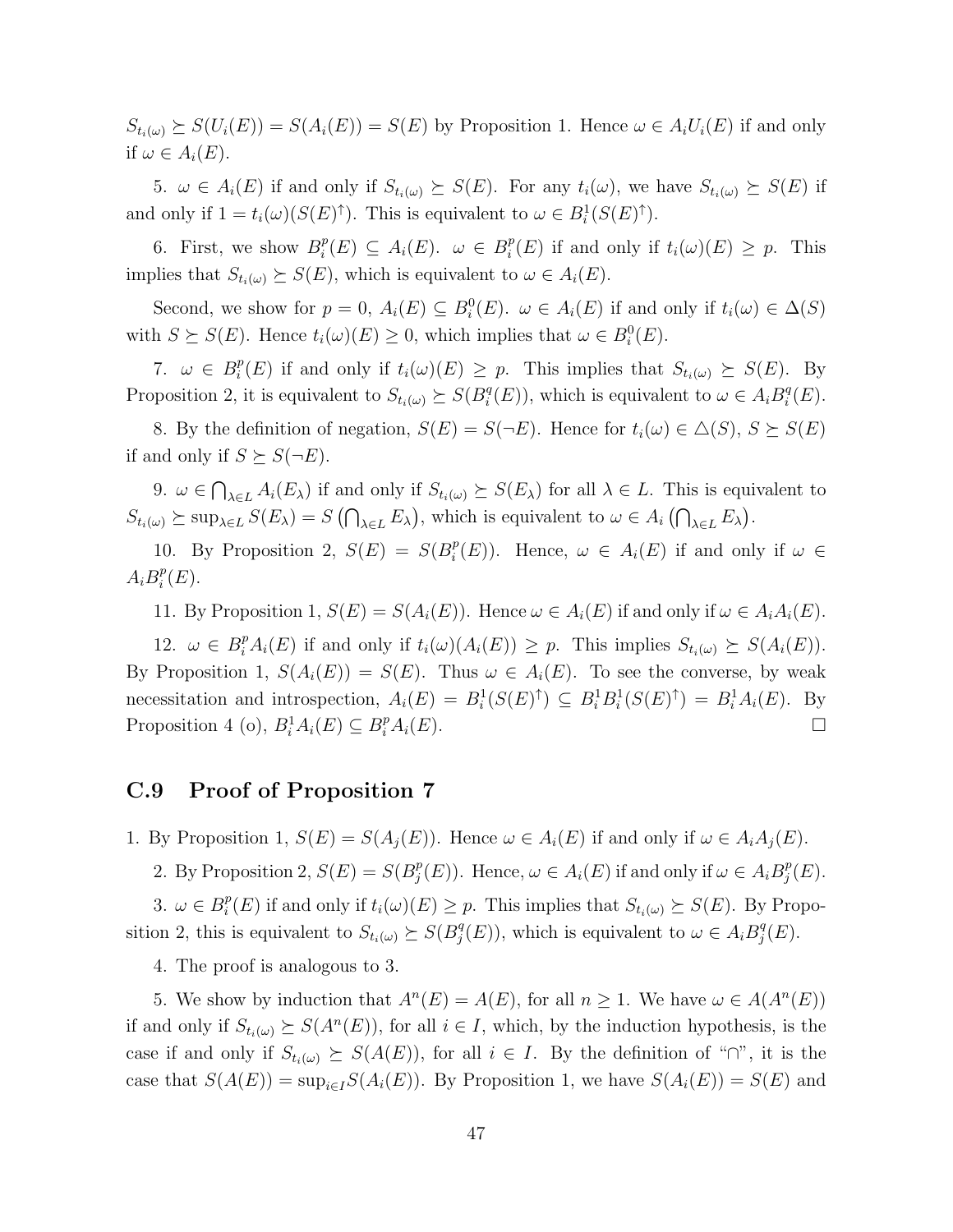$S_{t_i(\omega)} \succeq S(U_i(E)) = S(A_i(E)) = S(E)$ by Proposition 1. Hence $\omega \in A_i U_i(E)$ if and only if $\omega \in A_i(E)$.

5. $\omega \in A_i(E)$ if and only if $S_{t_i(\omega)} \succeq S(E)$. For any $t_i(\omega)$, we have $S_{t_i(\omega)} \succeq S(E)$ if and only if $1 = t_i(\omega)(S(E)^{\uparrow})$. This is equivalent to $\omega \in B_i^1(S(E)^{\uparrow})$.

6. First, we show $B_i^p(E) \subseteq A_i(E)$. $\omega \in B_i^p(E)$ if and only if $t_i(\omega)(E) \geq p$. This implies that $S_{t_i(\omega)} \succeq S(E)$, which is equivalent to $\omega \in A_i(E)$.

Second, we show for $p = 0$, $A_i(E) \subseteq B_i^0(E)$. $\omega \in A_i(E)$ if and only if $t_i(\omega) \in \Delta(S)$ with $S \succeq S(E)$. Hence $t_i(\omega)(E) \geq 0$, which implies that $\omega \in B_i^0(E)$.

7. $\omega \in B_i^p(E)$ if and only if $t_i(\omega)(E) \geq p$. This implies that $S_{t_i(\omega)} \succeq S(E)$. By Proposition 2, it is equivalent to $S_{t_i(\omega)} \succeq S(B_i^q(E))$, which is equivalent to $\omega \in A_i B_i^q(E)$.

8. By the definition of negation, $S(E) = S(\neg E)$. Hence for $t_i(\omega) \in \triangle(S)$, $S \succeq S(E)$ if and only if $S \succeq S(\neg E)$.

9. $\omega \in \bigcap_{\lambda \in L} A_i(E_\lambda)$ if and only if $S_{t_i(\omega)} \succeq S(E_\lambda)$ for all $\lambda \in L$. This is equivalent to $S_{t_i(\omega)} \succeq \sup_{\lambda \in L} S(E_\lambda) = S\left(\bigcap_{\lambda \in L} E_\lambda\right)$, which is equivalent to $\omega \in A_i\left(\bigcap_{\lambda \in L} E_\lambda\right)$.

10. By Proposition 2, $S(E) = S(B_i^p(E))$. Hence, $\omega \in A_i(E)$ if and only if $\omega \in A_i B_i^p(E)$.

11. By Proposition 1, $S(E) = S(A_i(E))$. Hence $\omega \in A_i(E)$ if and only if $\omega \in A_i A_i(E)$.

12. $\omega \in B_i^p A_i(E)$ if and only if $t_i(\omega)(A_i(E)) \geq p$. This implies $S_{t_i(\omega)} \succeq S(A_i(E))$. By Proposition 1, $S(A_i(E)) = S(E)$. Thus $\omega \in A_i(E)$. To see the converse, by weak necessitation and introspection, $A_i(E) = B_i^1(S(E)^{\uparrow}) \subseteq B_i^1 B_i^1(S(E)^{\uparrow}) = B_i^1 A_i(E)$. By Proposition 4 (o), $B_i^1 A_i(E) \subseteq B_i^p A_i(E)$. □

## C.9 Proof of Proposition 7

1. By Proposition 1, $S(E) = S(A_j(E))$. Hence $\omega \in A_i(E)$ if and only if $\omega \in A_i A_j(E)$.

2. By Proposition 2, $S(E) = S(B_j^p(E))$. Hence, $\omega \in A_i(E)$ if and only if $\omega \in A_i B_j^p(E)$.

3. $\omega \in B_i^p(E)$ if and only if $t_i(\omega)(E) \geq p$. This implies that $S_{t_i(\omega)} \succeq S(E)$. By Proposition 2, this is equivalent to $S_{t_i(\omega)} \succeq S(B_j^q(E))$, which is equivalent to $\omega \in A_i B_j^q(E)$.

4. The proof is analogous to 3.

5. We show by induction that $A^n(E) = A(E)$, for all $n \geq 1$. We have $\omega \in A(A^n(E))$ if and only if $S_{t_i(\omega)} \succeq S(A^n(E))$, for all $i \in I$, which, by the induction hypothesis, is the case if and only if $S_{t_i(\omega)} \succeq S(A(E))$, for all $i \in I$. By the definition of "$\cap$", it is the case that $S(A(E)) = \sup_{i \in I} S(A_i(E))$. By Proposition 1, we have $S(A_i(E)) = S(E)$ and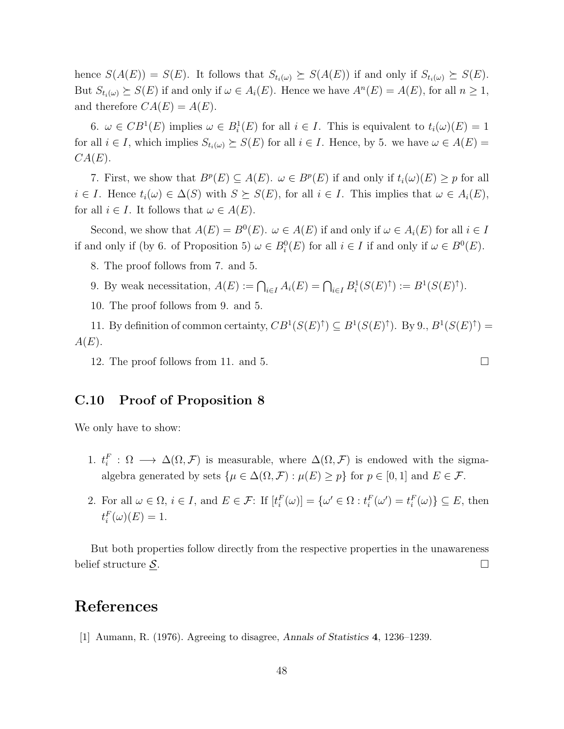hence $S(A(E)) = S(E)$. It follows that $S_{t_i(\omega)} \succeq S(A(E))$ if and only if $S_{t_i(\omega)} \succeq S(E)$. But $S_{t_i(\omega)} \succeq S(E)$ if and only if $\omega \in A_i(E)$. Hence we have $A^n(E) = A(E)$, for all $n \geq 1$, and therefore $CA(E) = A(E)$.

6. $\omega \in CB^1(E)$ implies $\omega \in B_i^1(E)$ for all $i \in I$. This is equivalent to $t_i(\omega)(E) = 1$ for all $i \in I$, which implies $S_{t_i(\omega)} \succeq S(E)$ for all $i \in I$. Hence, by 5. we have $\omega \in A(E) = CA(E)$.

7. First, we show that $B^p(E) \subseteq A(E)$. $\omega \in B^p(E)$ if and only if $t_i(\omega)(E) \geq p$ for all $i \in I$. Hence $t_i(\omega) \in \Delta(S)$ with $S \succeq S(E)$, for all $i \in I$. This implies that $\omega \in A_i(E)$, for all $i \in I$. It follows that $\omega \in A(E)$.

Second, we show that $A(E) = B^0(E)$. $\omega \in A(E)$ if and only if $\omega \in A_i(E)$ for all $i \in I$ if and only if (by 6. of Proposition 5) $\omega \in B_i^0(E)$ for all $i \in I$ if and only if $\omega \in B^0(E)$.

8. The proof follows from 7. and 5.

9. By weak necessitation, $A(E) := \bigcap_{i \in I} A_i(E) = \bigcap_{i \in I} B_i^1(S(E)^{\uparrow}) := B^1(S(E)^{\uparrow})$.

10. The proof follows from 9. and 5.

11. By definition of common certainty, $CB^1(S(E)^{\uparrow}) \subseteq B^1(S(E)^{\uparrow})$. By 9., $B^1(S(E)^{\uparrow}) = A(E)$.

12. The proof follows from 11. and 5. $\square$

## C.10 Proof of Proposition 8

We only have to show:

1. $t_i^F : \Omega \longrightarrow \Delta(\Omega, \mathcal{F})$ is measurable, where $\Delta(\Omega, \mathcal{F})$ is endowed with the sigma-algebra generated by sets $\{\mu \in \Delta(\Omega, \mathcal{F}) : \mu(E) \geq p\}$ for $p \in [0, 1]$ and $E \in \mathcal{F}$.

2. For all $\omega \in \Omega$, $i \in I$, and $E \in \mathcal{F}$: If $[t_i^F(\omega)] = \{\omega' \in \Omega : t_i^F(\omega') = t_i^F(\omega)\} \subseteq E$, then $t_i^F(\omega)(E) = 1$.

But both properties follow directly from the respective properties in the unawareness belief structure $\underline{\mathcal{S}}$. $\square$

# References

[1] Aumann, R. (1976). Agreeing to disagree, *Annals of Statistics* **4**, 1236–1239.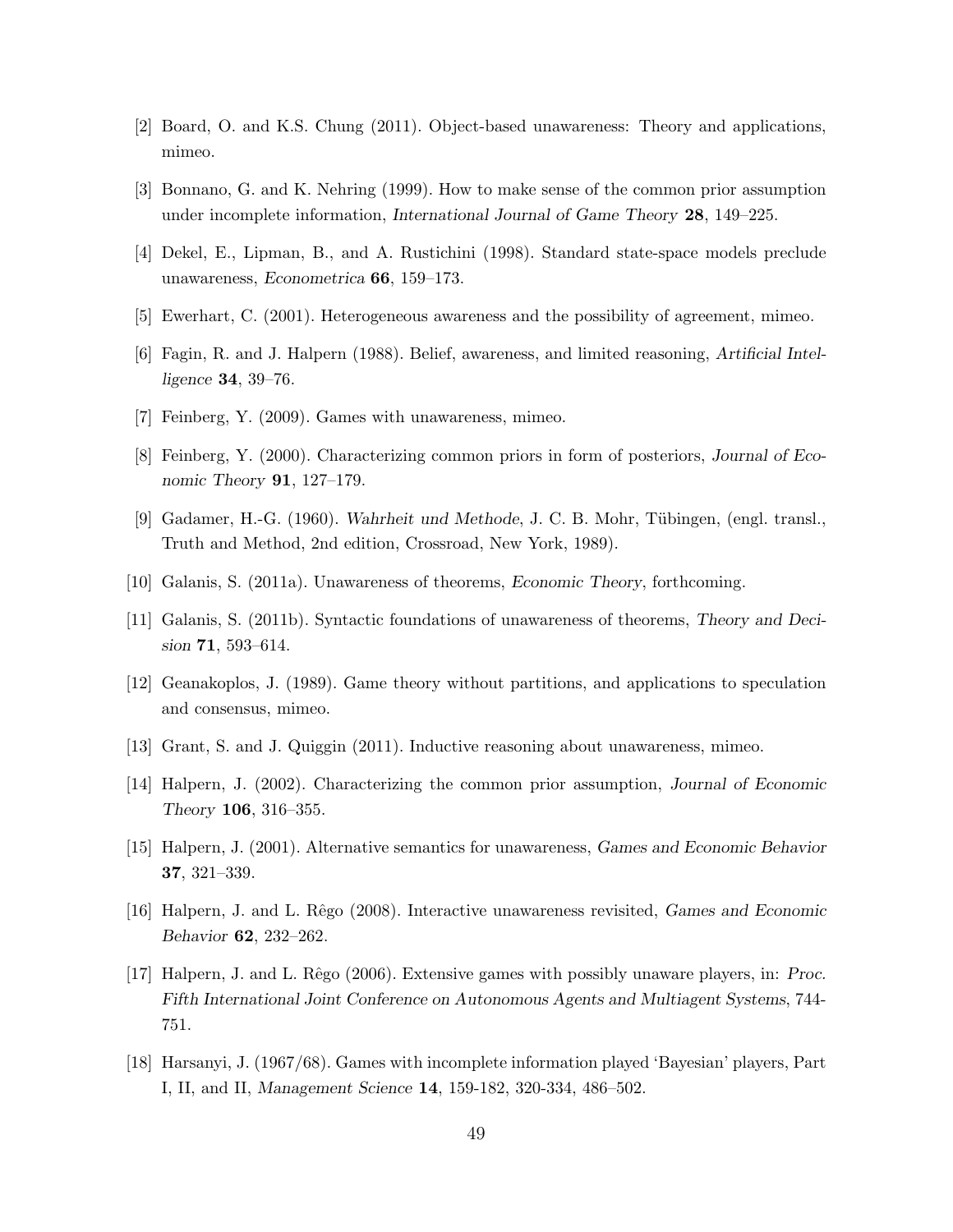[2] Board, O. and K.S. Chung (2011). Object-based unawareness: Theory and applications, mimeo.

[3] Bonnano, G. and K. Nehring (1999). How to make sense of the common prior assumption under incomplete information, *International Journal of Game Theory* **28**, 149–225.

[4] Dekel, E., Lipman, B., and A. Rustichini (1998). Standard state-space models preclude unawareness, *Econometrica* **66**, 159–173.

[5] Ewerhart, C. (2001). Heterogeneous awareness and the possibility of agreement, mimeo.

[6] Fagin, R. and J. Halpern (1988). Belief, awareness, and limited reasoning, *Artificial Intelligence* **34**, 39–76.

[7] Feinberg, Y. (2009). Games with unawareness, mimeo.

[8] Feinberg, Y. (2000). Characterizing common priors in form of posteriors, *Journal of Economic Theory* **91**, 127–179.

[9] Gadamer, H.-G. (1960). *Wahrheit und Methode*, J. C. B. Mohr, Tübingen, (engl. transl., Truth and Method, 2nd edition, Crossroad, New York, 1989).

[10] Galanis, S. (2011a). Unawareness of theorems, *Economic Theory*, forthcoming.

[11] Galanis, S. (2011b). Syntactic foundations of unawareness of theorems, *Theory and Decision* **71**, 593–614.

[12] Geanakoplos, J. (1989). Game theory without partitions, and applications to speculation and consensus, mimeo.

[13] Grant, S. and J. Quiggin (2011). Inductive reasoning about unawareness, mimeo.

[14] Halpern, J. (2002). Characterizing the common prior assumption, *Journal of Economic Theory* **106**, 316–355.

[15] Halpern, J. (2001). Alternative semantics for unawareness, *Games and Economic Behavior* **37**, 321–339.

[16] Halpern, J. and L. Rêgo (2008). Interactive unawareness revisited, *Games and Economic Behavior* **62**, 232–262.

[17] Halpern, J. and L. Rêgo (2006). Extensive games with possibly unaware players, in: *Proc. Fifth International Joint Conference on Autonomous Agents and Multiagent Systems*, 744-751.

[18] Harsanyi, J. (1967/68). Games with incomplete information played 'Bayesian' players, Part I, II, and II, *Management Science* **14**, 159-182, 320-334, 486–502.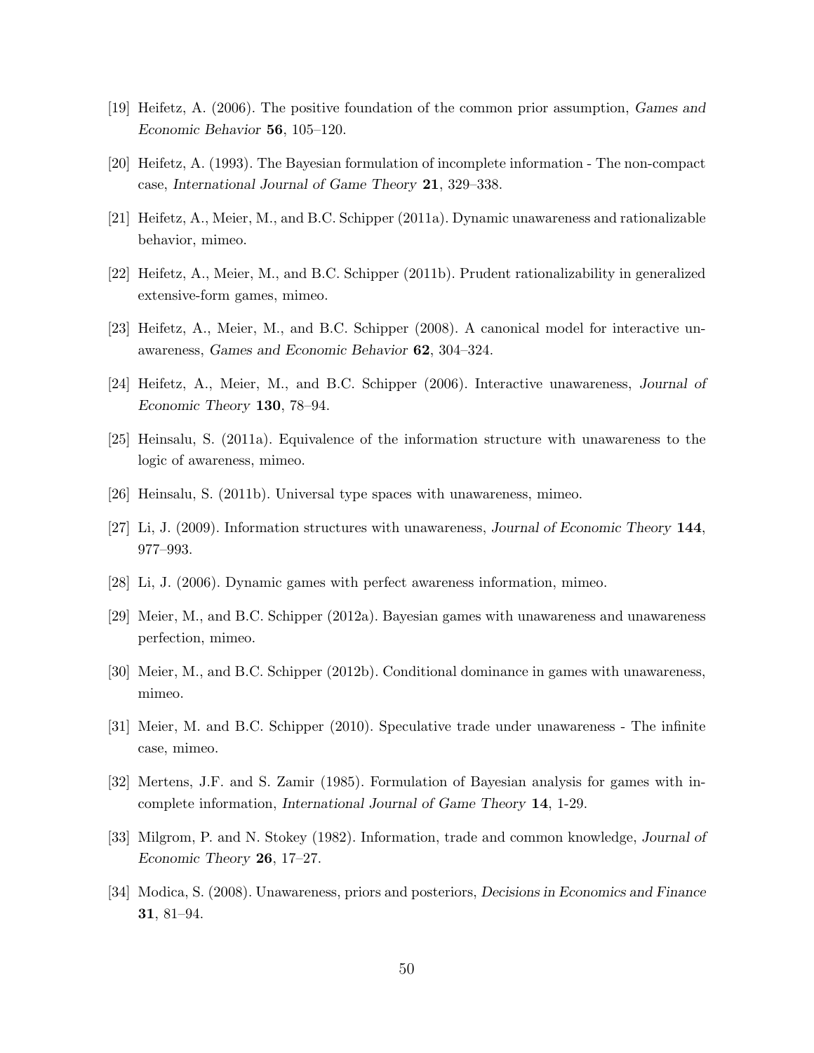[19] Heifetz, A. (2006). The positive foundation of the common prior assumption, *Games and Economic Behavior* **56**, 105–120.

[20] Heifetz, A. (1993). The Bayesian formulation of incomplete information - The non-compact case, *International Journal of Game Theory* **21**, 329–338.

[21] Heifetz, A., Meier, M., and B.C. Schipper (2011a). Dynamic unawareness and rationalizable behavior, mimeo.

[22] Heifetz, A., Meier, M., and B.C. Schipper (2011b). Prudent rationalizability in generalized extensive-form games, mimeo.

[23] Heifetz, A., Meier, M., and B.C. Schipper (2008). A canonical model for interactive unawareness, *Games and Economic Behavior* **62**, 304–324.

[24] Heifetz, A., Meier, M., and B.C. Schipper (2006). Interactive unawareness, *Journal of Economic Theory* **130**, 78–94.

[25] Heinsalu, S. (2011a). Equivalence of the information structure with unawareness to the logic of awareness, mimeo.

[26] Heinsalu, S. (2011b). Universal type spaces with unawareness, mimeo.

[27] Li, J. (2009). Information structures with unawareness, *Journal of Economic Theory* **144**, 977–993.

[28] Li, J. (2006). Dynamic games with perfect awareness information, mimeo.

[29] Meier, M., and B.C. Schipper (2012a). Bayesian games with unawareness and unawareness perfection, mimeo.

[30] Meier, M., and B.C. Schipper (2012b). Conditional dominance in games with unawareness, mimeo.

[31] Meier, M. and B.C. Schipper (2010). Speculative trade under unawareness - The infinite case, mimeo.

[32] Mertens, J.F. and S. Zamir (1985). Formulation of Bayesian analysis for games with incomplete information, *International Journal of Game Theory* **14**, 1-29.

[33] Milgrom, P. and N. Stokey (1982). Information, trade and common knowledge, *Journal of Economic Theory* **26**, 17–27.

[34] Modica, S. (2008). Unawareness, priors and posteriors, *Decisions in Economics and Finance* **31**, 81–94.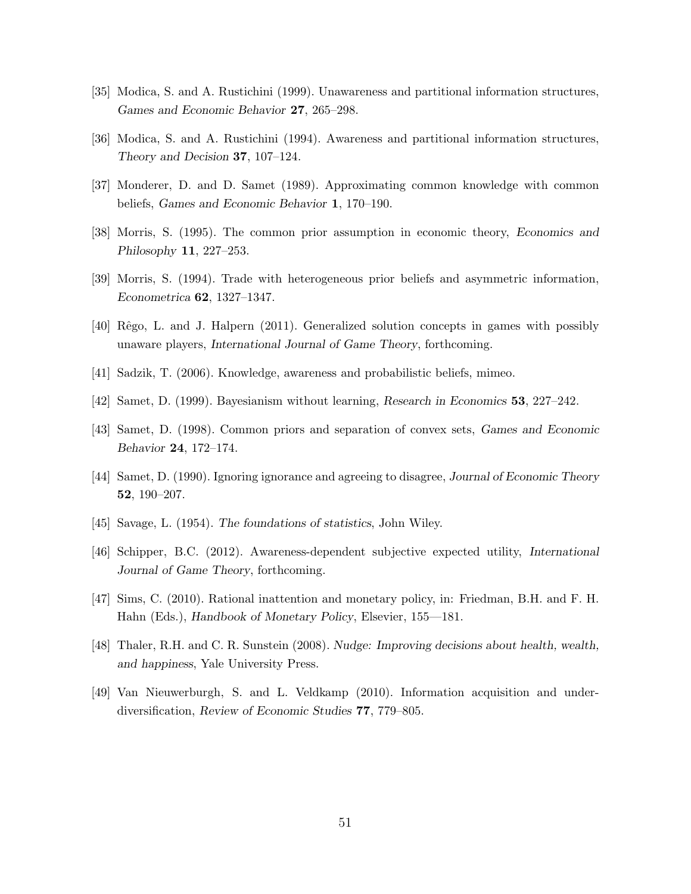[35] Modica, S. and A. Rustichini (1999). Unawareness and partitional information structures, *Games and Economic Behavior* **27**, 265–298.

[36] Modica, S. and A. Rustichini (1994). Awareness and partitional information structures, *Theory and Decision* **37**, 107–124.

[37] Monderer, D. and D. Samet (1989). Approximating common knowledge with common beliefs, *Games and Economic Behavior* **1**, 170–190.

[38] Morris, S. (1995). The common prior assumption in economic theory, *Economics and Philosophy* **11**, 227–253.

[39] Morris, S. (1994). Trade with heterogeneous prior beliefs and asymmetric information, *Econometrica* **62**, 1327–1347.

[40] Rêgo, L. and J. Halpern (2011). Generalized solution concepts in games with possibly unaware players, *International Journal of Game Theory*, forthcoming.

[41] Sadzik, T. (2006). Knowledge, awareness and probabilistic beliefs, mimeo.

[42] Samet, D. (1999). Bayesianism without learning, *Research in Economics* **53**, 227–242.

[43] Samet, D. (1998). Common priors and separation of convex sets, *Games and Economic Behavior* **24**, 172–174.

[44] Samet, D. (1990). Ignoring ignorance and agreeing to disagree, *Journal of Economic Theory* **52**, 190–207.

[45] Savage, L. (1954). *The foundations of statistics*, John Wiley.

[46] Schipper, B.C. (2012). Awareness-dependent subjective expected utility, *International Journal of Game Theory*, forthcoming.

[47] Sims, C. (2010). Rational inattention and monetary policy, in: Friedman, B.H. and F. H. Hahn (Eds.), *Handbook of Monetary Policy*, Elsevier, 155—181.

[48] Thaler, R.H. and C. R. Sunstein (2008). *Nudge: Improving decisions about health, wealth, and happiness*, Yale University Press.

[49] Van Nieuwerburgh, S. and L. Veldkamp (2010). Information acquisition and under-diversification, *Review of Economic Studies* **77**, 779–805.